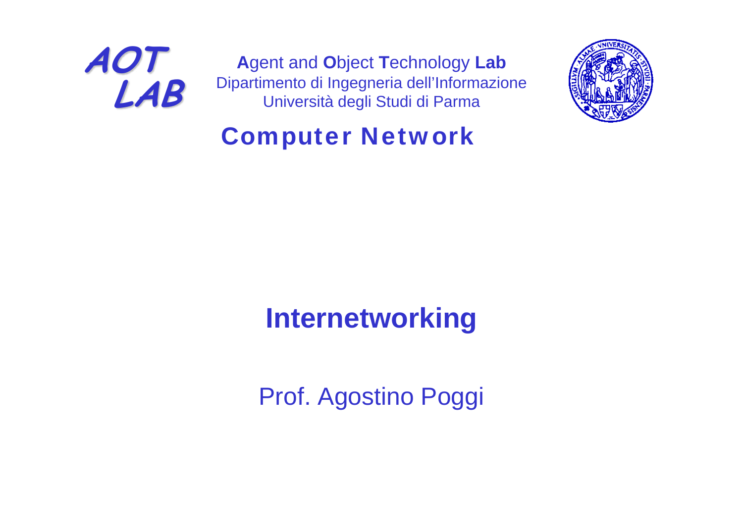AOT LAB

**A**gent and **O**bject **T**echnology **Lab**
Dipartimento di Ingegneria dell'Informazione
Università degli Studi di Parma

## Computer Network

# Internetworking

Prof. Agostino Poggi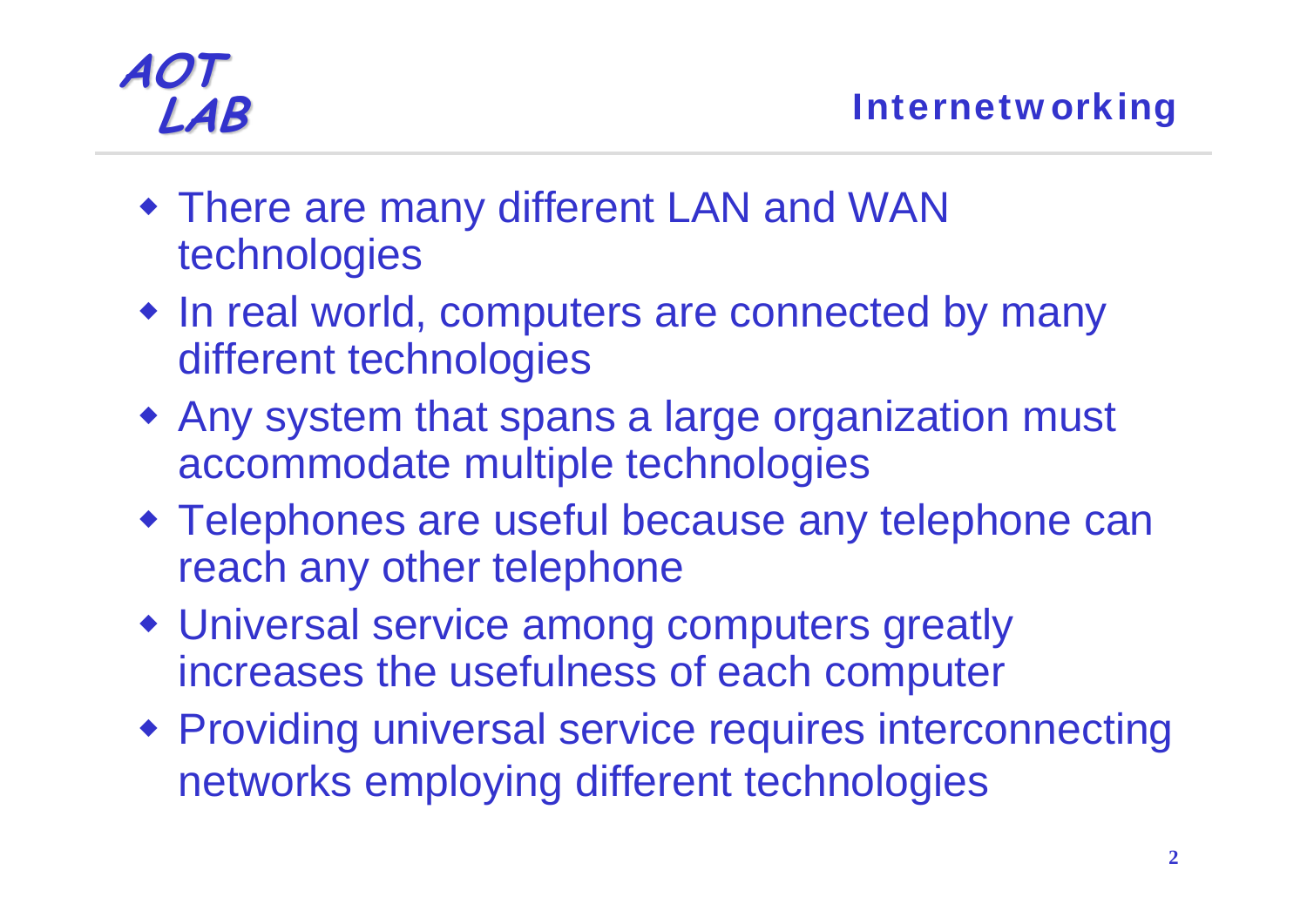## Internetworking

- There are many different LAN and WAN technologies
- In real world, computers are connected by many different technologies
- Any system that spans a large organization must accommodate multiple technologies
- Telephones are useful because any telephone can reach any other telephone
- Universal service among computers greatly increases the usefulness of each computer
- Providing universal service requires interconnecting networks employing different technologies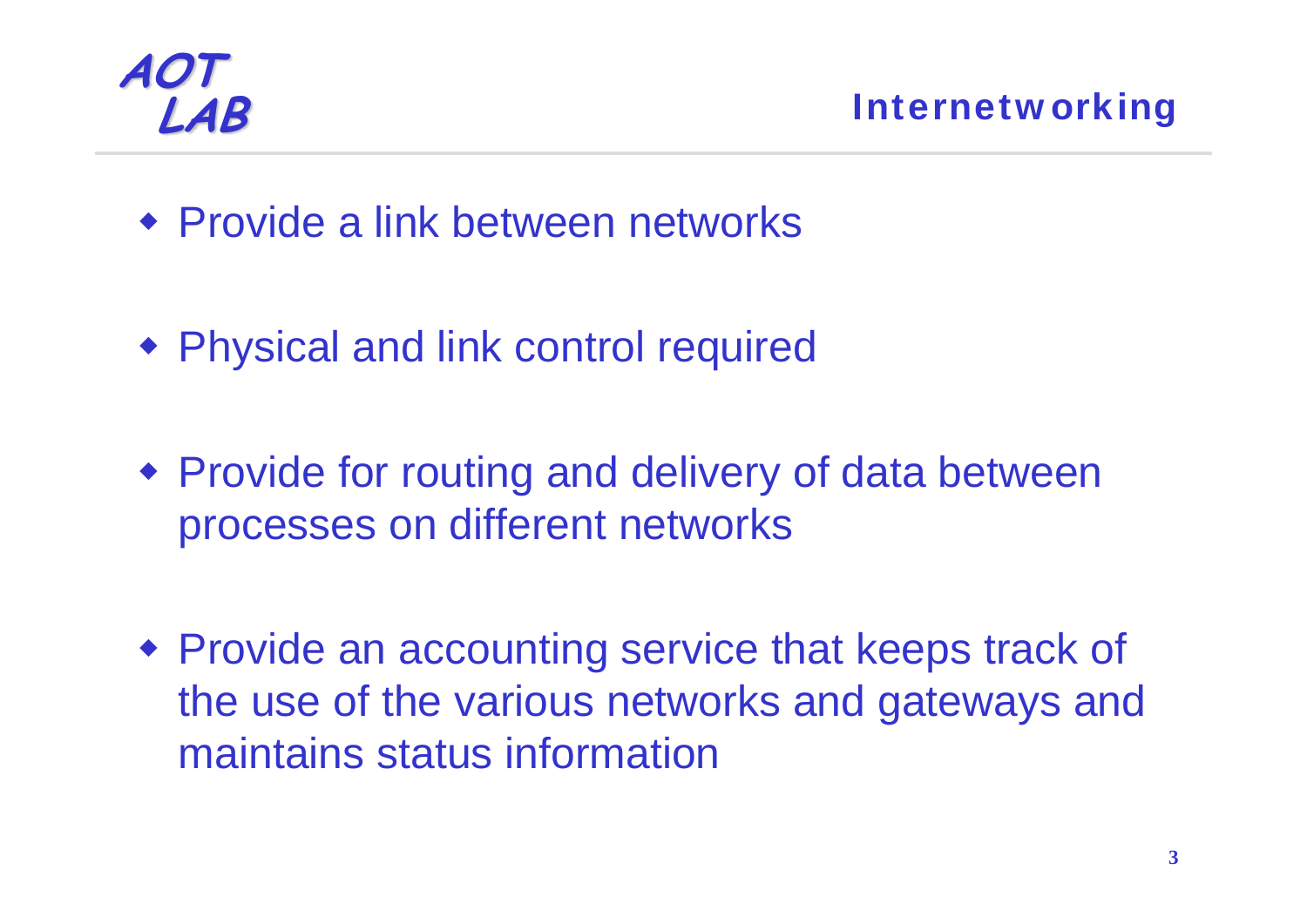# Internetworking

- Provide a link between networks
- Physical and link control required
- Provide for routing and delivery of data between processes on different networks
- Provide an accounting service that keeps track of the use of the various networks and gateways and maintains status information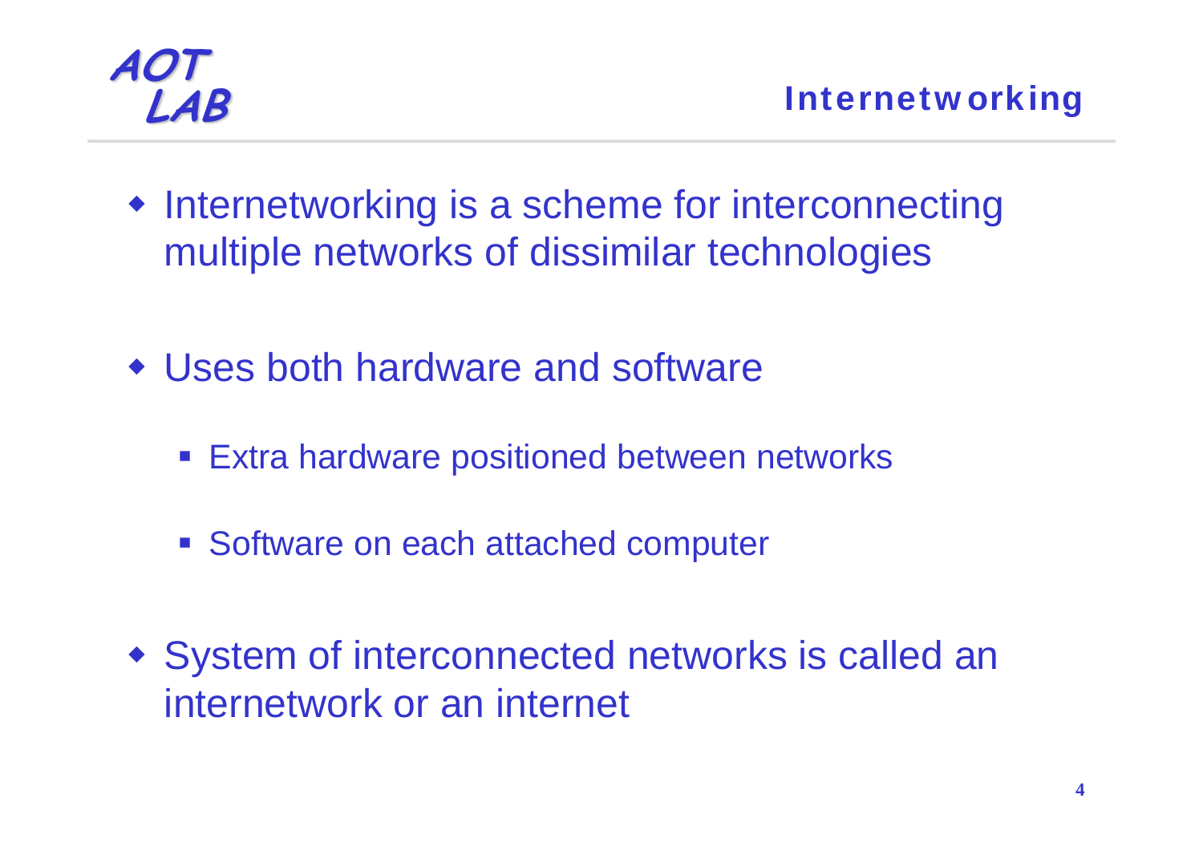## Internetworking

- Internetworking is a scheme for interconnecting multiple networks of dissimilar technologies
- Uses both hardware and software
  - Extra hardware positioned between networks
  - Software on each attached computer
- System of interconnected networks is called an internetwork or an internet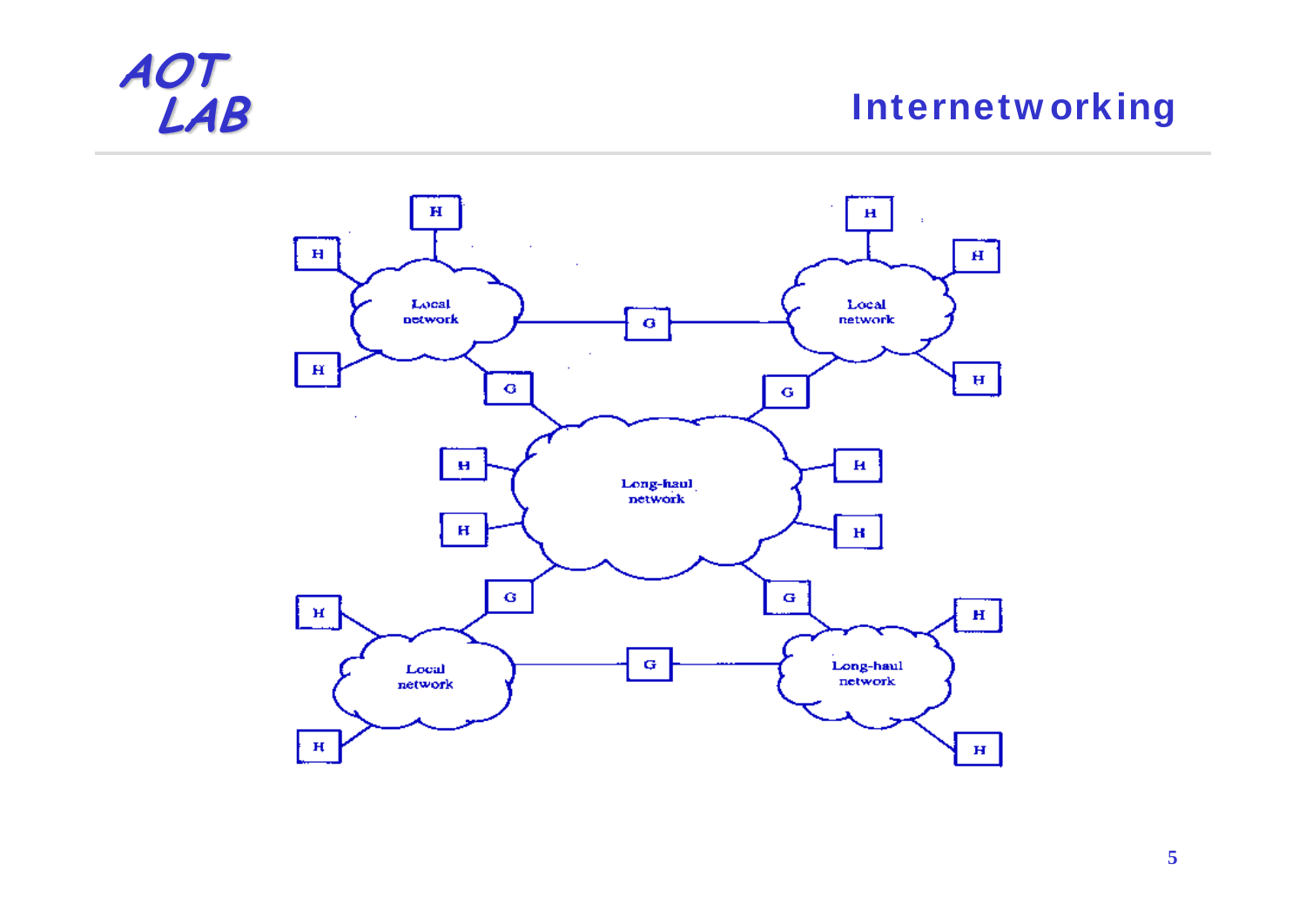# Internetworking

Local network

Local network

Long-haul network

Local network

Long-haul network

H H H H H H H H H H H H H H H H

G G G G G G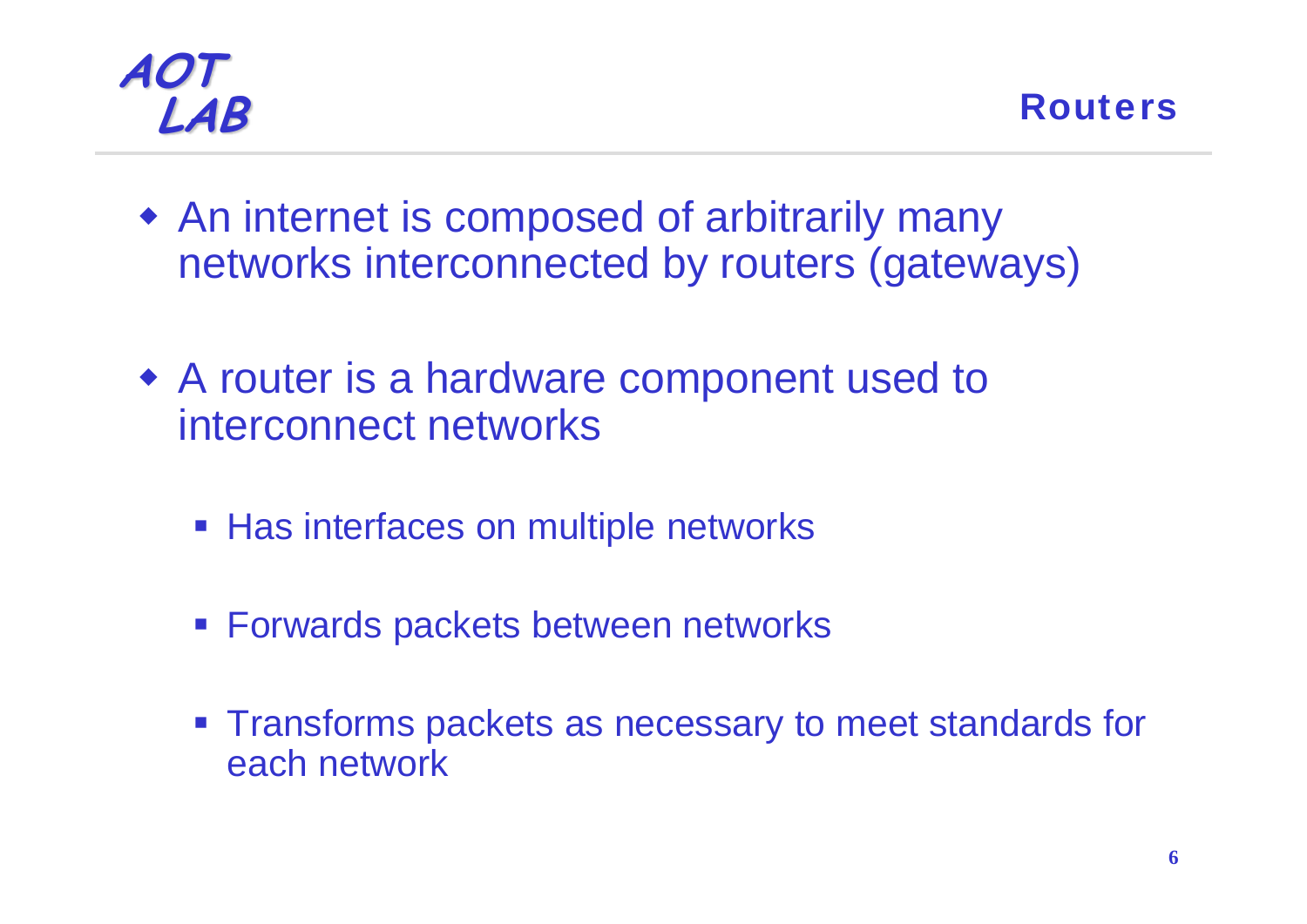## Routers

- An internet is composed of arbitrarily many networks interconnected by routers (gateways)

- A router is a hardware component used to interconnect networks
  - Has interfaces on multiple networks
  - Forwards packets between networks
  - Transforms packets as necessary to meet standards for each network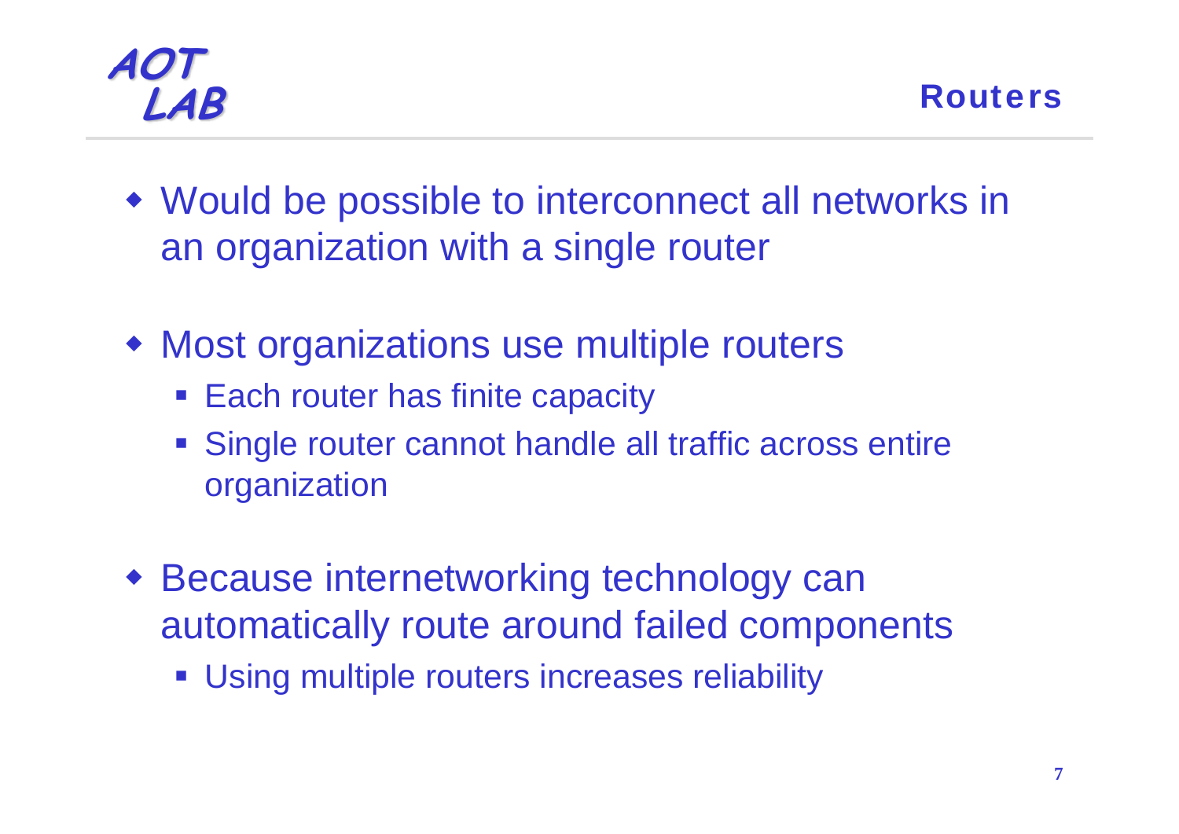# Routers

- Would be possible to interconnect all networks in an organization with a single router
- Most organizations use multiple routers
  - Each router has finite capacity
  - Single router cannot handle all traffic across entire organization
- Because internetworking technology can automatically route around failed components
  - Using multiple routers increases reliability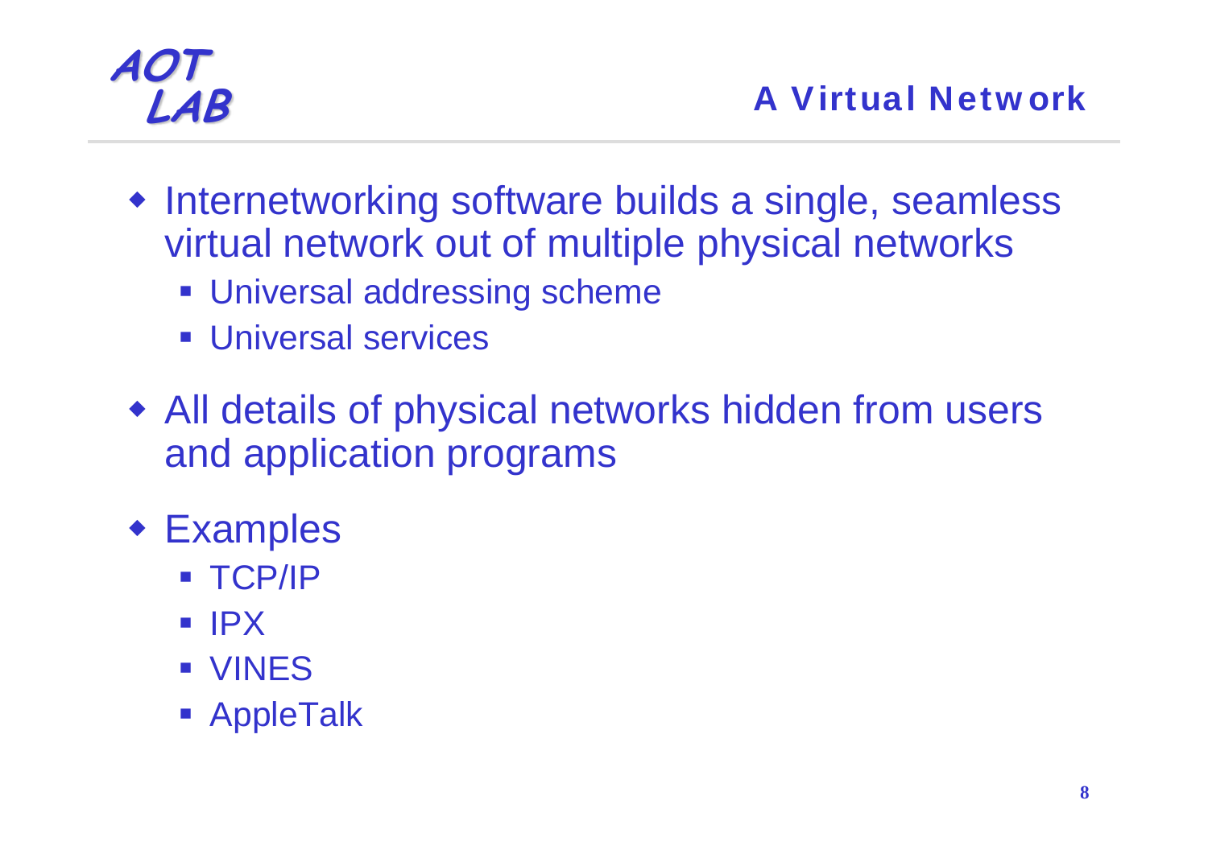## A Virtual Network

- Internetworking software builds a single, seamless virtual network out of multiple physical networks
  - Universal addressing scheme
  - Universal services
- All details of physical networks hidden from users and application programs
- Examples
  - TCP/IP
  - IPX
  - VINES
  - AppleTalk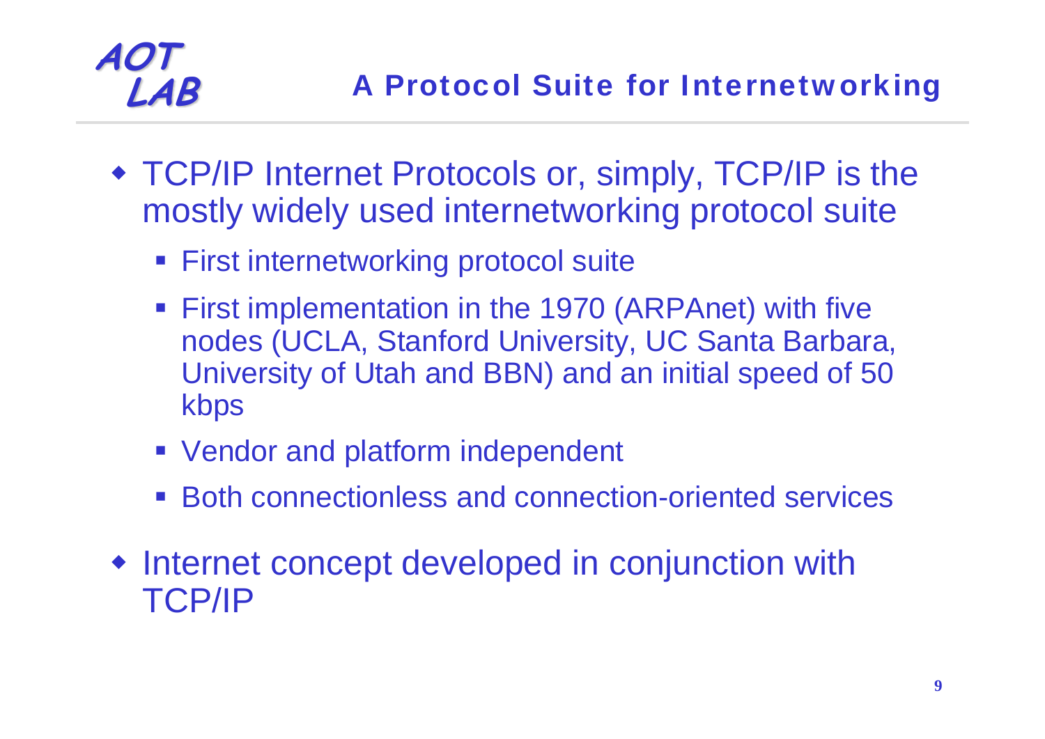## A Protocol Suite for Internetworking

- TCP/IP Internet Protocols or, simply, TCP/IP is the mostly widely used internetworking protocol suite
  - First internetworking protocol suite
  - First implementation in the 1970 (ARPAnet) with five nodes (UCLA, Stanford University, UC Santa Barbara, University of Utah and BBN) and an initial speed of 50 kbps
  - Vendor and platform independent
  - Both connectionless and connection-oriented services
- Internet concept developed in conjunction with TCP/IP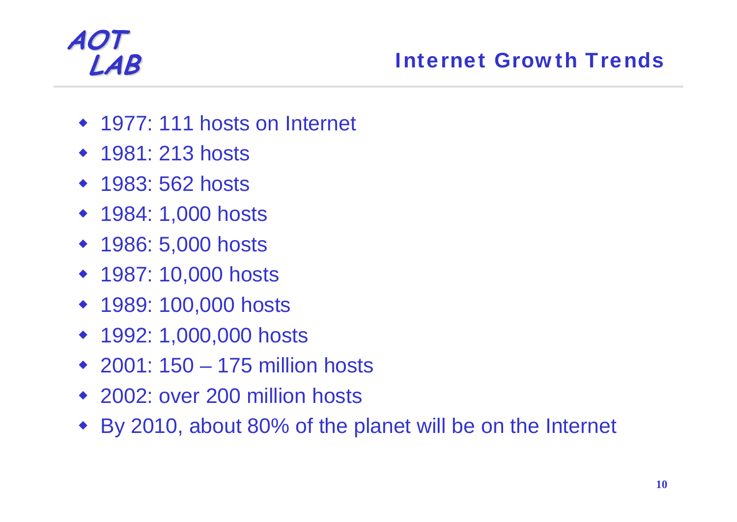## Internet Growth Trends

- 1977: 111 hosts on Internet
- 1981: 213 hosts
- 1983: 562 hosts
- 1984: 1,000 hosts
- 1986: 5,000 hosts
- 1987: 10,000 hosts
- 1989: 100,000 hosts
- 1992: 1,000,000 hosts
- 2001: 150 – 175 million hosts
- 2002: over 200 million hosts
- By 2010, about 80% of the planet will be on the Internet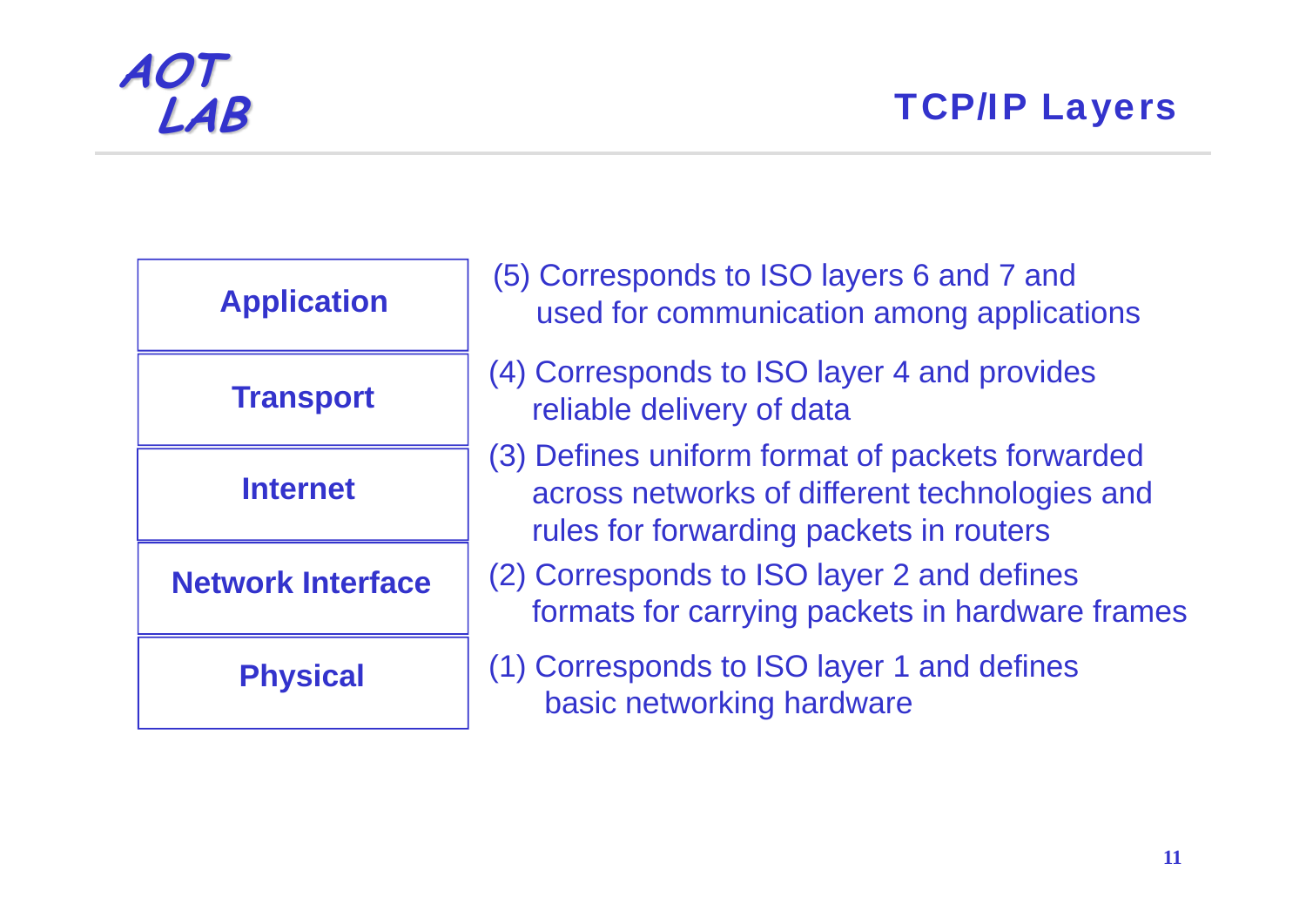# TCP/IP Layers

| Layer | Description |
| --- | --- |
| **Application** | (5) Corresponds to ISO layers 6 and 7 and used for communication among applications |
| **Transport** | (4) Corresponds to ISO layer 4 and provides reliable delivery of data |
| **Internet** | (3) Defines uniform format of packets forwarded across networks of different technologies and rules for forwarding packets in routers |
| **Network Interface** | (2) Corresponds to ISO layer 2 and defines formats for carrying packets in hardware frames |
| **Physical** | (1) Corresponds to ISO layer 1 and defines basic networking hardware |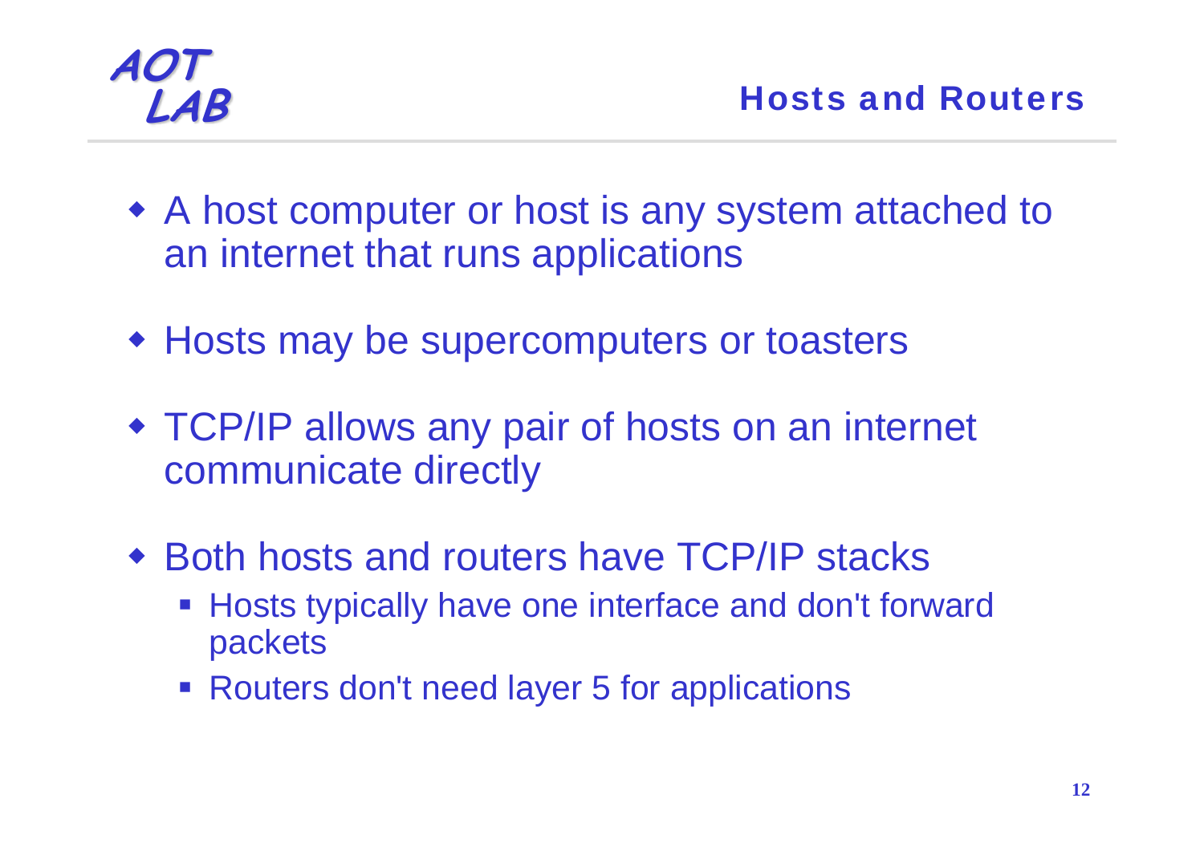## Hosts and Routers

- A host computer or host is any system attached to an internet that runs applications
- Hosts may be supercomputers or toasters
- TCP/IP allows any pair of hosts on an internet communicate directly
- Both hosts and routers have TCP/IP stacks
  - Hosts typically have one interface and don't forward packets
  - Routers don't need layer 5 for applications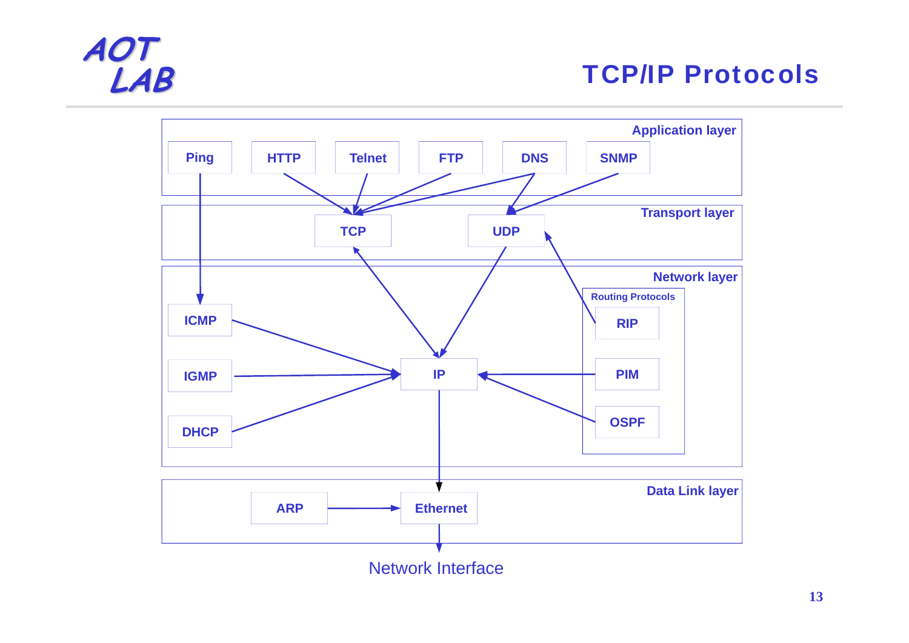# TCP/IP Protocols

**Application layer**

Ping, HTTP, Telnet, FTP, DNS, SNMP

**Transport layer**

TCP, UDP

**Network layer**

ICMP, IGMP, DHCP, IP

Routing Protocols: RIP, PIM, OSPF

**Data Link layer**

ARP, Ethernet

Network Interface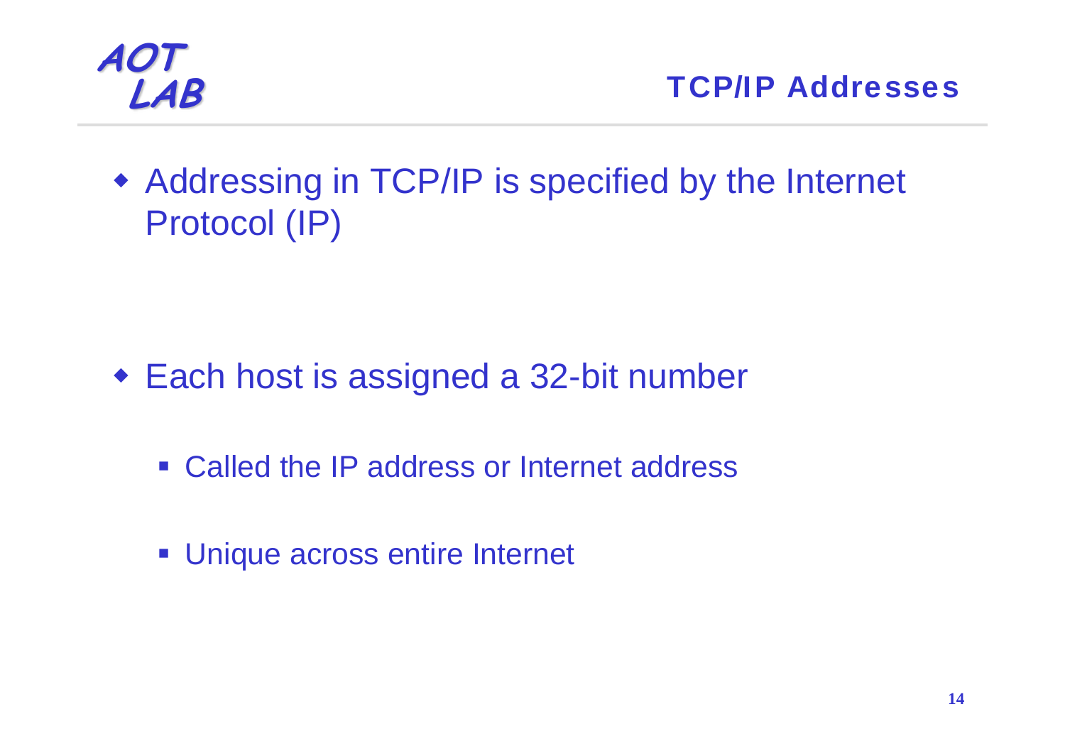## TCP/IP Addresses

- Addressing in TCP/IP is specified by the Internet Protocol (IP)

- Each host is assigned a 32-bit number
  - Called the IP address or Internet address
  - Unique across entire Internet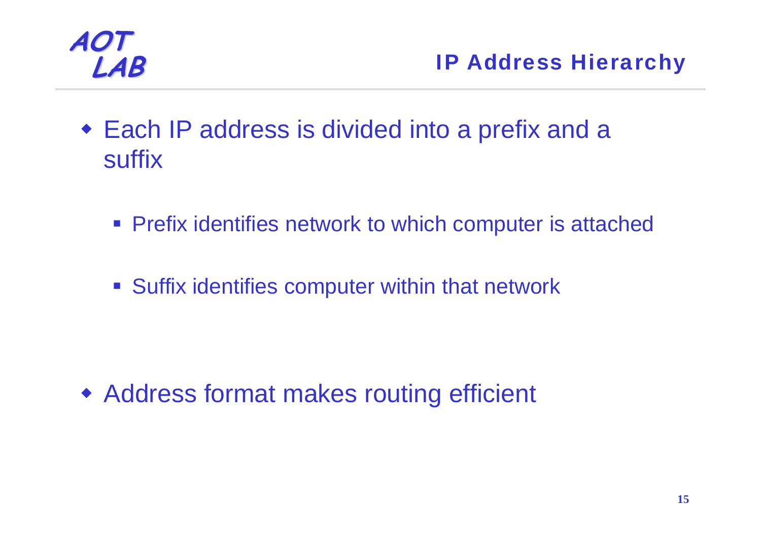## IP Address Hierarchy

- Each IP address is divided into a prefix and a suffix
  - Prefix identifies network to which computer is attached
  - Suffix identifies computer within that network

- Address format makes routing efficient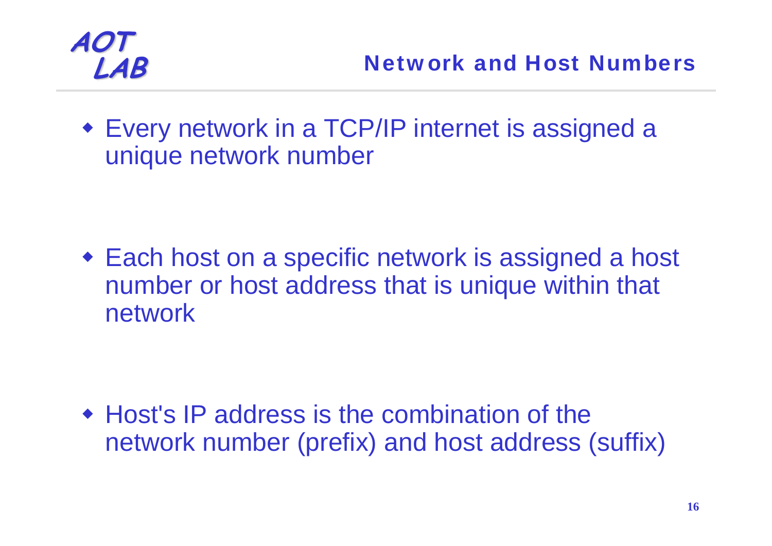## Network and Host Numbers

- Every network in a TCP/IP internet is assigned a unique network number
- Each host on a specific network is assigned a host number or host address that is unique within that network
- Host's IP address is the combination of the network number (prefix) and host address (suffix)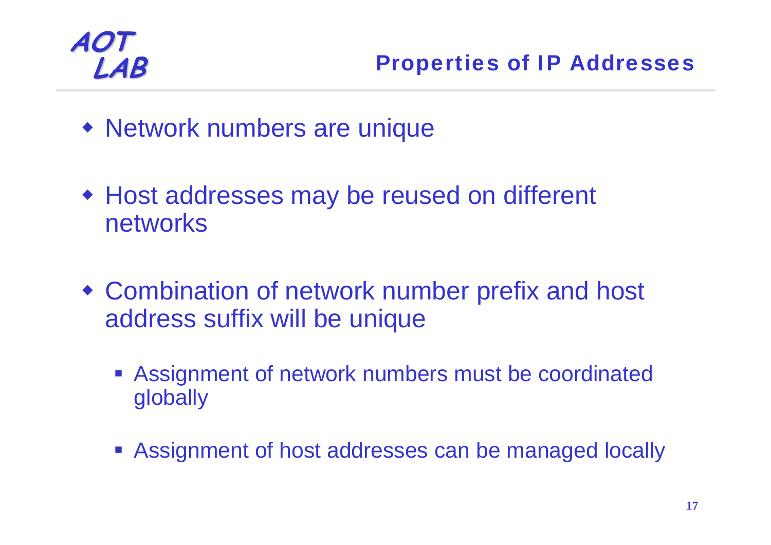# Properties of IP Addresses

- Network numbers are unique
- Host addresses may be reused on different networks
- Combination of network number prefix and host address suffix will be unique
  - Assignment of network numbers must be coordinated globally
  - Assignment of host addresses can be managed locally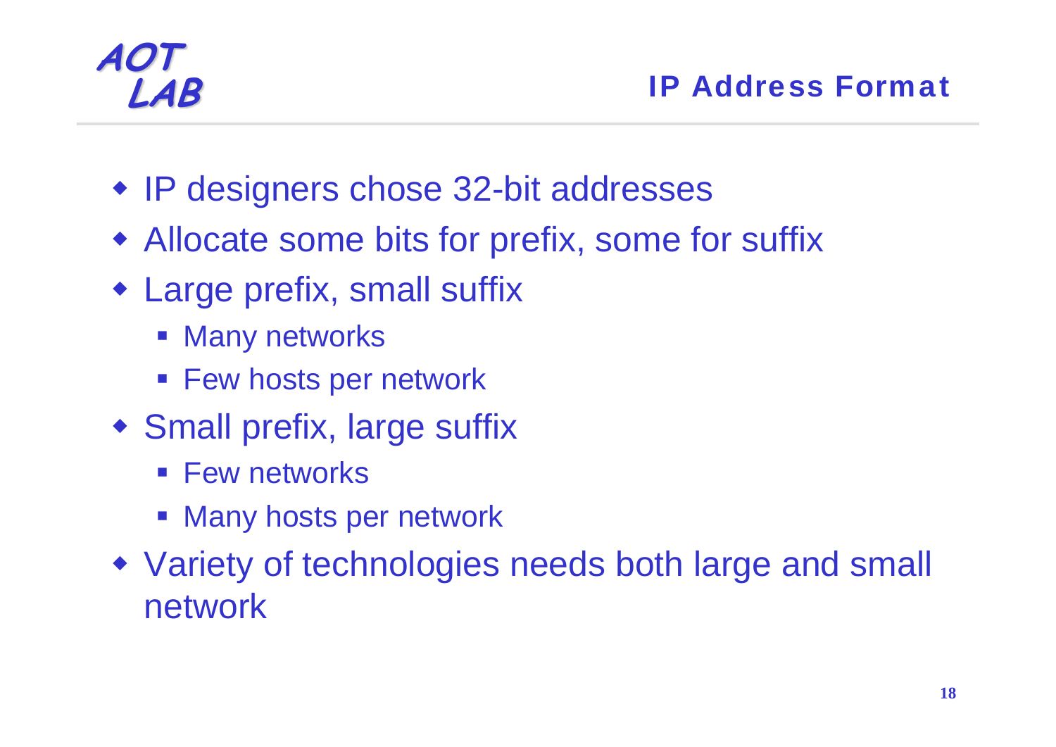# IP Address Format

- IP designers chose 32-bit addresses
- Allocate some bits for prefix, some for suffix
- Large prefix, small suffix
  - Many networks
  - Few hosts per network
- Small prefix, large suffix
  - Few networks
  - Many hosts per network
- Variety of technologies needs both large and small network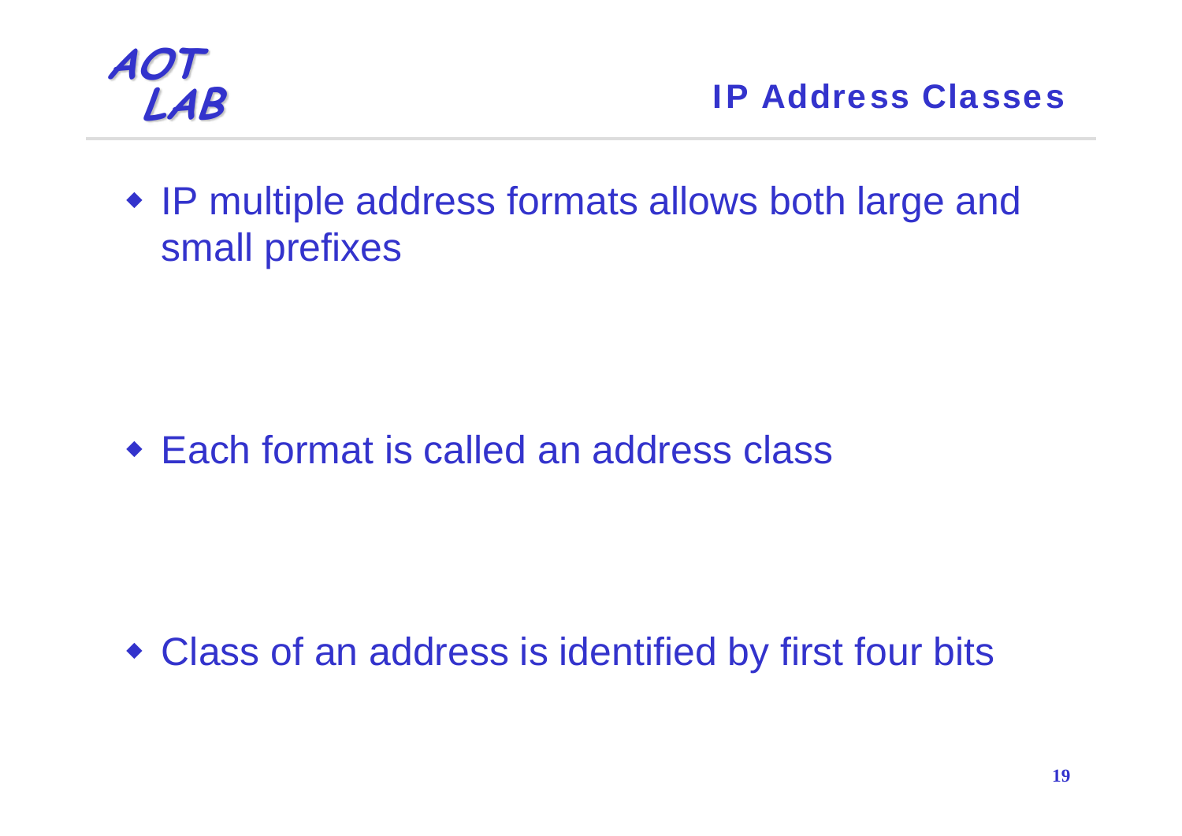# IP Address Classes

- IP multiple address formats allows both large and small prefixes

- Each format is called an address class

- Class of an address is identified by first four bits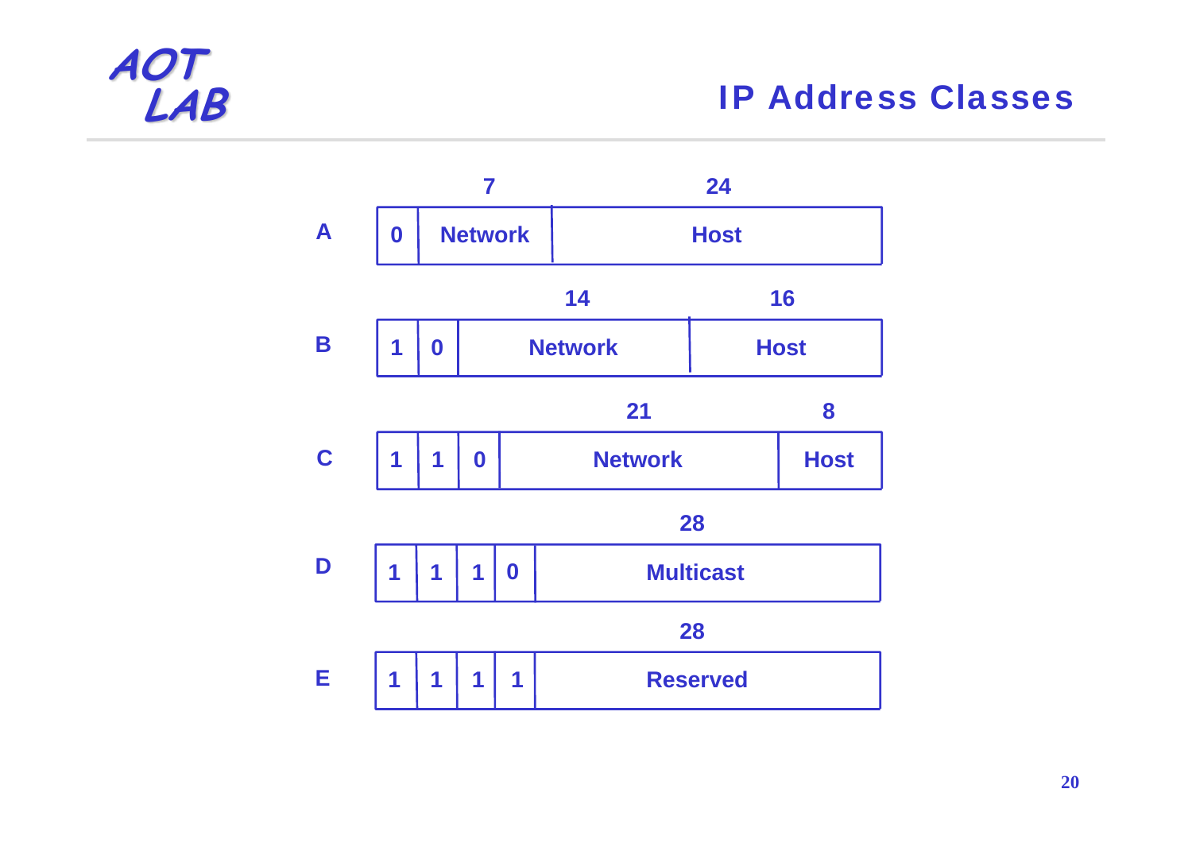# IP Address Classes

**A**

| 0 | Network (7) | Host (24) |
|---|---|---|

**B**

| 1 | 0 | Network (14) | Host (16) |
|---|---|---|---|

**C**

| 1 | 1 | 0 | Network (21) | Host (8) |
|---|---|---|---|---|

**D**

| 1 | 1 | 1 | 0 | Multicast (28) |
|---|---|---|---|---|

**E**

| 1 | 1 | 1 | 1 | Reserved (28) |
|---|---|---|---|---|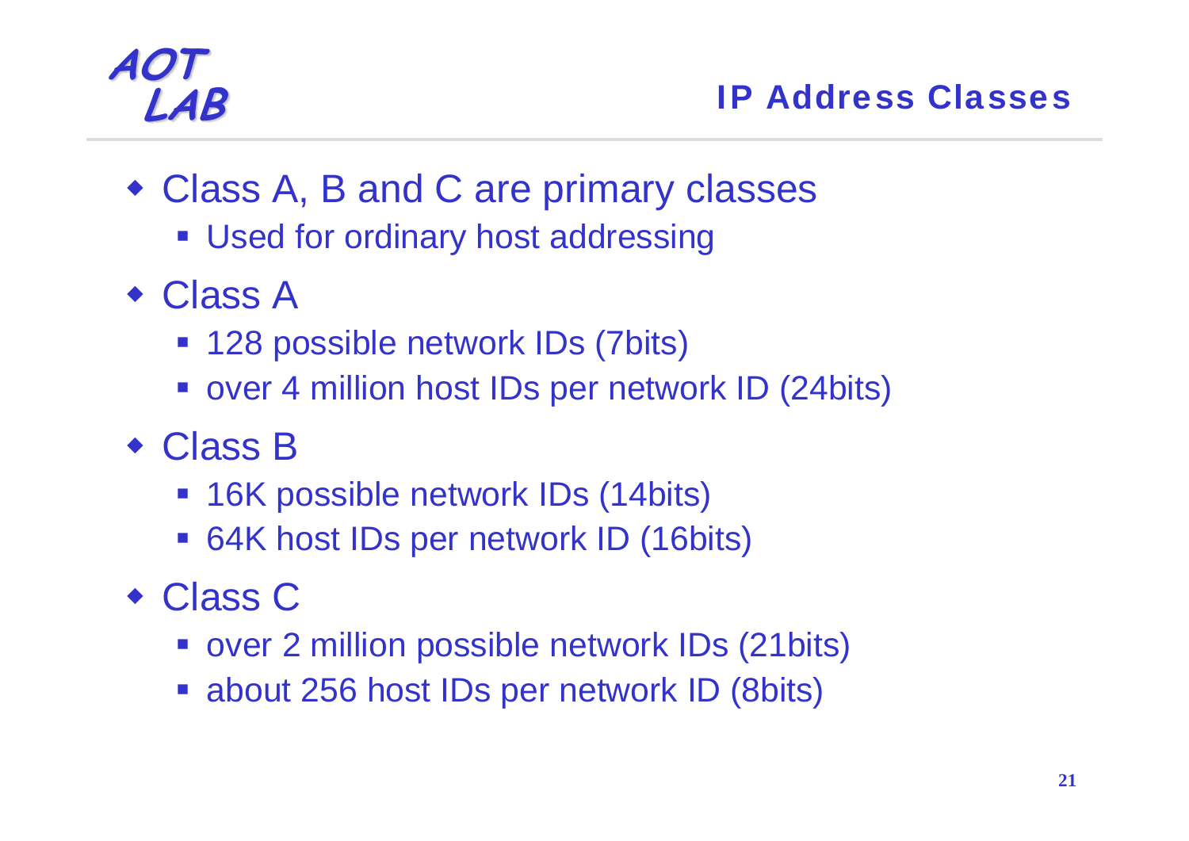# IP Address Classes

- Class A, B and C are primary classes
  - Used for ordinary host addressing
- Class A
  - 128 possible network IDs (7bits)
  - over 4 million host IDs per network ID (24bits)
- Class B
  - 16K possible network IDs (14bits)
  - 64K host IDs per network ID (16bits)
- Class C
  - over 2 million possible network IDs (21bits)
  - about 256 host IDs per network ID (8bits)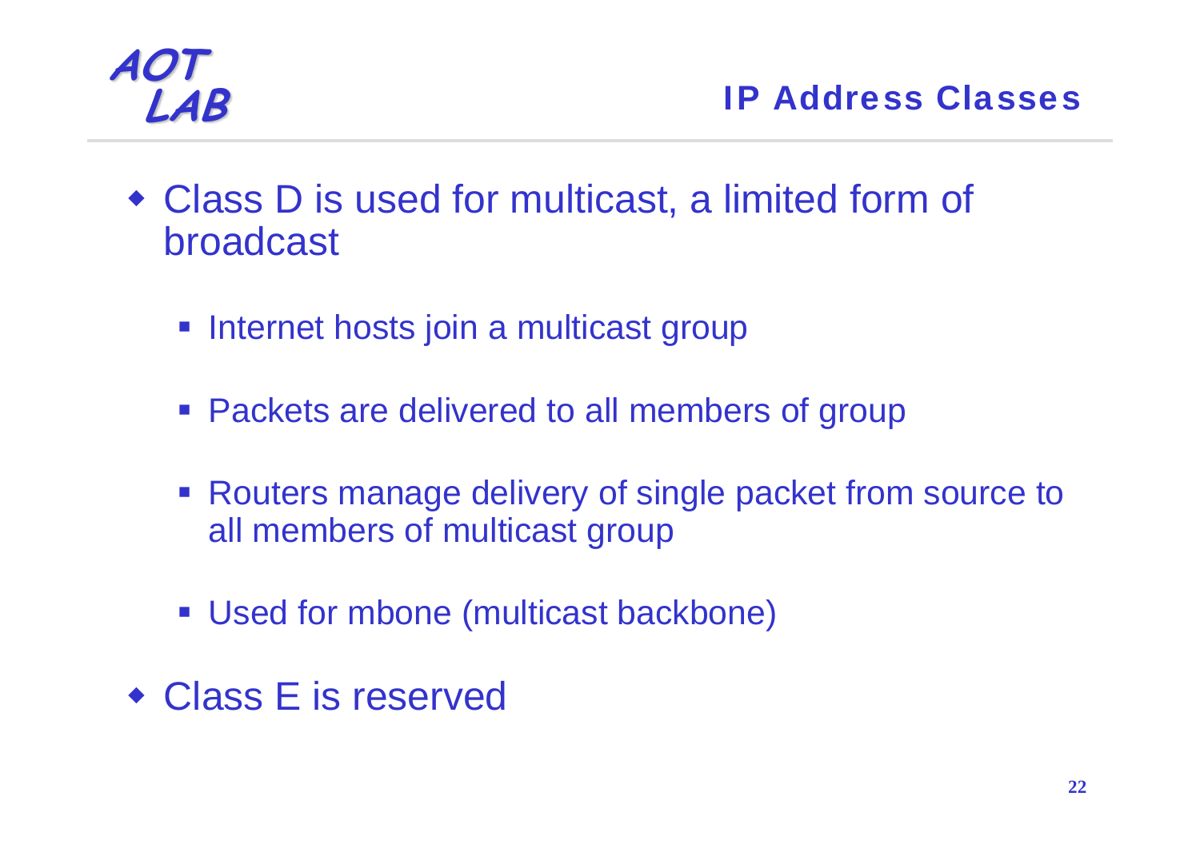## IP Address Classes

- Class D is used for multicast, a limited form of broadcast
  - Internet hosts join a multicast group
  - Packets are delivered to all members of group
  - Routers manage delivery of single packet from source to all members of multicast group
  - Used for mbone (multicast backbone)
- Class E is reserved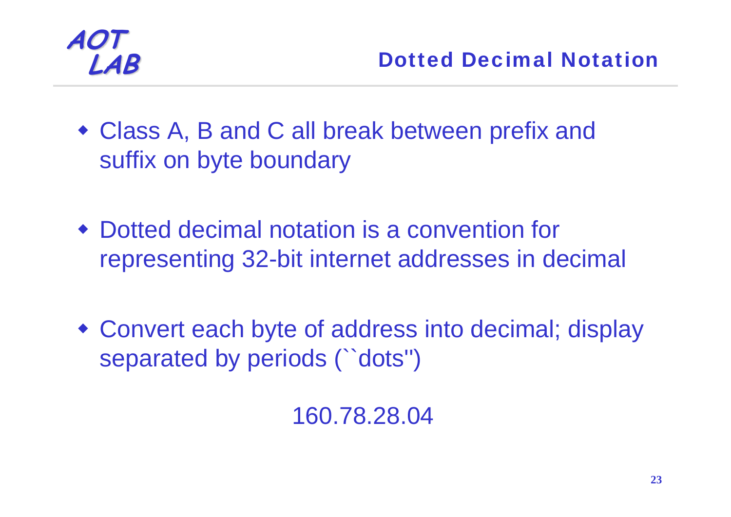# Dotted Decimal Notation

- Class A, B and C all break between prefix and suffix on byte boundary
- Dotted decimal notation is a convention for representing 32-bit internet addresses in decimal
- Convert each byte of address into decimal; display separated by periods (``dots'')

160.78.28.04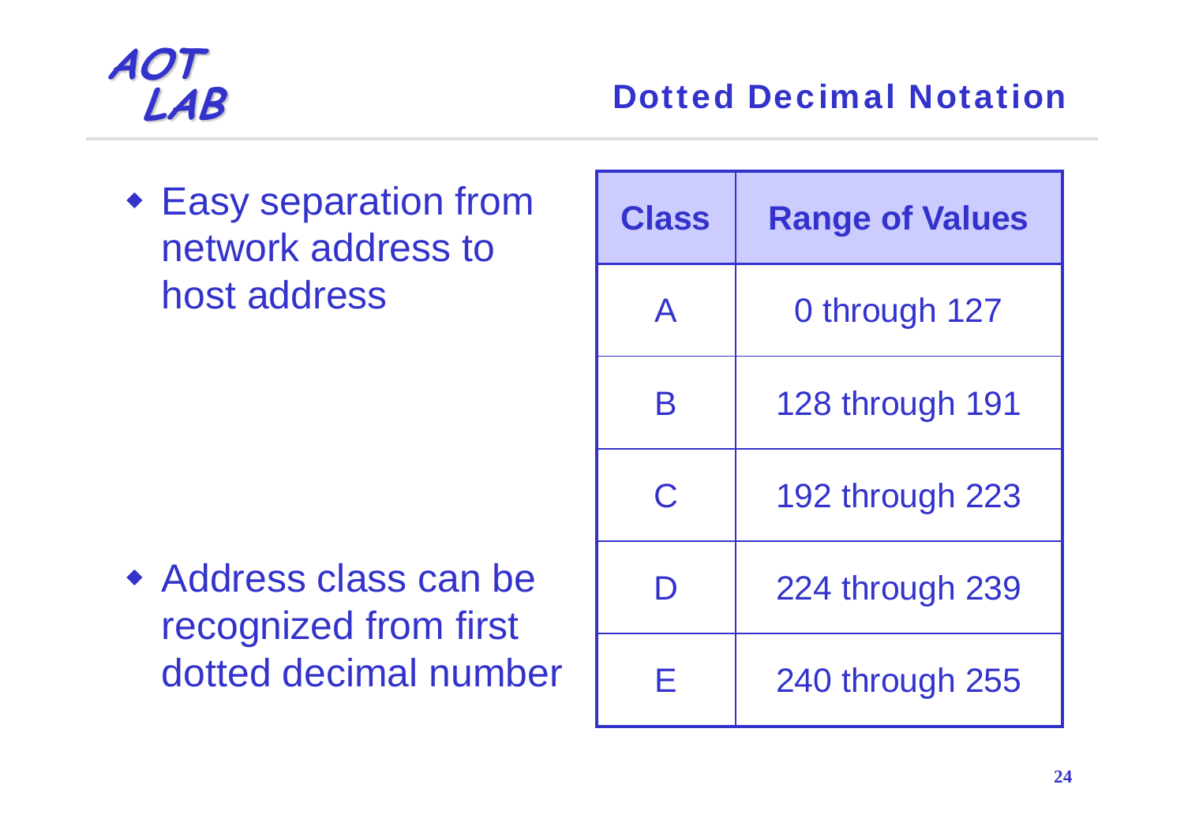## Dotted Decimal Notation

- Easy separation from network address to host address
- Address class can be recognized from first dotted decimal number

| Class | Range of Values |
|---|---|
| A | 0 through 127 |
| B | 128 through 191 |
| C | 192 through 223 |
| D | 224 through 239 |
| E | 240 through 255 |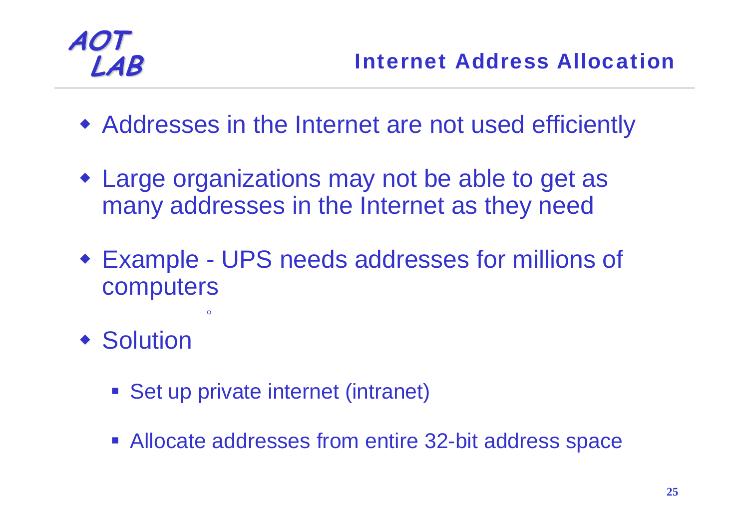# Internet Address Allocation

- Addresses in the Internet are not used efficiently
- Large organizations may not be able to get as many addresses in the Internet as they need
- Example - UPS needs addresses for millions of computers
- Solution
  - Set up private internet (intranet)
  - Allocate addresses from entire 32-bit address space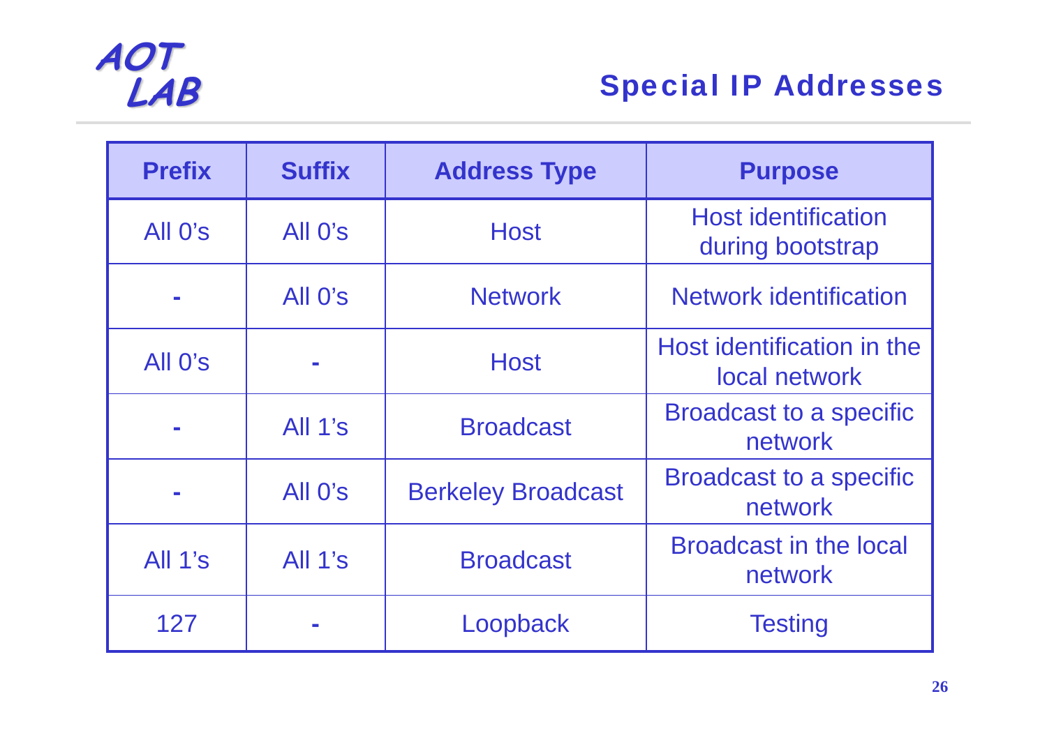## Special IP Addresses

| Prefix | Suffix | Address Type | Purpose |
|---|---|---|---|
| All 0's | All 0's | Host | Host identification during bootstrap |
| - | All 0's | Network | Network identification |
| All 0's | - | Host | Host identification in the local network |
| - | All 1's | Broadcast | Broadcast to a specific network |
| - | All 0's | Berkeley Broadcast | Broadcast to a specific network |
| All 1's | All 1's | Broadcast | Broadcast in the local network |
| 127 | - | Loopback | Testing |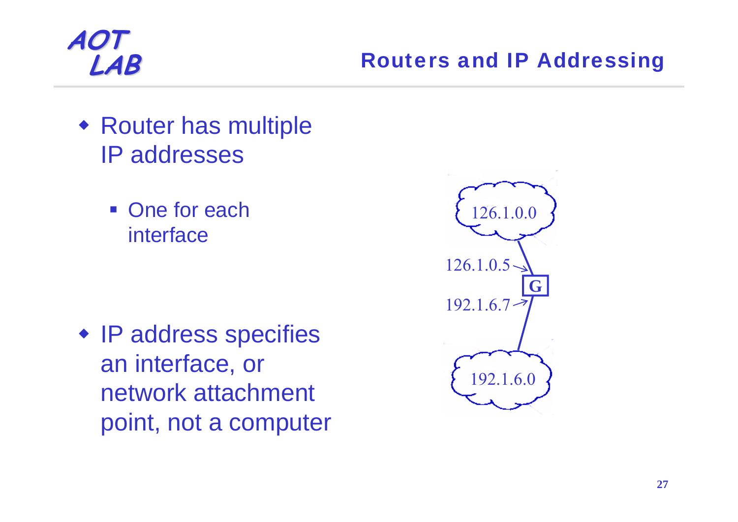## Routers and IP Addressing

- Router has multiple IP addresses
  - One for each interface

- IP address specifies an interface, or network attachment point, not a computer

126.1.0.0

126.1.0.5

G

192.1.6.7

192.1.6.0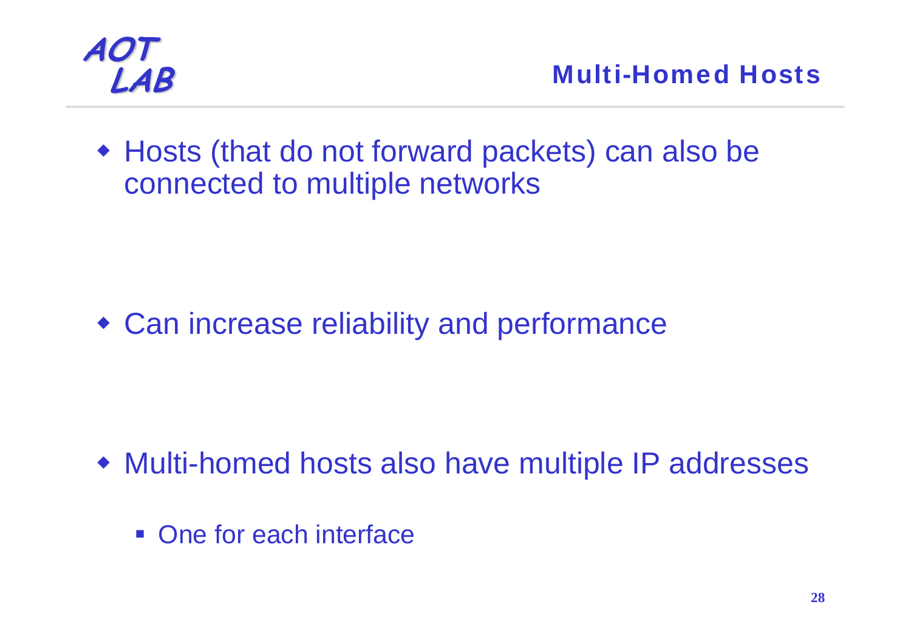## Multi-Homed Hosts

- Hosts (that do not forward packets) can also be connected to multiple networks

- Can increase reliability and performance

- Multi-homed hosts also have multiple IP addresses
  - One for each interface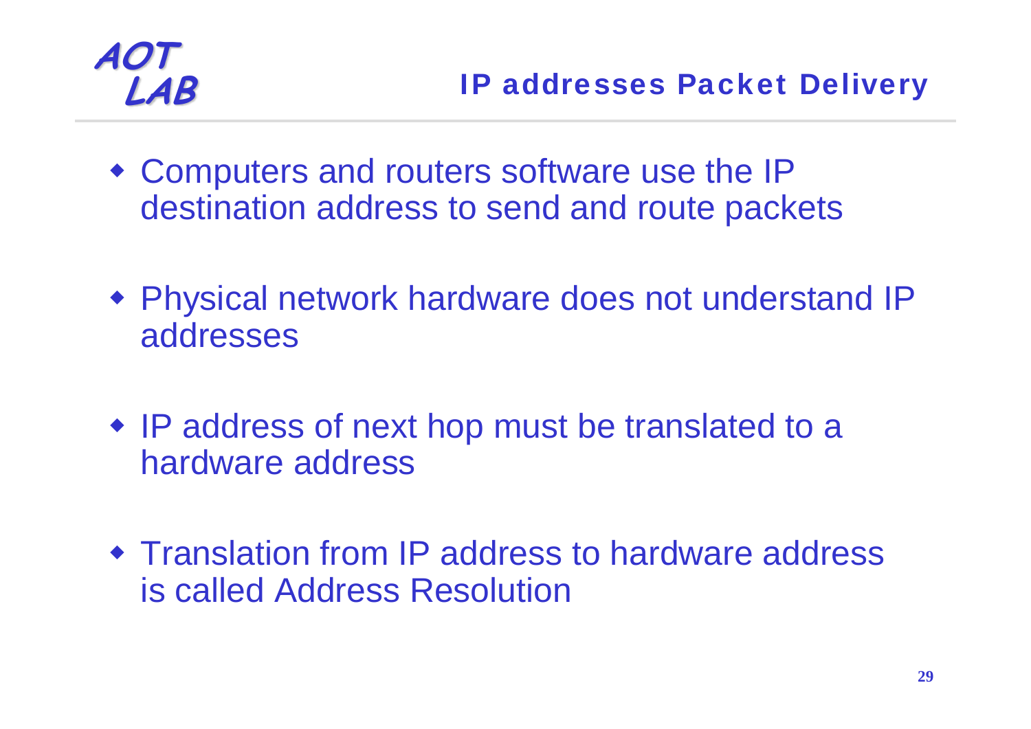## IP addresses Packet Delivery

- Computers and routers software use the IP destination address to send and route packets
- Physical network hardware does not understand IP addresses
- IP address of next hop must be translated to a hardware address
- Translation from IP address to hardware address is called Address Resolution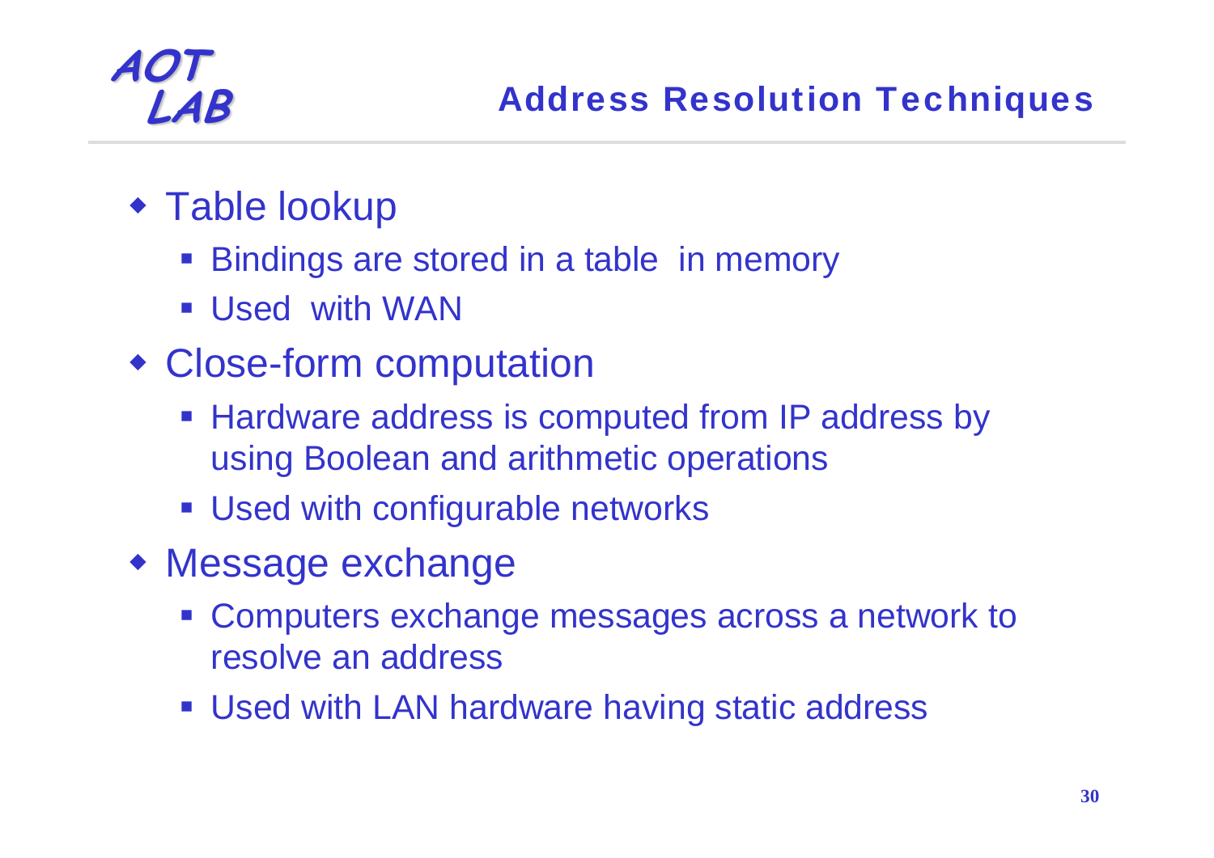## Address Resolution Techniques

- Table lookup
  - Bindings are stored in a table in memory
  - Used with WAN
- Close-form computation
  - Hardware address is computed from IP address by using Boolean and arithmetic operations
  - Used with configurable networks
- Message exchange
  - Computers exchange messages across a network to resolve an address
  - Used with LAN hardware having static address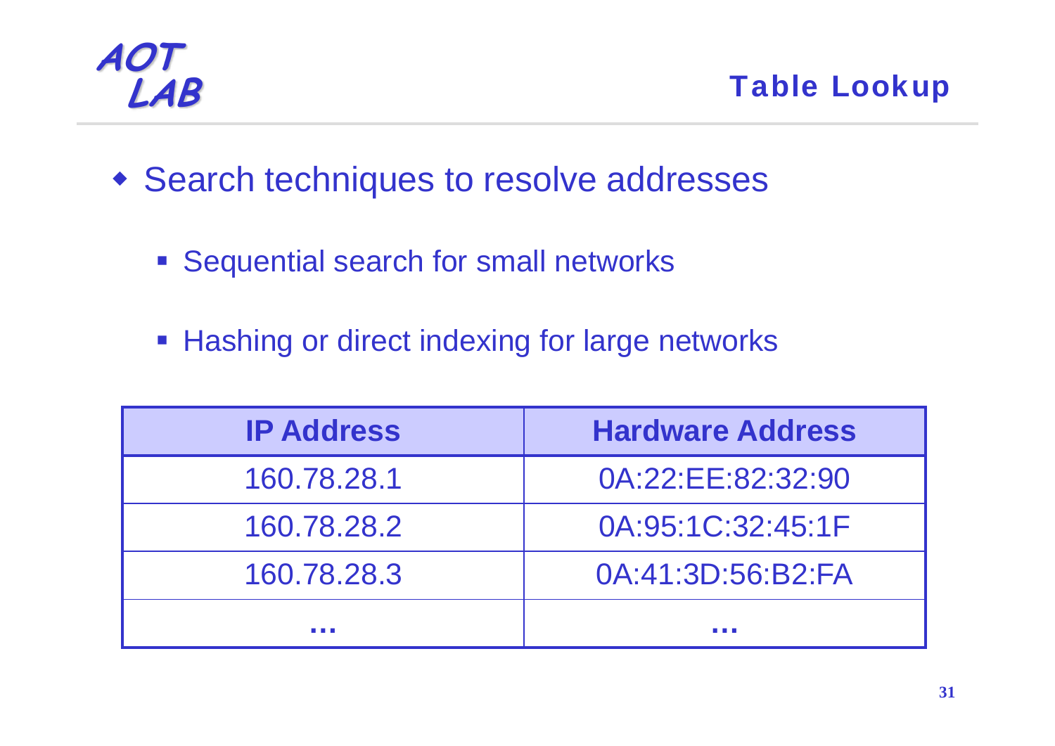## Table Lookup

- Search techniques to resolve addresses
  - Sequential search for small networks
  - Hashing or direct indexing for large networks

| IP Address | Hardware Address |
| --- | --- |
| 160.78.28.1 | 0A:22:EE:82:32:90 |
| 160.78.28.2 | 0A:95:1C:32:45:1F |
| 160.78.28.3 | 0A:41:3D:56:B2:FA |
| ... | ... |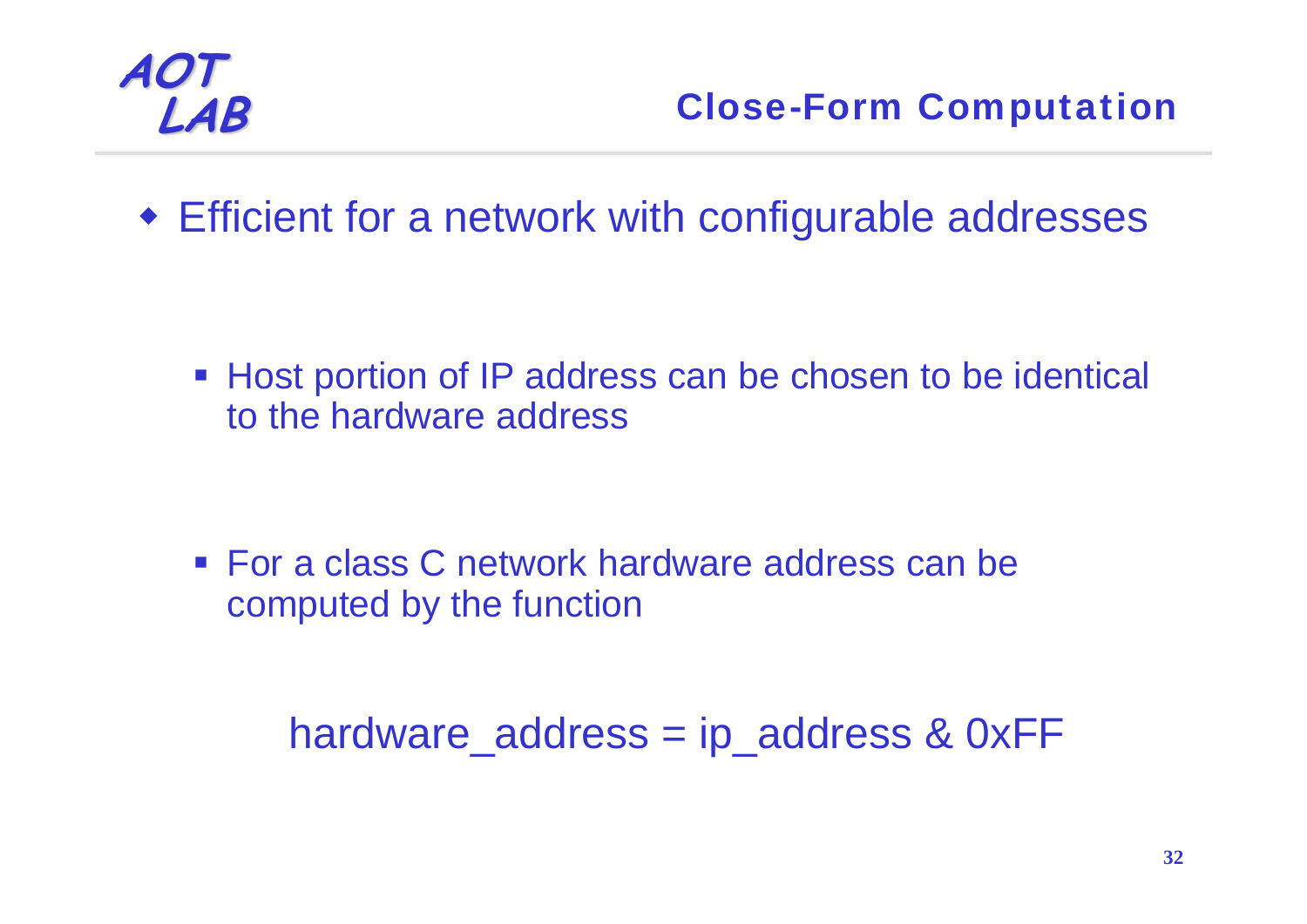## Close-Form Computation

- Efficient for a network with configurable addresses
  - Host portion of IP address can be chosen to be identical to the hardware address
  - For a class C network hardware address can be computed by the function

hardware_address = ip_address & 0xFF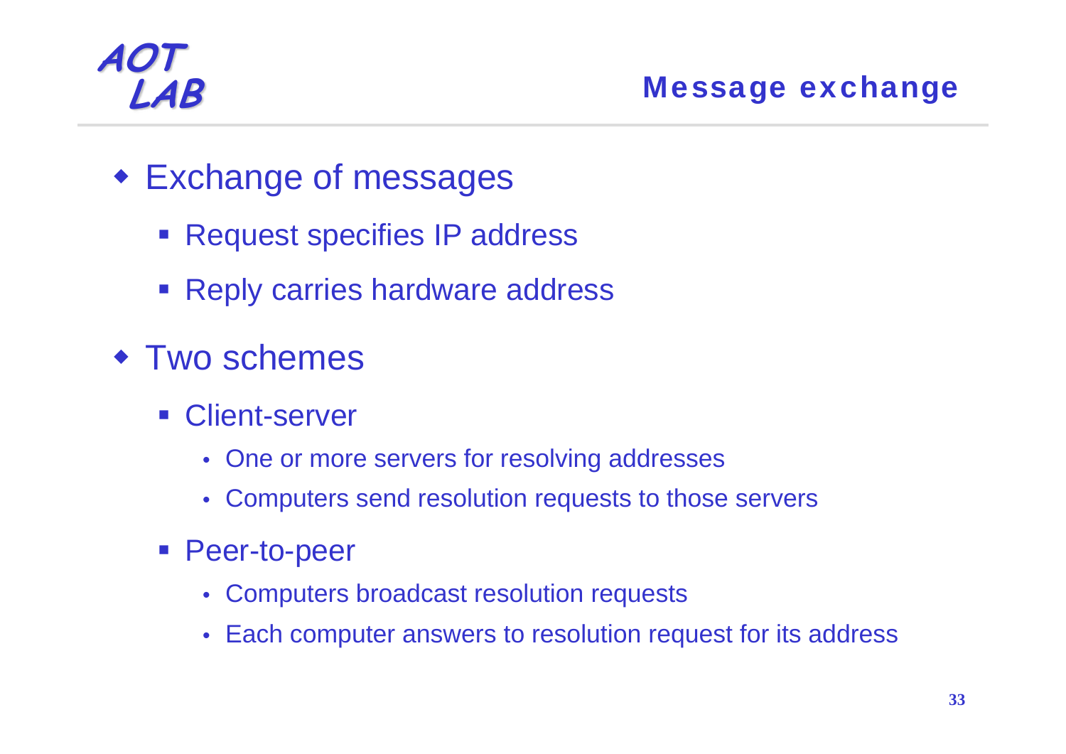## Message exchange

- Exchange of messages
  - Request specifies IP address
  - Reply carries hardware address
- Two schemes
  - Client-server
    - One or more servers for resolving addresses
    - Computers send resolution requests to those servers
  - Peer-to-peer
    - Computers broadcast resolution requests
    - Each computer answers to resolution request for its address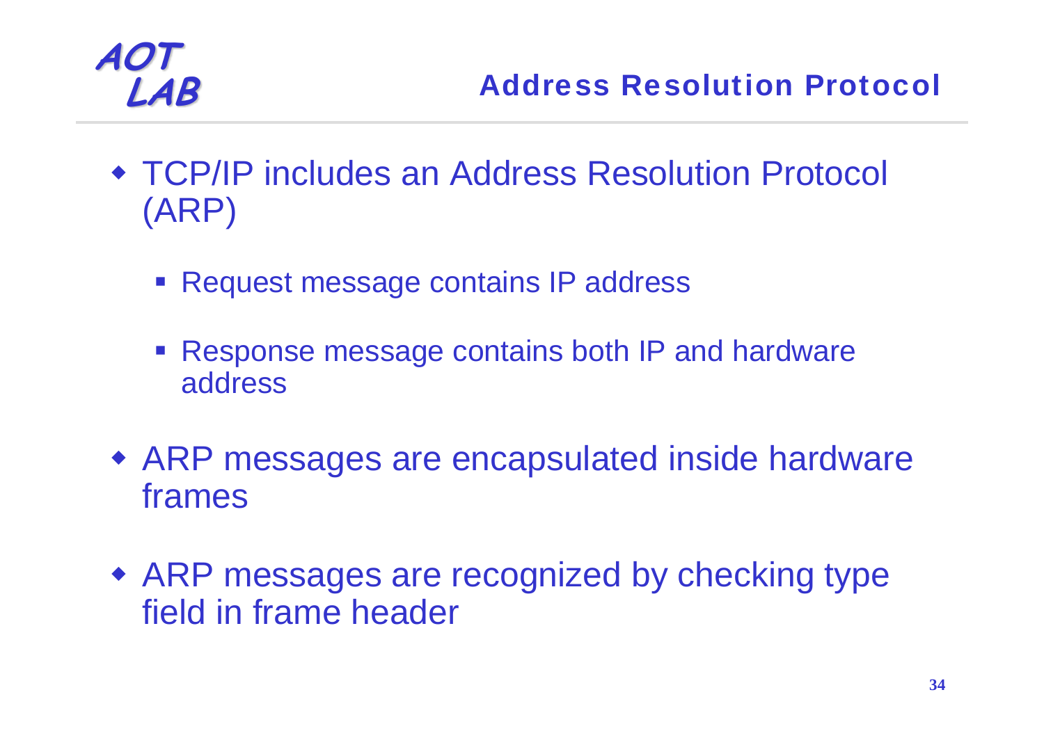## Address Resolution Protocol

- TCP/IP includes an Address Resolution Protocol (ARP)
  - Request message contains IP address
  - Response message contains both IP and hardware address
- ARP messages are encapsulated inside hardware frames
- ARP messages are recognized by checking type field in frame header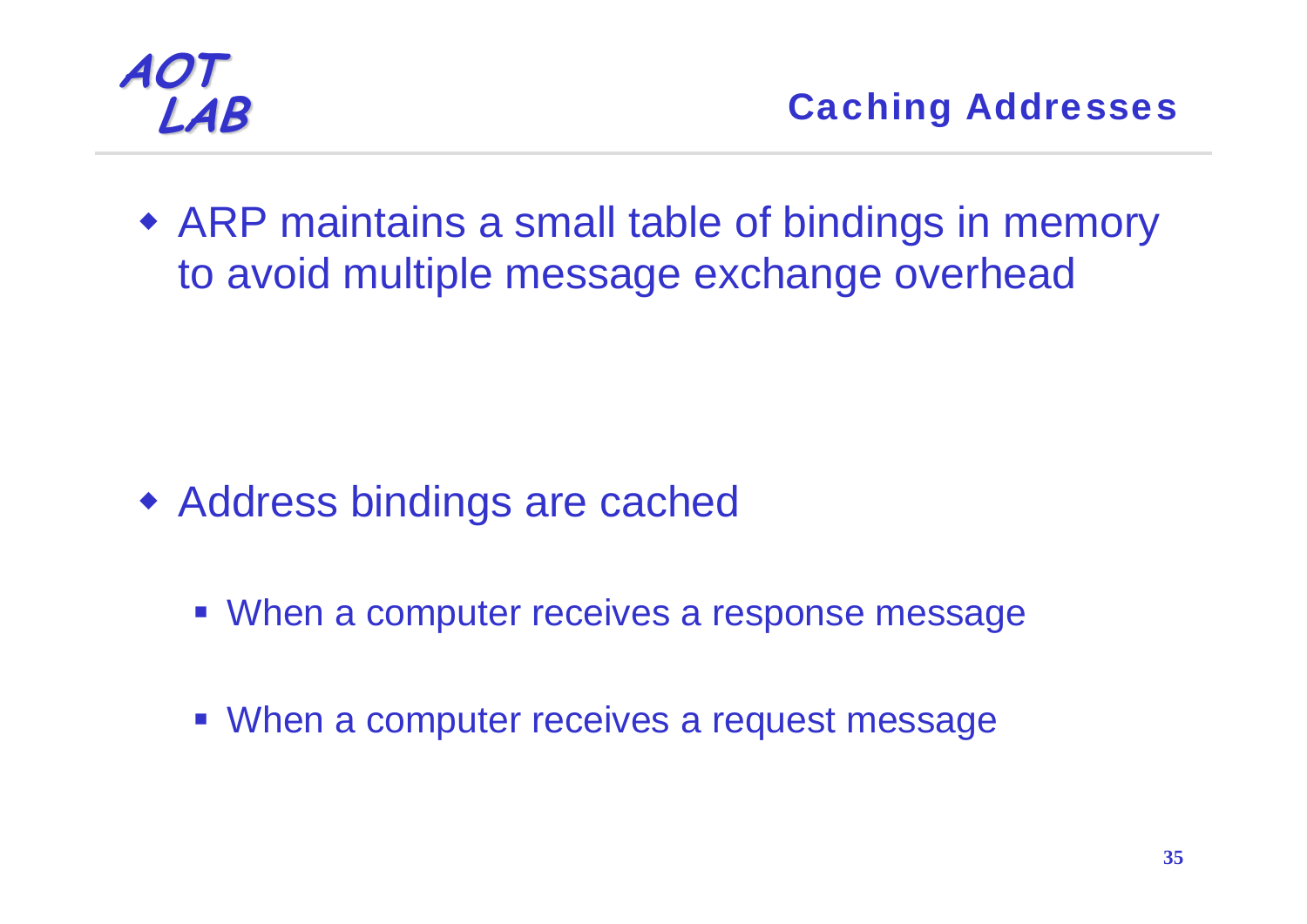## Caching Addresses

- ARP maintains a small table of bindings in memory to avoid multiple message exchange overhead

- Address bindings are cached
  - When a computer receives a response message
  - When a computer receives a request message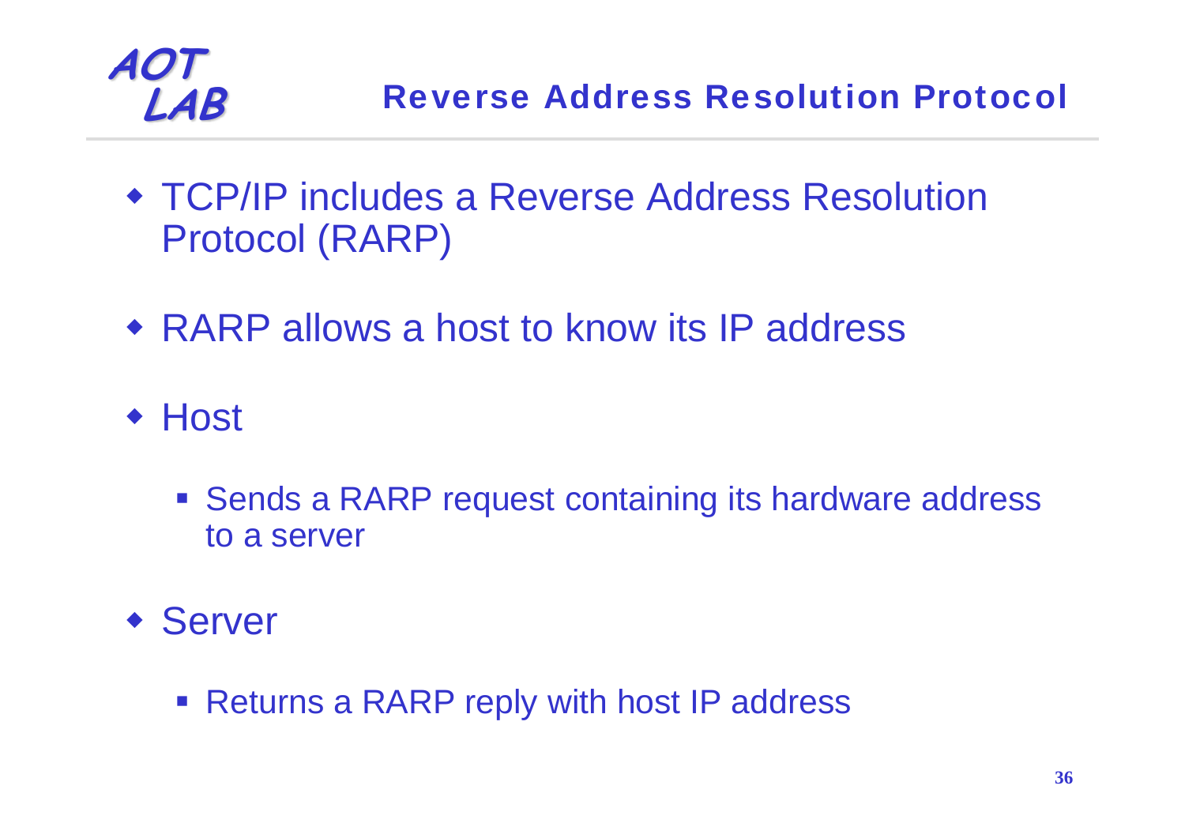# Reverse Address Resolution Protocol

- TCP/IP includes a Reverse Address Resolution Protocol (RARP)
- RARP allows a host to know its IP address
- Host
  - Sends a RARP request containing its hardware address to a server
- Server
  - Returns a RARP reply with host IP address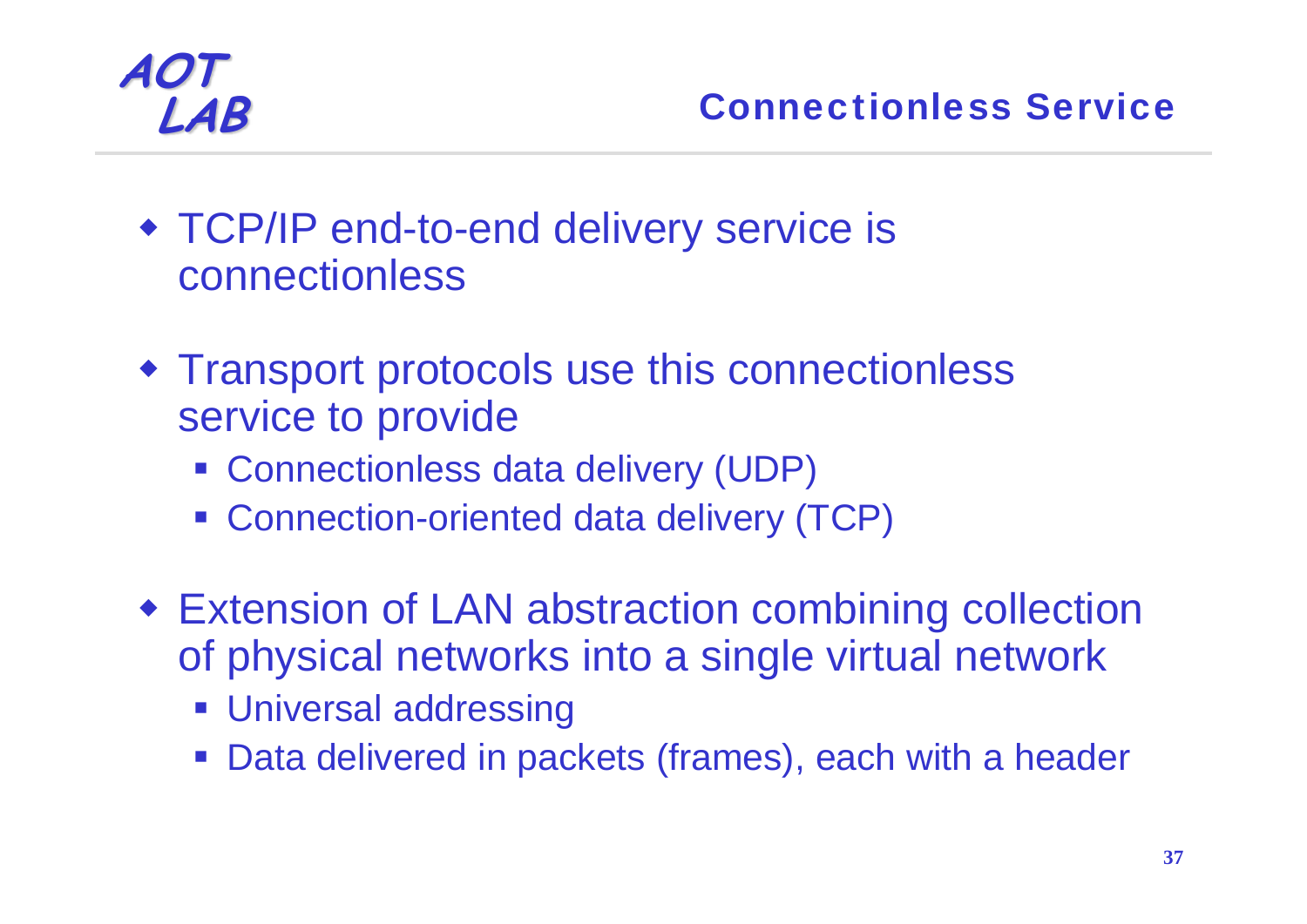## Connectionless Service

- TCP/IP end-to-end delivery service is connectionless
- Transport protocols use this connectionless service to provide
  - Connectionless data delivery (UDP)
  - Connection-oriented data delivery (TCP)
- Extension of LAN abstraction combining collection of physical networks into a single virtual network
  - Universal addressing
  - Data delivered in packets (frames), each with a header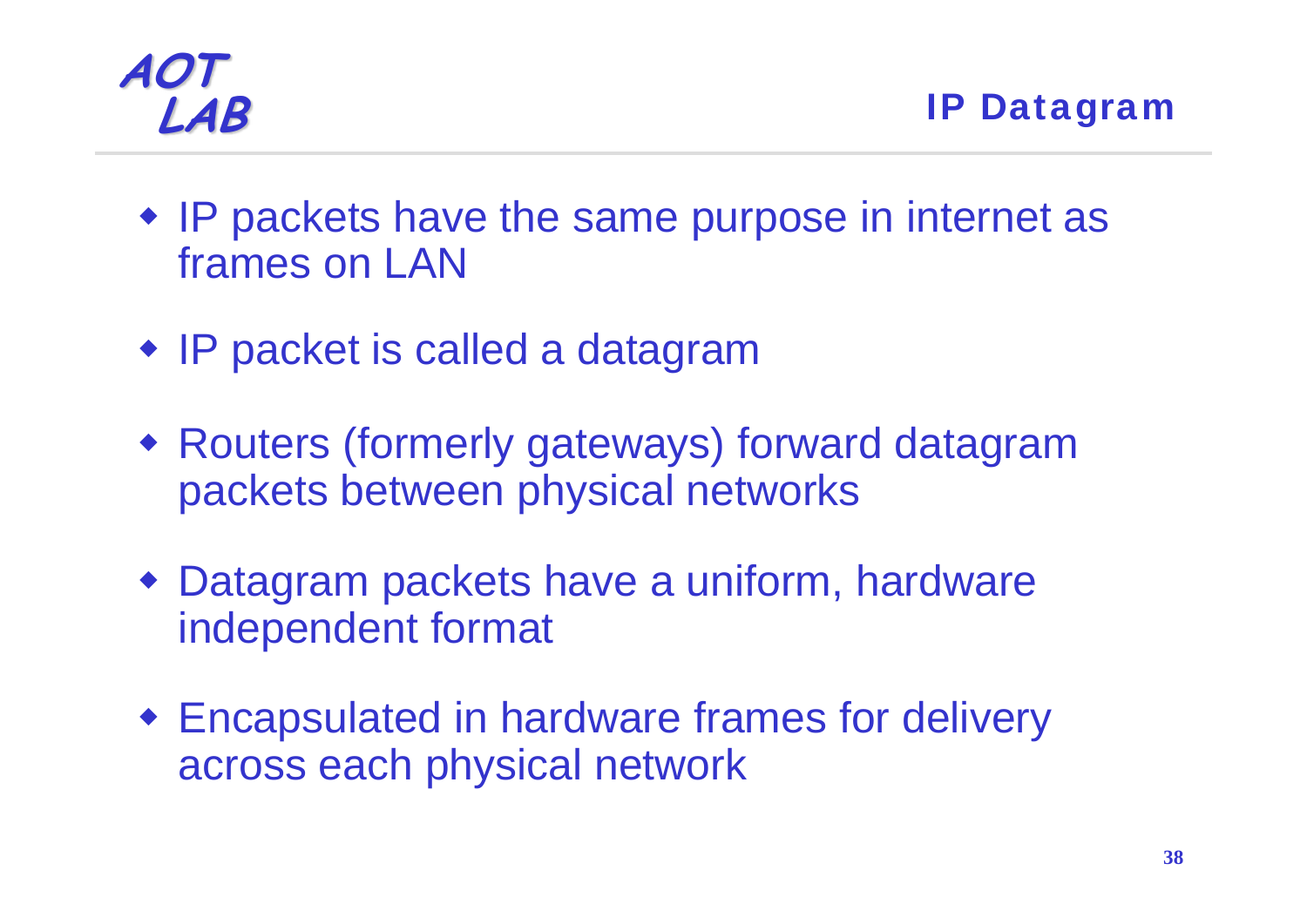# IP Datagram

- IP packets have the same purpose in internet as frames on LAN
- IP packet is called a datagram
- Routers (formerly gateways) forward datagram packets between physical networks
- Datagram packets have a uniform, hardware independent format
- Encapsulated in hardware frames for delivery across each physical network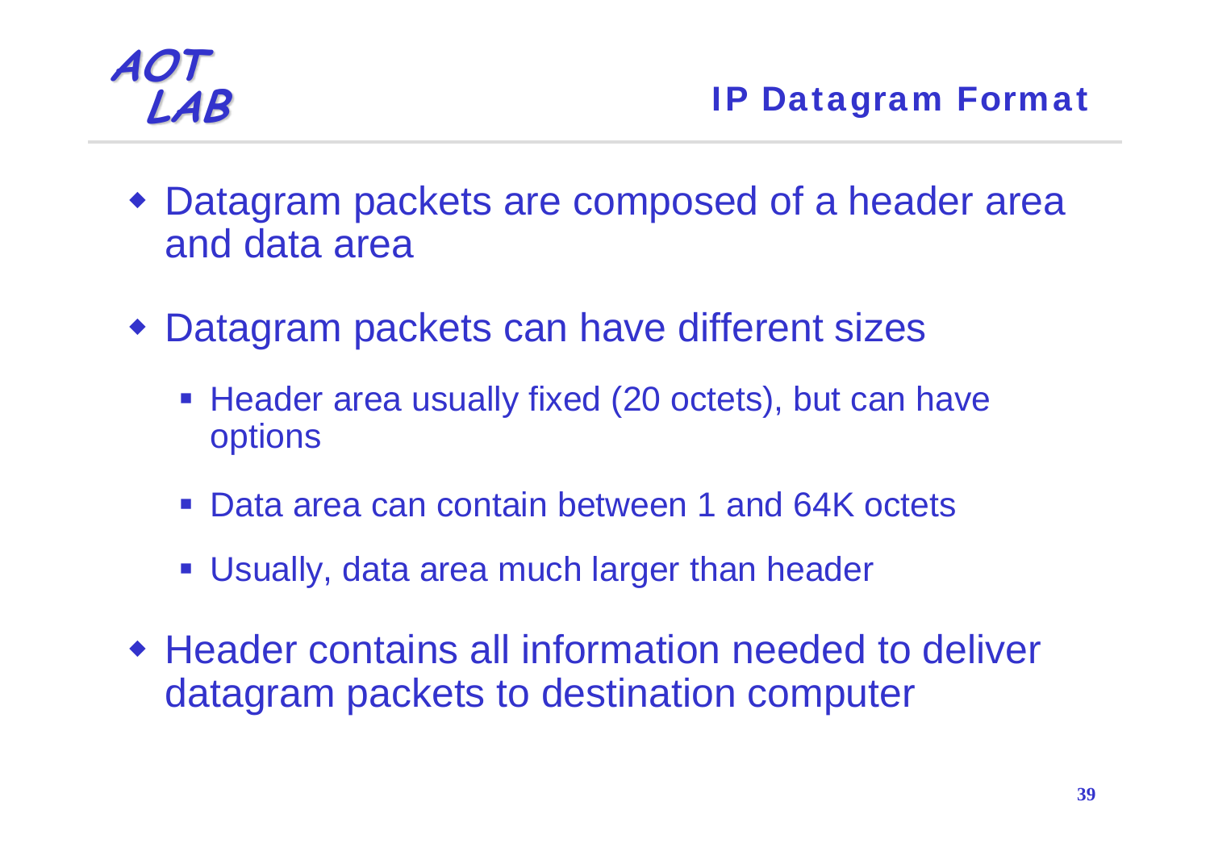## IP Datagram Format

- Datagram packets are composed of a header area and data area
- Datagram packets can have different sizes
  - Header area usually fixed (20 octets), but can have options
  - Data area can contain between 1 and 64K octets
  - Usually, data area much larger than header
- Header contains all information needed to deliver datagram packets to destination computer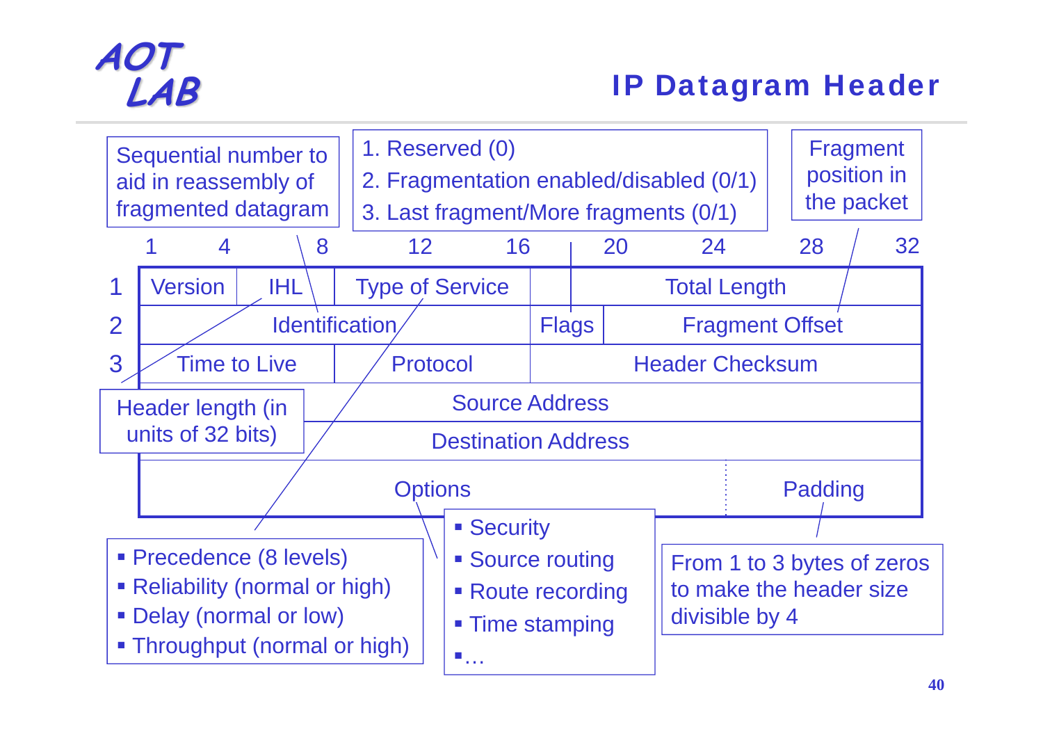# IP Datagram Header

| | 1 – 4 | 4 – 8 | 8 – 16 | 16 – 20 | 20 – 32 |
|---|---|---|---|---|---|
| 1 | Version | IHL | Type of Service | Total Length | |
| 2 | Identification | | | Flags | Fragment Offset |
| 3 | Time to Live | | Protocol | Header Checksum | |
| | Source Address | | | | |
| | Destination Address | | | | |
| | Options | | | | Padding |

**Identification:** Sequential number to aid in reassembly of fragmented datagram

**Flags:**
1. Reserved (0)
2. Fragmentation enabled/disabled (0/1)
3. Last fragment/More fragments (0/1)

**Fragment Offset:** Fragment position in the packet

**IHL:** Header length (in units of 32 bits)

**Type of Service:**
- Precedence (8 levels)
- Reliability (normal or high)
- Delay (normal or low)
- Throughput (normal or high)

**Options:**
- Security
- Source routing
- Route recording
- Time stamping
- …

**Padding:** From 1 to 3 bytes of zeros to make the header size divisible by 4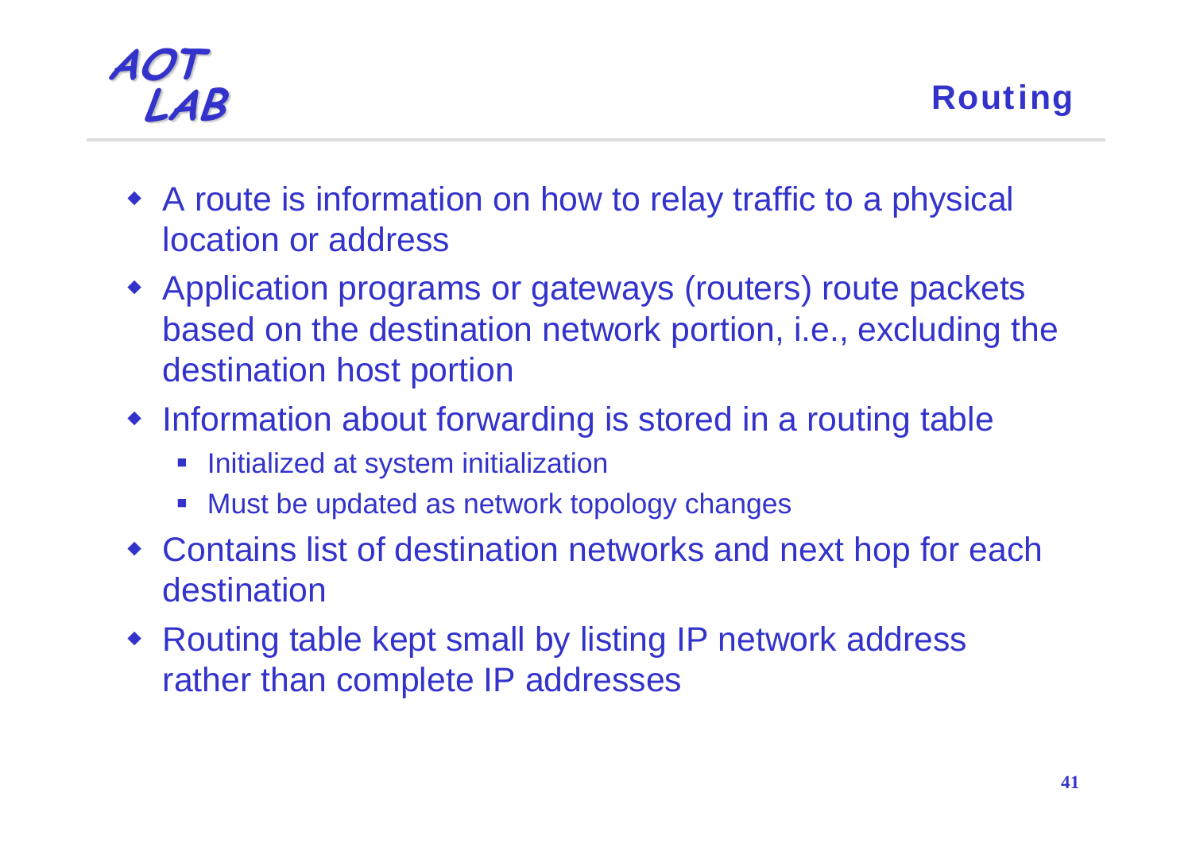# Routing

- A route is information on how to relay traffic to a physical location or address
- Application programs or gateways (routers) route packets based on the destination network portion, i.e., excluding the destination host portion
- Information about forwarding is stored in a routing table
  - Initialized at system initialization
  - Must be updated as network topology changes
- Contains list of destination networks and next hop for each destination
- Routing table kept small by listing IP network address rather than complete IP addresses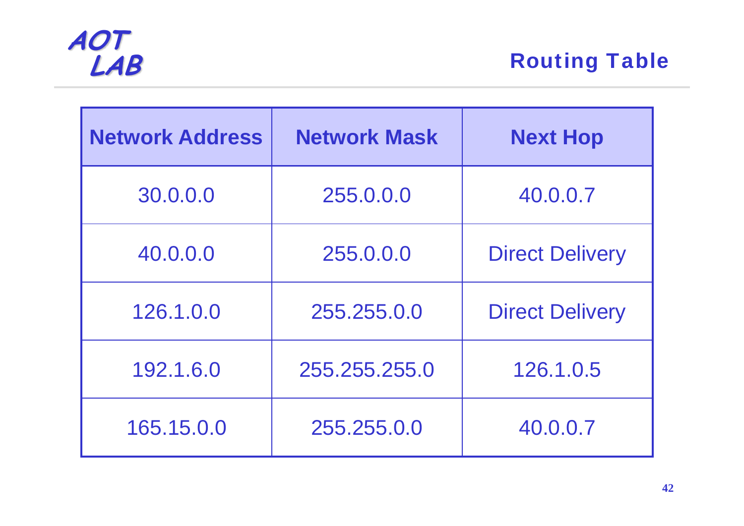## Routing Table

| Network Address | Network Mask | Next Hop |
|---|---|---|
| 30.0.0.0 | 255.0.0.0 | 40.0.0.7 |
| 40.0.0.0 | 255.0.0.0 | Direct Delivery |
| 126.1.0.0 | 255.255.0.0 | Direct Delivery |
| 192.1.6.0 | 255.255.255.0 | 126.1.0.5 |
| 165.15.0.0 | 255.255.0.0 | 40.0.0.7 |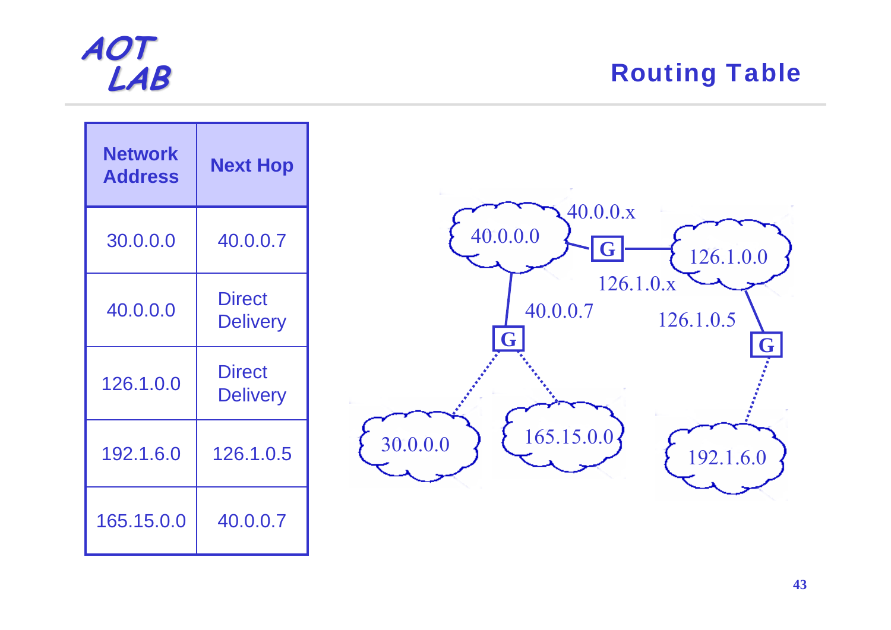## Routing Table

| Network Address | Next Hop |
|---|---|
| 30.0.0.0 | 40.0.0.7 |
| 40.0.0.0 | Direct Delivery |
| 126.1.0.0 | Direct Delivery |
| 192.1.6.0 | 126.1.0.5 |
| 165.15.0.0 | 40.0.0.7 |

40.0.0.x

40.0.0.0

G

126.1.0.0

126.1.0.x

40.0.0.7

126.1.0.5

G

G

30.0.0.0

165.15.0.0

192.1.6.0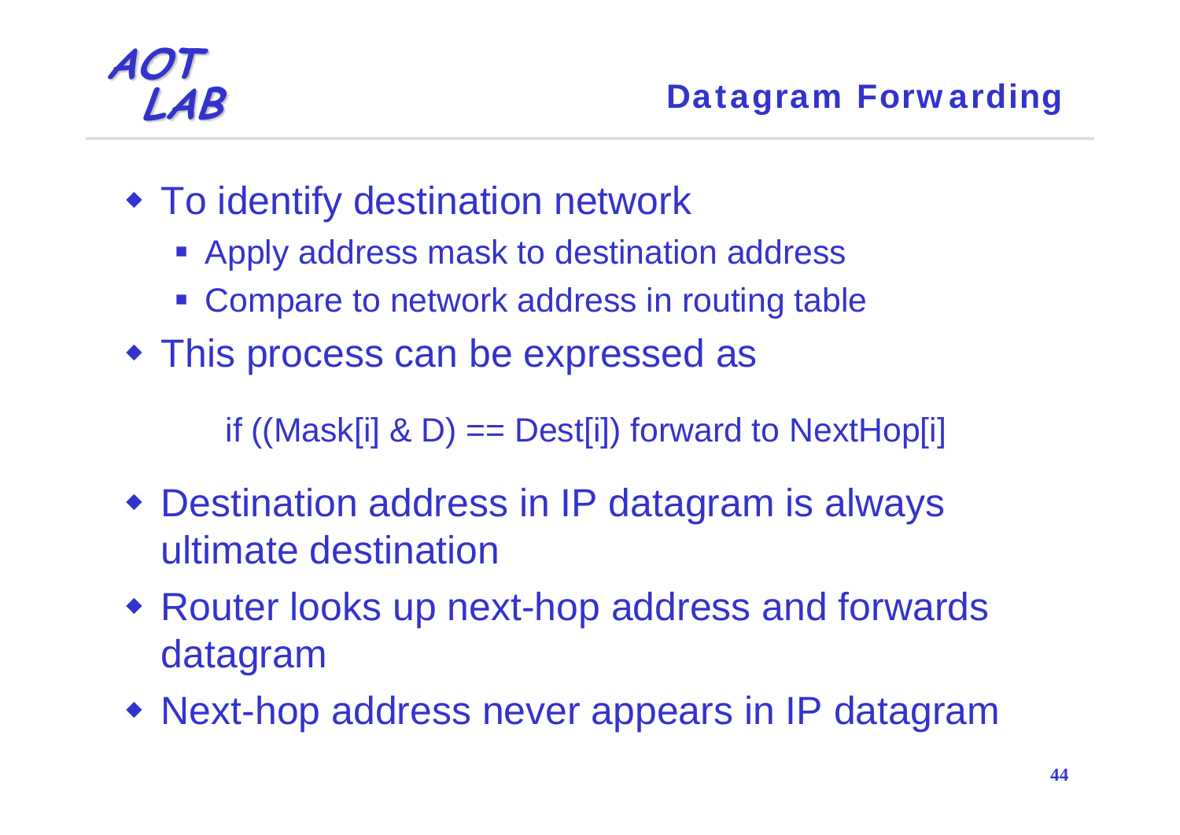# Datagram Forwarding

- To identify destination network
  - Apply address mask to destination address
  - Compare to network address in routing table
- This process can be expressed as

```
if ((Mask[i] & D) == Dest[i]) forward to NextHop[i]
```

- Destination address in IP datagram is always ultimate destination
- Router looks up next-hop address and forwards datagram
- Next-hop address never appears in IP datagram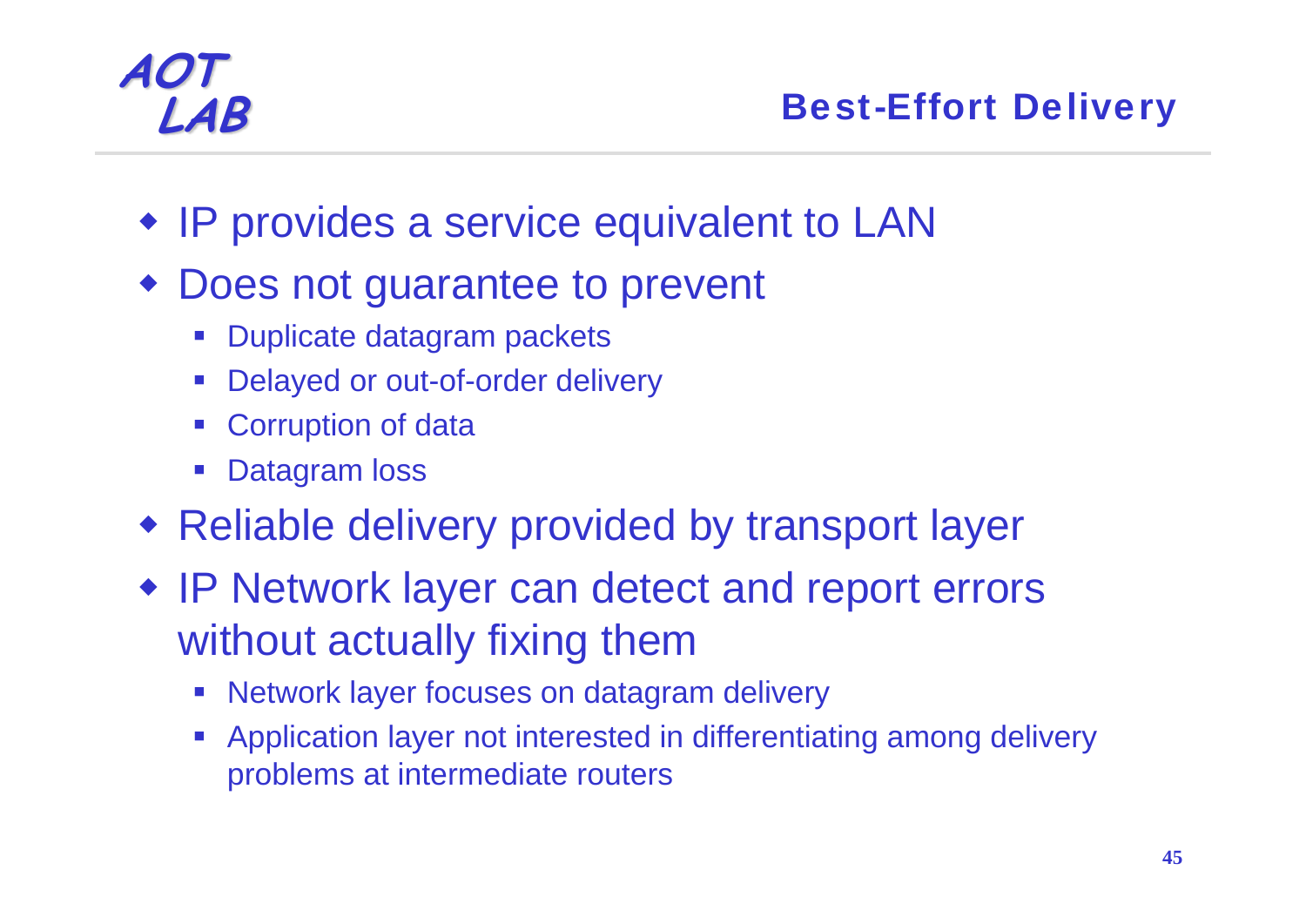# Best-Effort Delivery

- IP provides a service equivalent to LAN
- Does not guarantee to prevent
  - Duplicate datagram packets
  - Delayed or out-of-order delivery
  - Corruption of data
  - Datagram loss
- Reliable delivery provided by transport layer
- IP Network layer can detect and report errors without actually fixing them
  - Network layer focuses on datagram delivery
  - Application layer not interested in differentiating among delivery problems at intermediate routers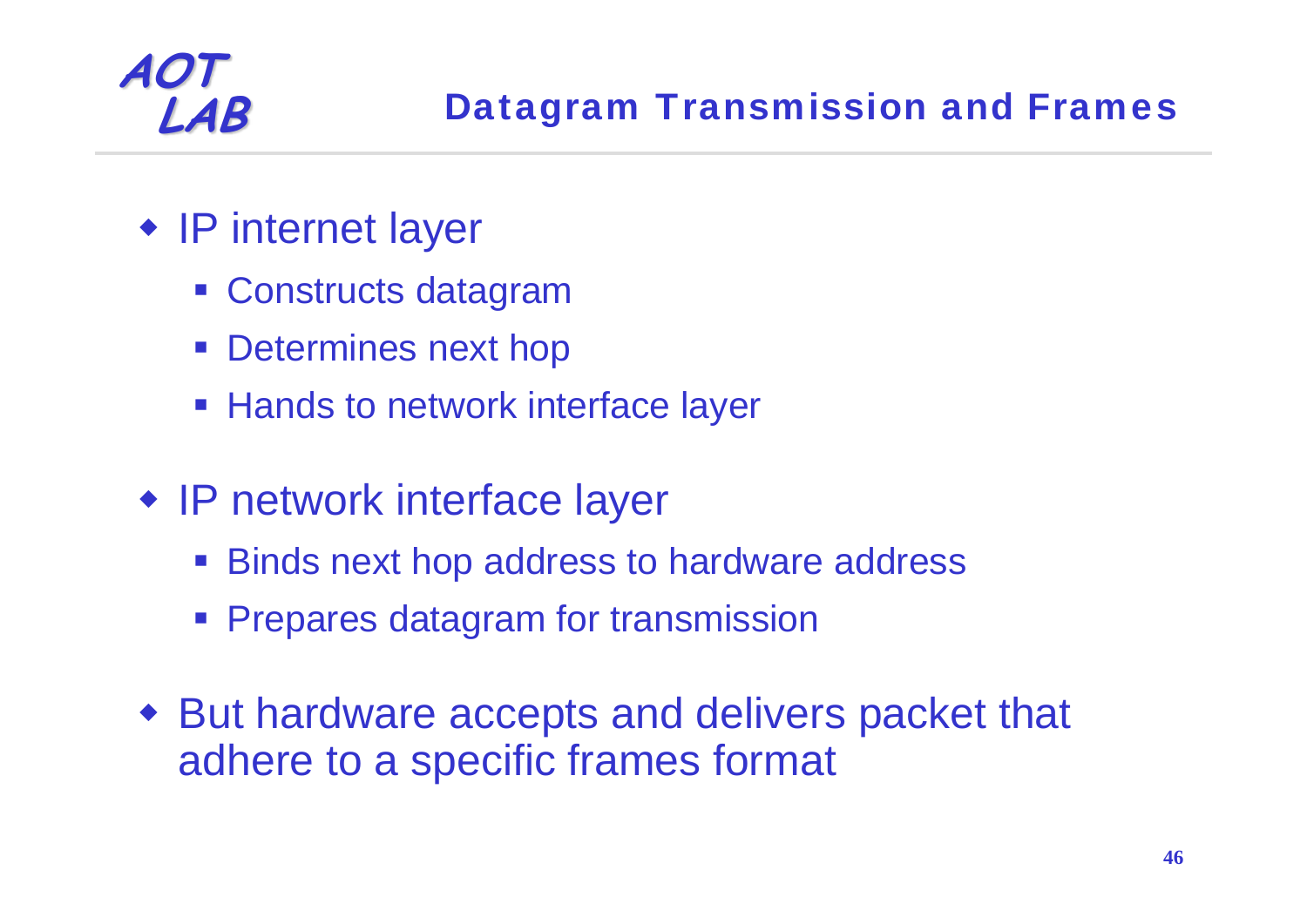# Datagram Transmission and Frames

- IP internet layer
  - Constructs datagram
  - Determines next hop
  - Hands to network interface layer
- IP network interface layer
  - Binds next hop address to hardware address
  - Prepares datagram for transmission
- But hardware accepts and delivers packet that adhere to a specific frames format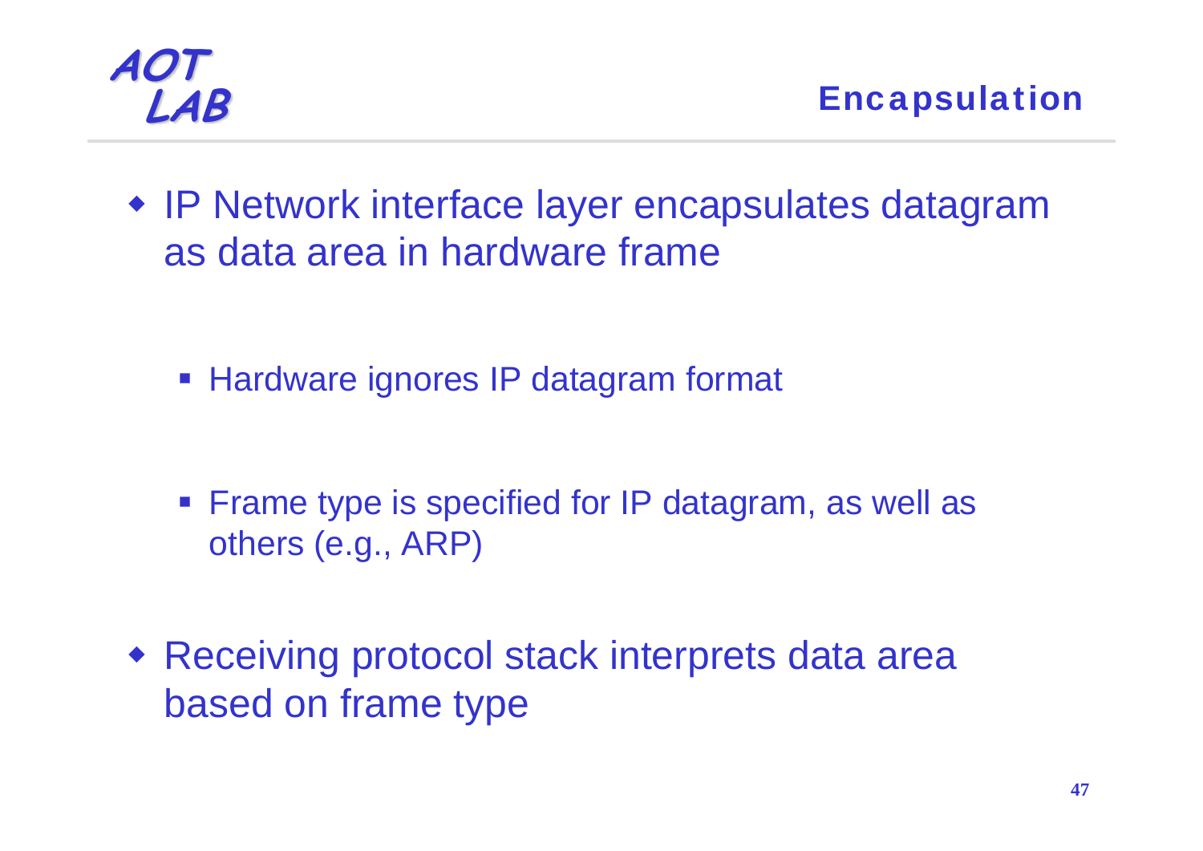## Encapsulation

- IP Network interface layer encapsulates datagram as data area in hardware frame
  - Hardware ignores IP datagram format
  - Frame type is specified for IP datagram, as well as others (e.g., ARP)
- Receiving protocol stack interprets data area based on frame type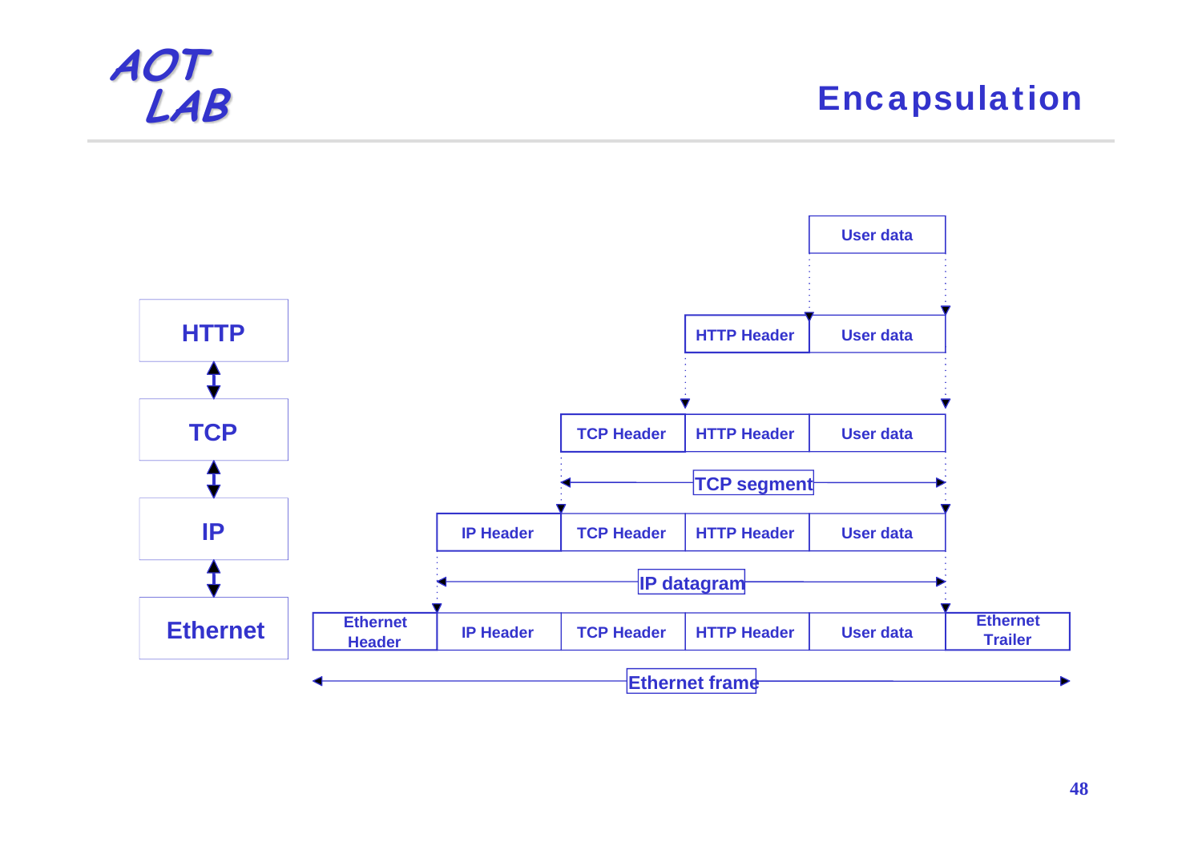# Encapsulation

| Layer | Encapsulated data |
|---|---|
| | User data |
| HTTP | HTTP Header \| User data |
| TCP | TCP Header \| HTTP Header \| User data |
| | ← TCP segment → |
| IP | IP Header \| TCP Header \| HTTP Header \| User data |
| | ← IP datagram → |
| Ethernet | Ethernet Header \| IP Header \| TCP Header \| HTTP Header \| User data \| Ethernet Trailer |
| | ← Ethernet frame → |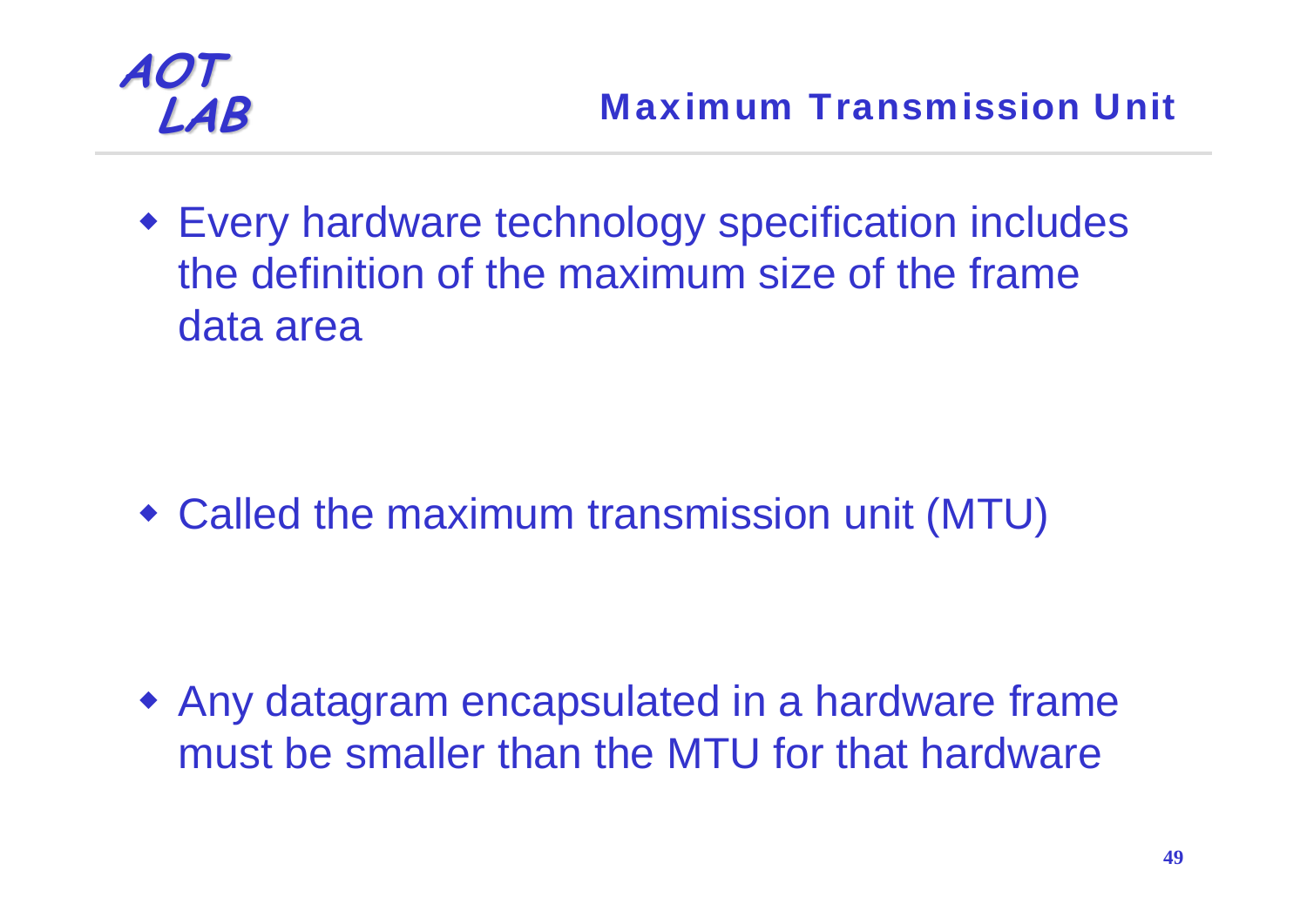## Maximum Transmission Unit

- Every hardware technology specification includes the definition of the maximum size of the frame data area

- Called the maximum transmission unit (MTU)

- Any datagram encapsulated in a hardware frame must be smaller than the MTU for that hardware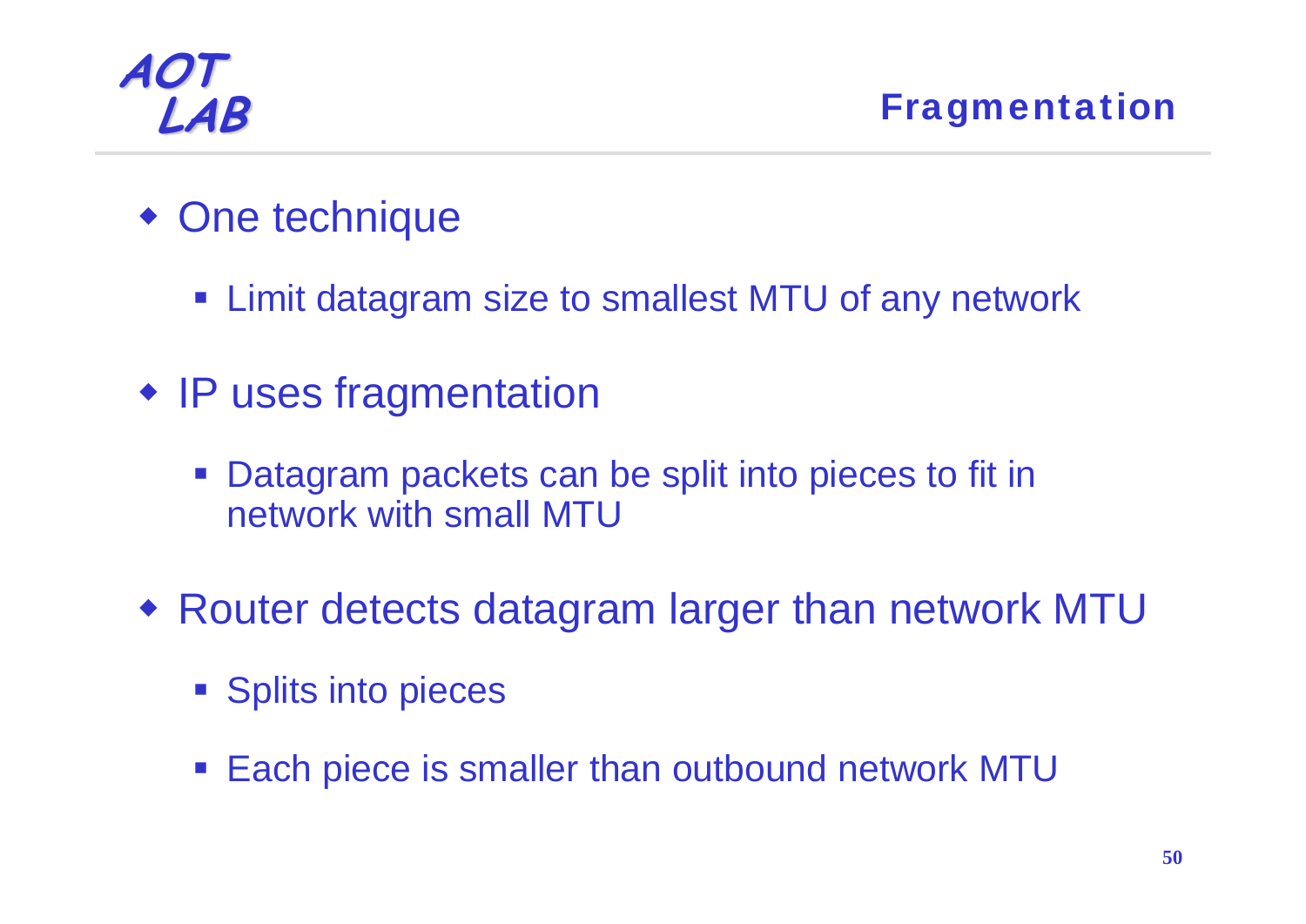# Fragmentation

- One technique
  - Limit datagram size to smallest MTU of any network
- IP uses fragmentation
  - Datagram packets can be split into pieces to fit in network with small MTU
- Router detects datagram larger than network MTU
  - Splits into pieces
  - Each piece is smaller than outbound network MTU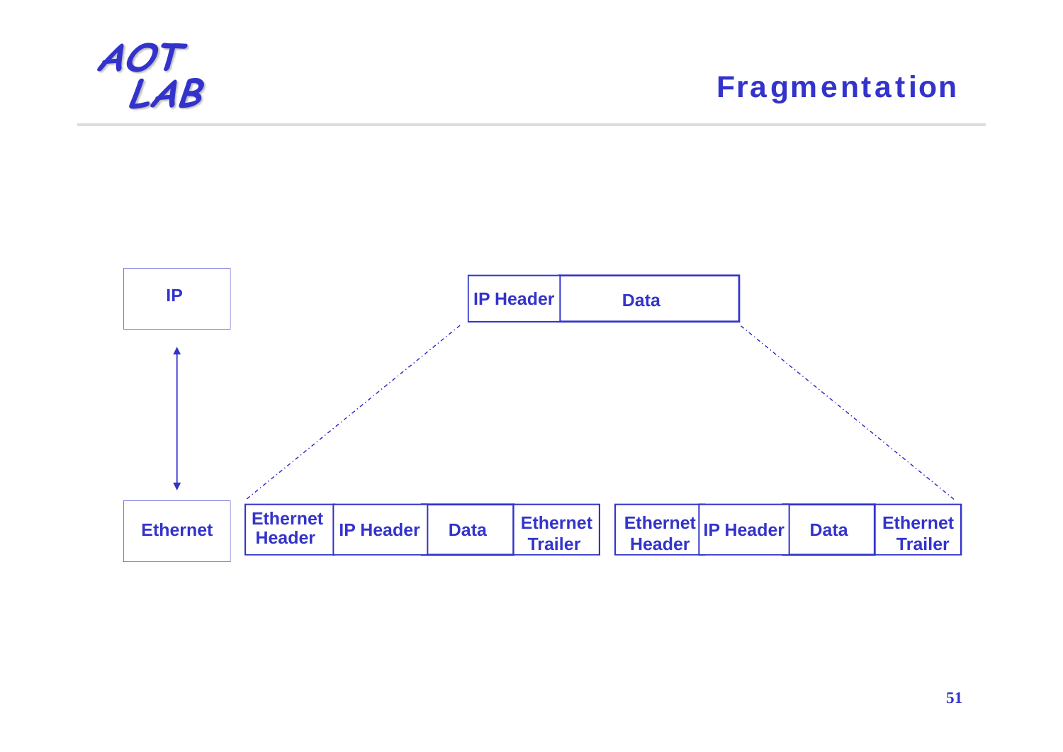# Fragmentation

IP

Ethernet

| IP Header | Data |
|---|---|

| Ethernet Header | IP Header | Data | Ethernet Trailer |
|---|---|---|---|

| Ethernet Header | IP Header | Data | Ethernet Trailer |
|---|---|---|---|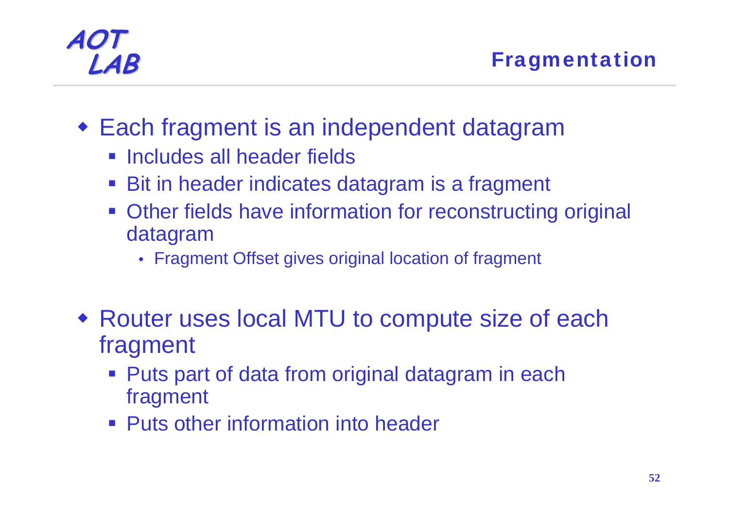## Fragmentation

- Each fragment is an independent datagram
  - Includes all header fields
  - Bit in header indicates datagram is a fragment
  - Other fields have information for reconstructing original datagram
    - Fragment Offset gives original location of fragment
- Router uses local MTU to compute size of each fragment
  - Puts part of data from original datagram in each fragment
  - Puts other information into header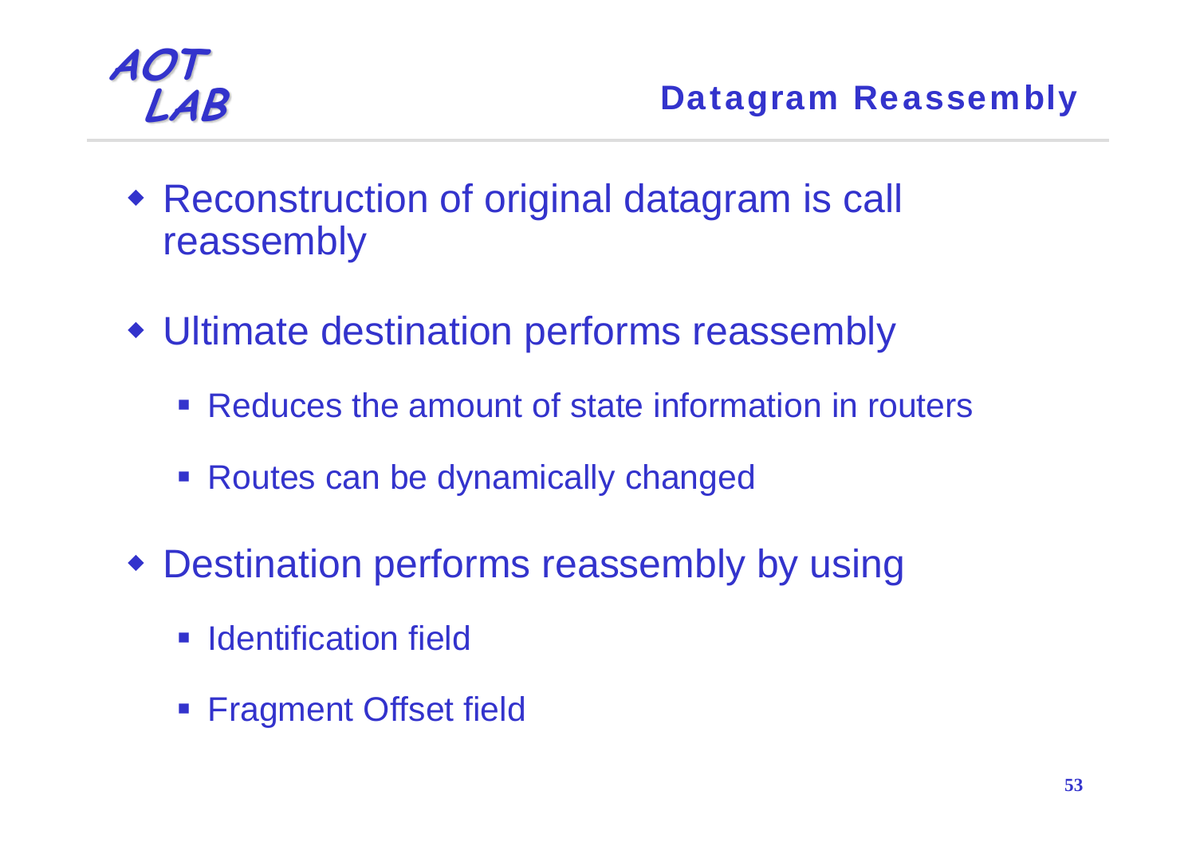## Datagram Reassembly

- Reconstruction of original datagram is call reassembly
- Ultimate destination performs reassembly
  - Reduces the amount of state information in routers
  - Routes can be dynamically changed
- Destination performs reassembly by using
  - Identification field
  - Fragment Offset field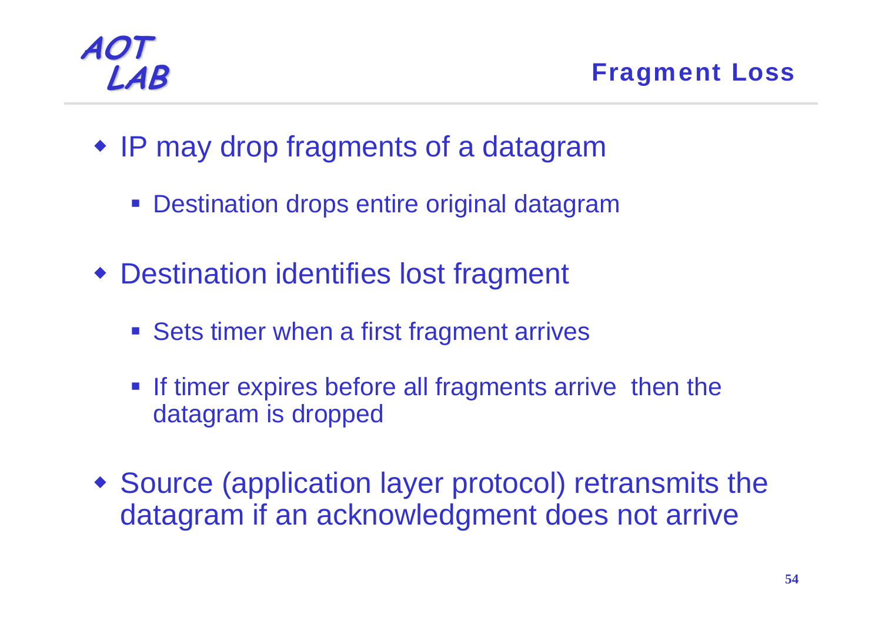## Fragment Loss

- IP may drop fragments of a datagram
  - Destination drops entire original datagram
- Destination identifies lost fragment
  - Sets timer when a first fragment arrives
  - If timer expires before all fragments arrive then the datagram is dropped
- Source (application layer protocol) retransmits the datagram if an acknowledgment does not arrive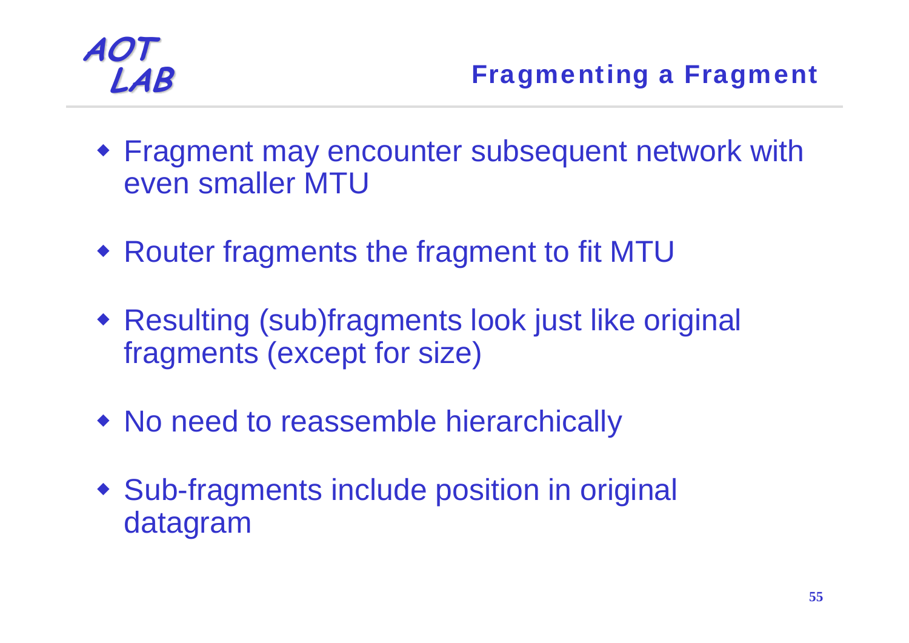## Fragmenting a Fragment

- Fragment may encounter subsequent network with even smaller MTU
- Router fragments the fragment to fit MTU
- Resulting (sub)fragments look just like original fragments (except for size)
- No need to reassemble hierarchically
- Sub-fragments include position in original datagram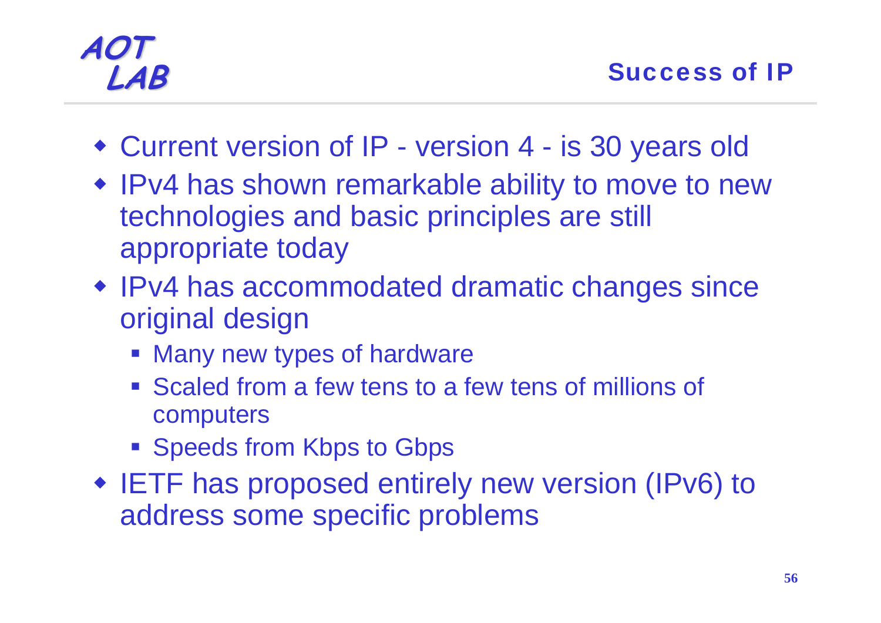## Success of IP

- Current version of IP - version 4 - is 30 years old
- IPv4 has shown remarkable ability to move to new technologies and basic principles are still appropriate today
- IPv4 has accommodated dramatic changes since original design
  - Many new types of hardware
  - Scaled from a few tens to a few tens of millions of computers
  - Speeds from Kbps to Gbps
- IETF has proposed entirely new version (IPv6) to address some specific problems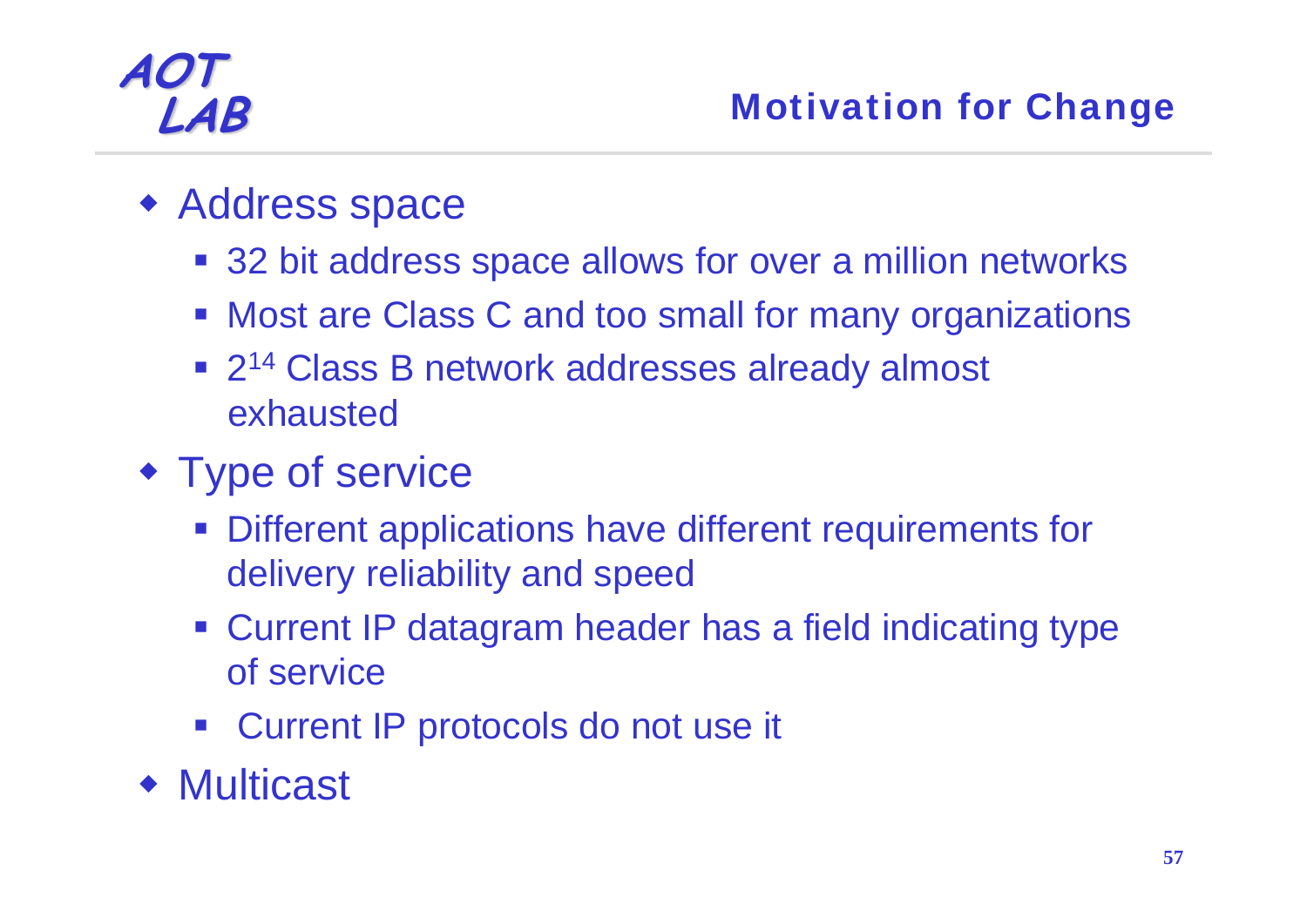## Motivation for Change

- Address space
  - 32 bit address space allows for over a million networks
  - Most are Class C and too small for many organizations
  - $2^{14}$ Class B network addresses already almost exhausted
- Type of service
  - Different applications have different requirements for delivery reliability and speed
  - Current IP datagram header has a field indicating type of service
  - Current IP protocols do not use it
- Multicast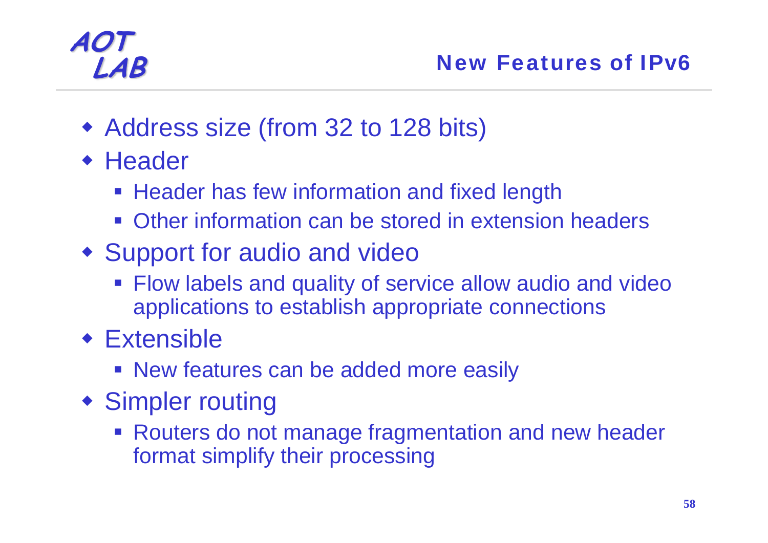## New Features of IPv6

- Address size (from 32 to 128 bits)
- Header
  - Header has few information and fixed length
  - Other information can be stored in extension headers
- Support for audio and video
  - Flow labels and quality of service allow audio and video applications to establish appropriate connections
- Extensible
  - New features can be added more easily
- Simpler routing
  - Routers do not manage fragmentation and new header format simplify their processing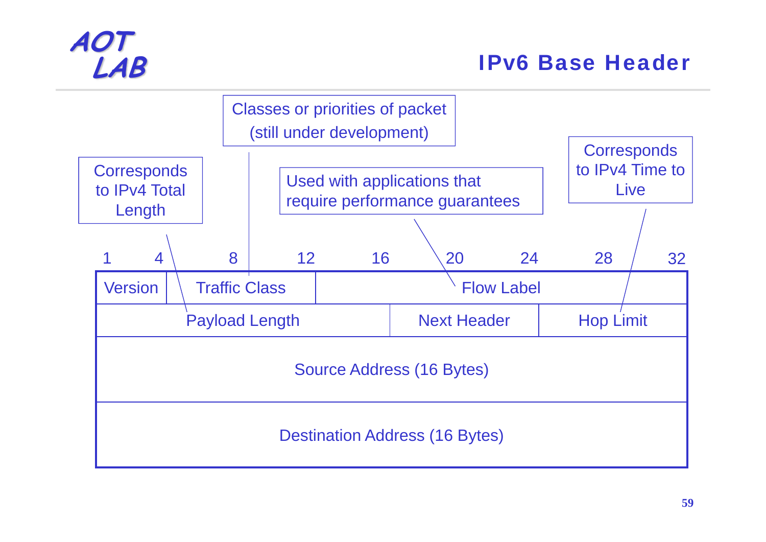# IPv6 Base Header

| 1 – 4 | 8 – 12 | 16 – 32 | | |
|---|---|---|---|---|
| Version | Traffic Class | Flow Label | | |
| Payload Length | | | Next Header | Hop Limit |
| Source Address (16 Bytes) | | | | |
| Destination Address (16 Bytes) | | | | |

- **Traffic Class**: Classes or priorities of packet (still under development)
- **Flow Label**: Used with applications that require performance guarantees
- **Payload Length**: Corresponds to IPv4 Total Length
- **Hop Limit**: Corresponds to IPv4 Time to Live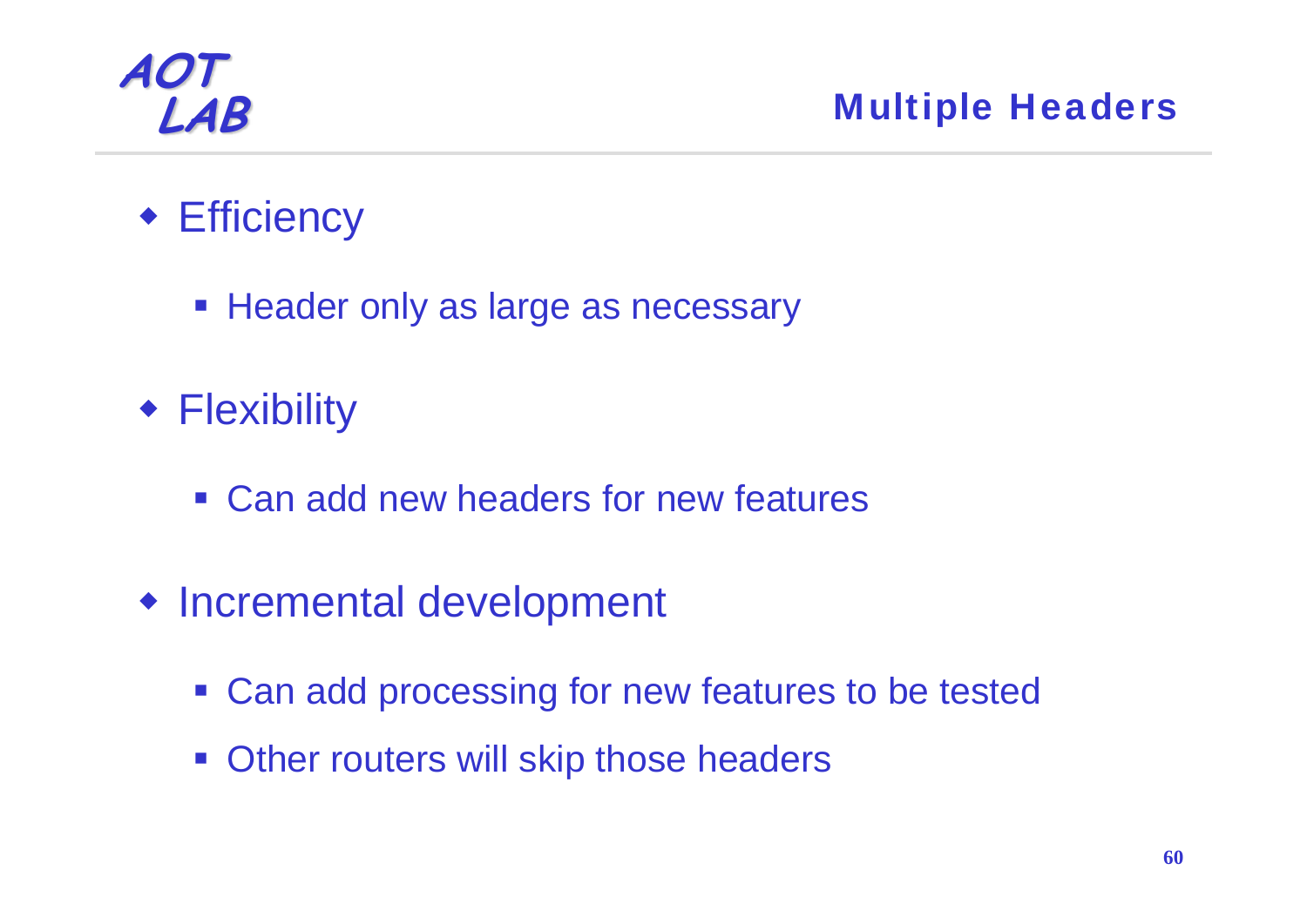# Multiple Headers

- Efficiency
  - Header only as large as necessary
- Flexibility
  - Can add new headers for new features
- Incremental development
  - Can add processing for new features to be tested
  - Other routers will skip those headers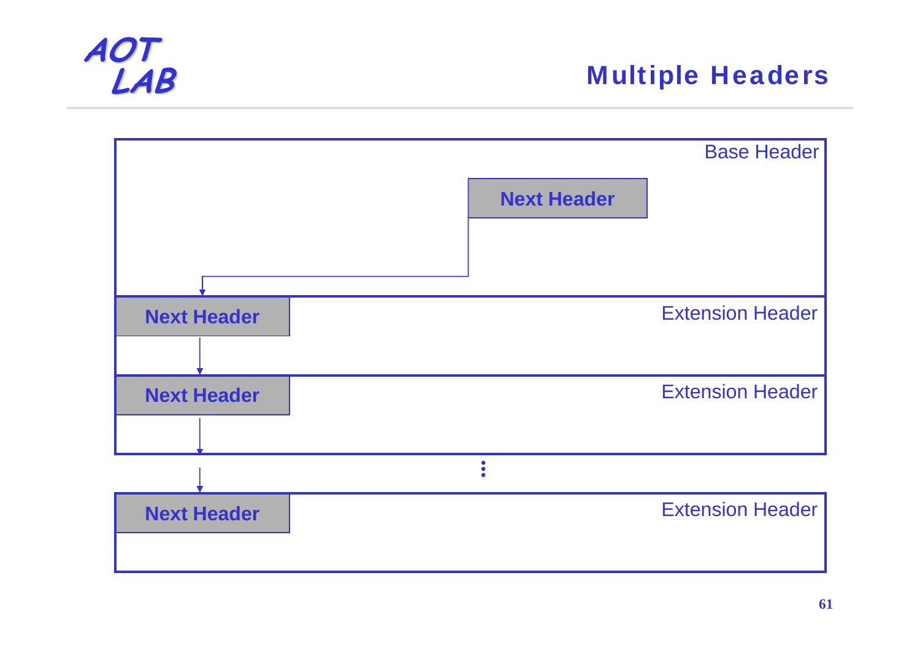# Multiple Headers

Base Header

Next Header

Next Header

Extension Header

Next Header

Extension Header

⋮

Next Header

Extension Header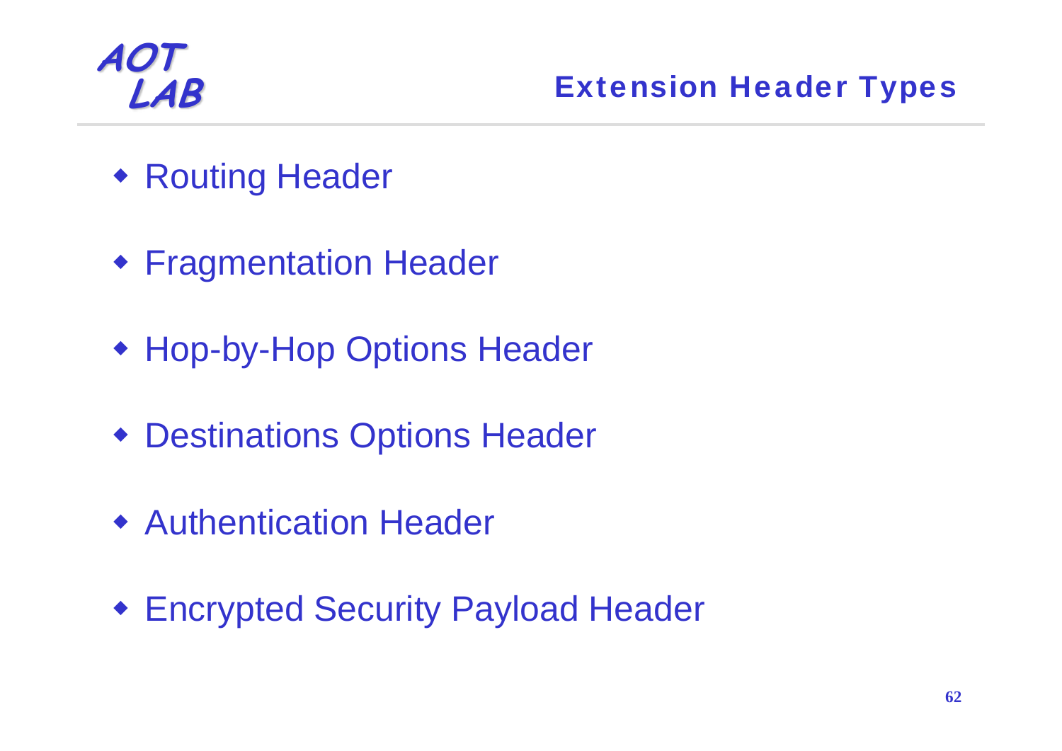# Extension Header Types

- Routing Header
- Fragmentation Header
- Hop-by-Hop Options Header
- Destinations Options Header
- Authentication Header
- Encrypted Security Payload Header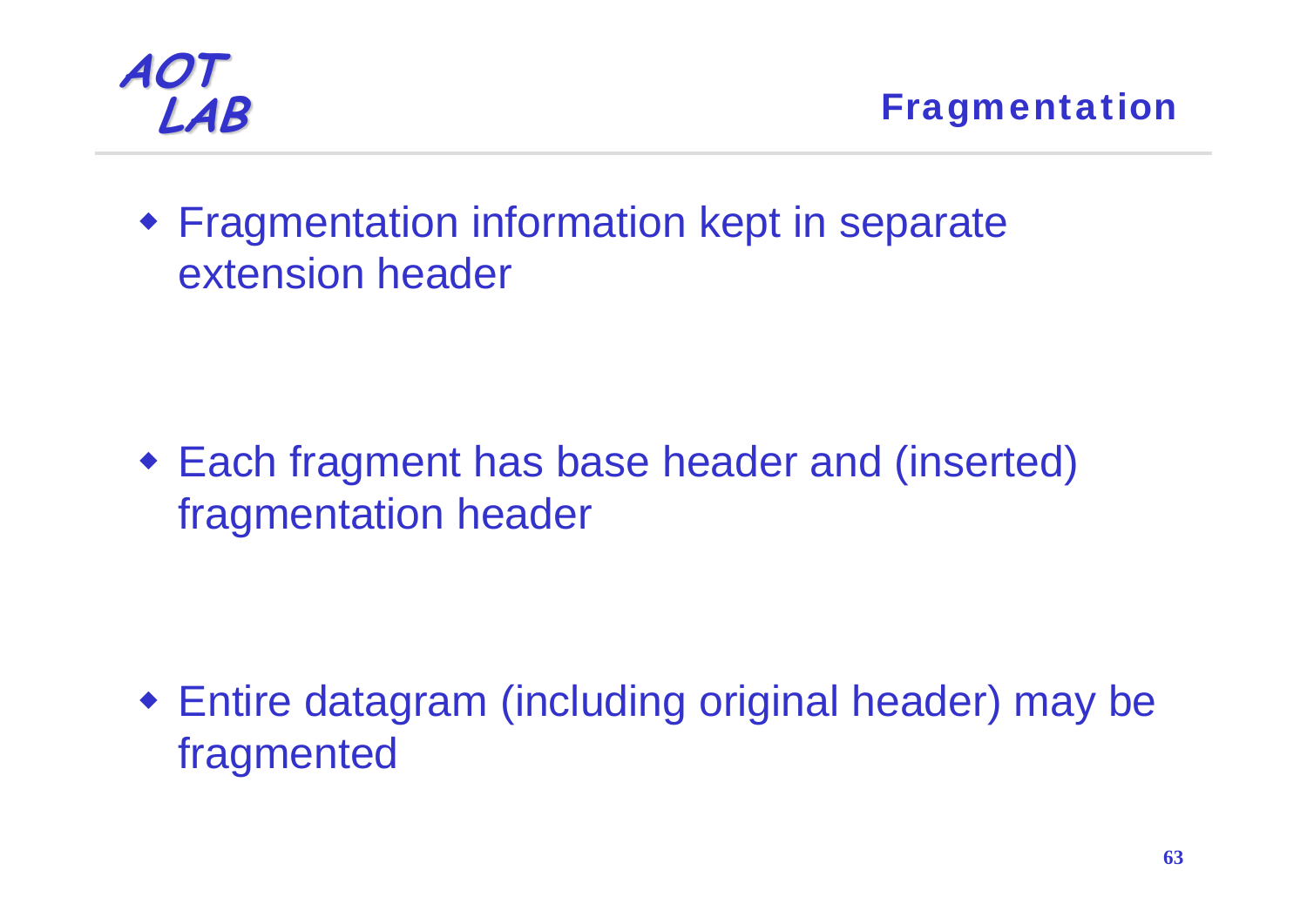## Fragmentation

- Fragmentation information kept in separate extension header

- Each fragment has base header and (inserted) fragmentation header

- Entire datagram (including original header) may be fragmented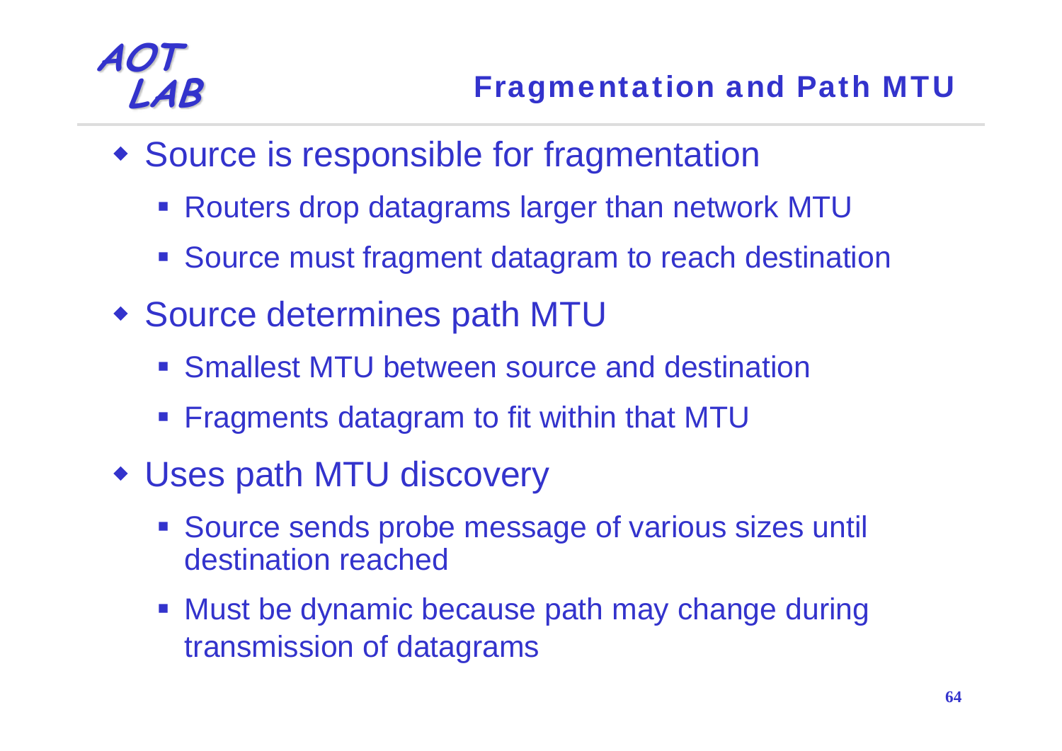## Fragmentation and Path MTU

- Source is responsible for fragmentation
  - Routers drop datagrams larger than network MTU
  - Source must fragment datagram to reach destination
- Source determines path MTU
  - Smallest MTU between source and destination
  - Fragments datagram to fit within that MTU
- Uses path MTU discovery
  - Source sends probe message of various sizes until destination reached
  - Must be dynamic because path may change during transmission of datagrams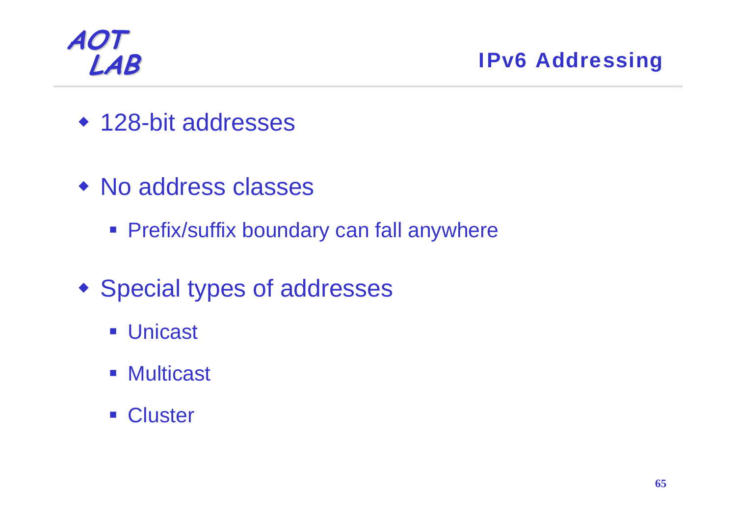## IPv6 Addressing

- 128-bit addresses
- No address classes
  - Prefix/suffix boundary can fall anywhere
- Special types of addresses
  - Unicast
  - Multicast
  - Cluster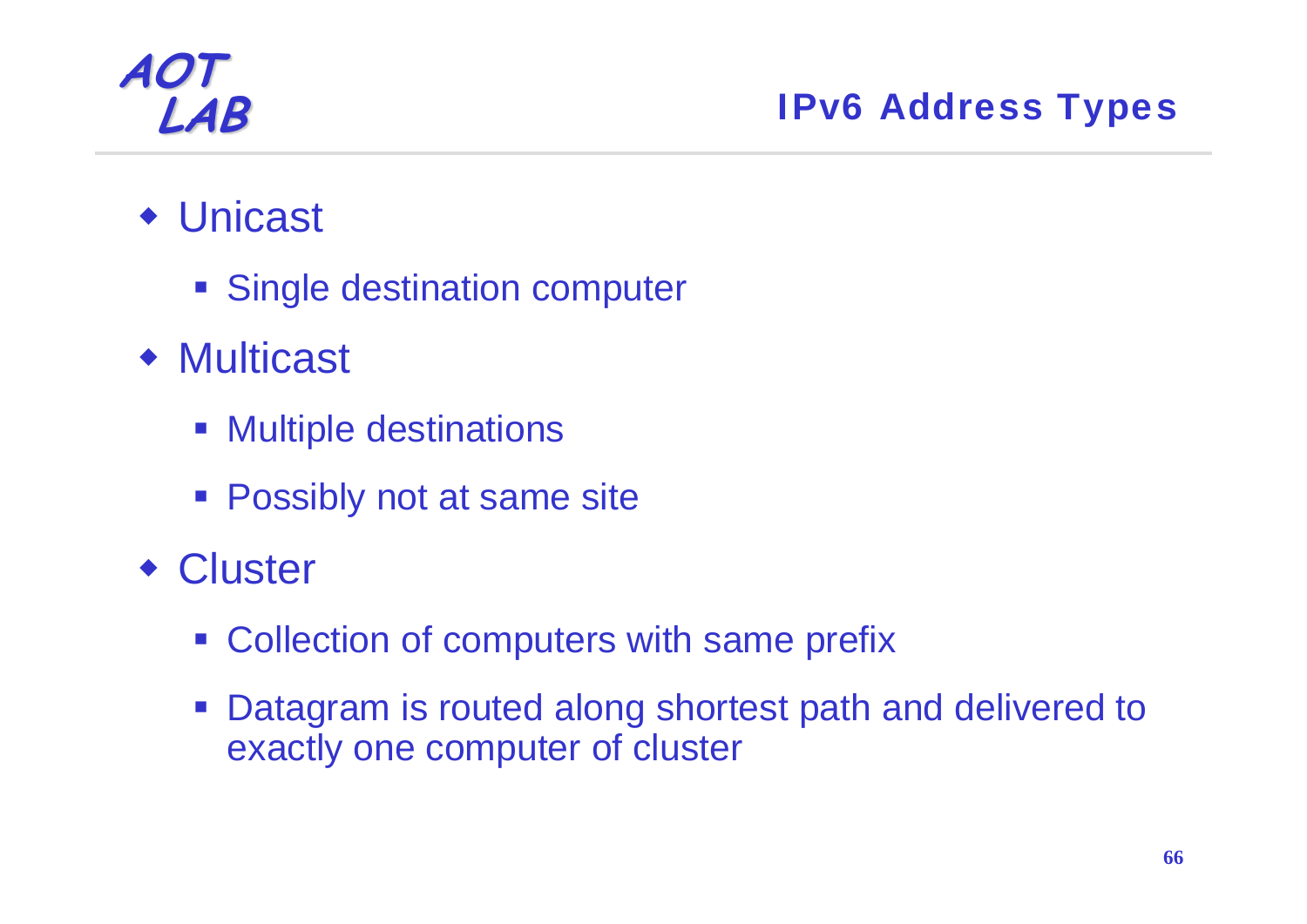## IPv6 Address Types

- Unicast
  - Single destination computer
- Multicast
  - Multiple destinations
  - Possibly not at same site
- Cluster
  - Collection of computers with same prefix
  - Datagram is routed along shortest path and delivered to exactly one computer of cluster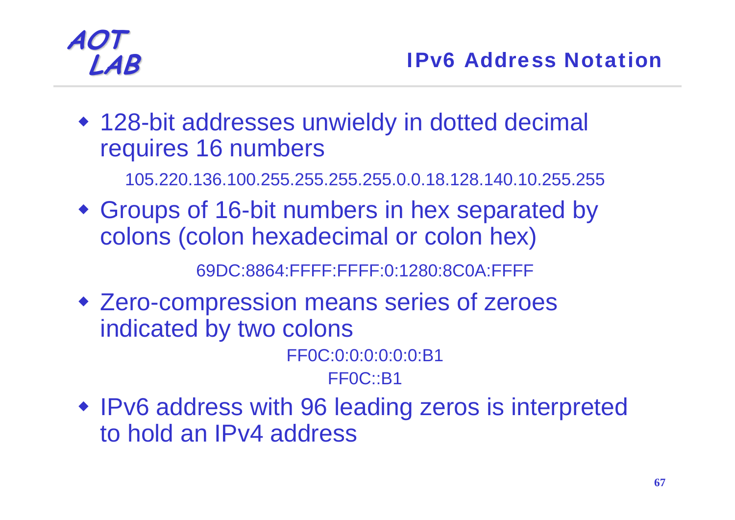## IPv6 Address Notation

- 128-bit addresses unwieldy in dotted decimal requires 16 numbers

  105.220.136.100.255.255.255.255.0.0.18.128.140.10.255.255

- Groups of 16-bit numbers in hex separated by colons (colon hexadecimal or colon hex)

  69DC:8864:FFFF:FFFF:0:1280:8C0A:FFFF

- Zero-compression means series of zeroes indicated by two colons

  FF0C:0:0:0:0:0:0:B1

  FF0C::B1

- IPv6 address with 96 leading zeros is interpreted to hold an IPv4 address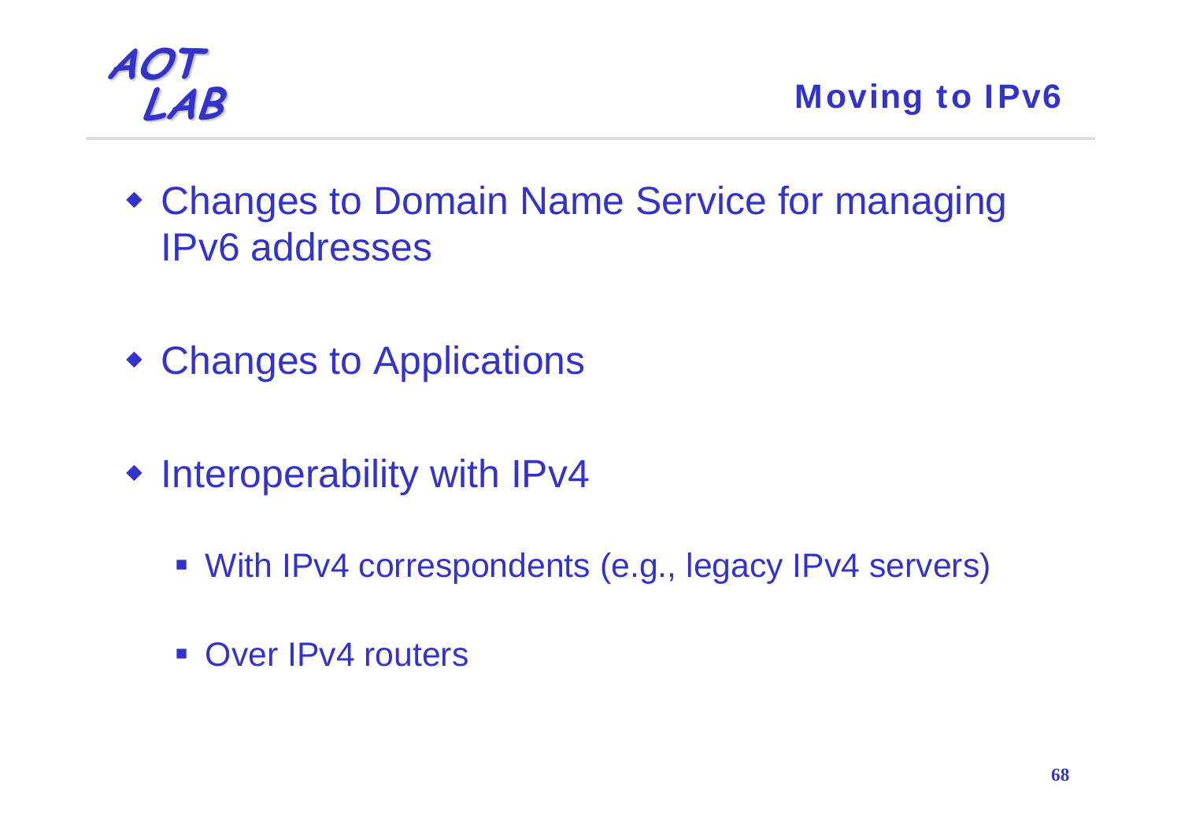## Moving to IPv6

- Changes to Domain Name Service for managing IPv6 addresses
- Changes to Applications
- Interoperability with IPv4
  - With IPv4 correspondents (e.g., legacy IPv4 servers)
  - Over IPv4 routers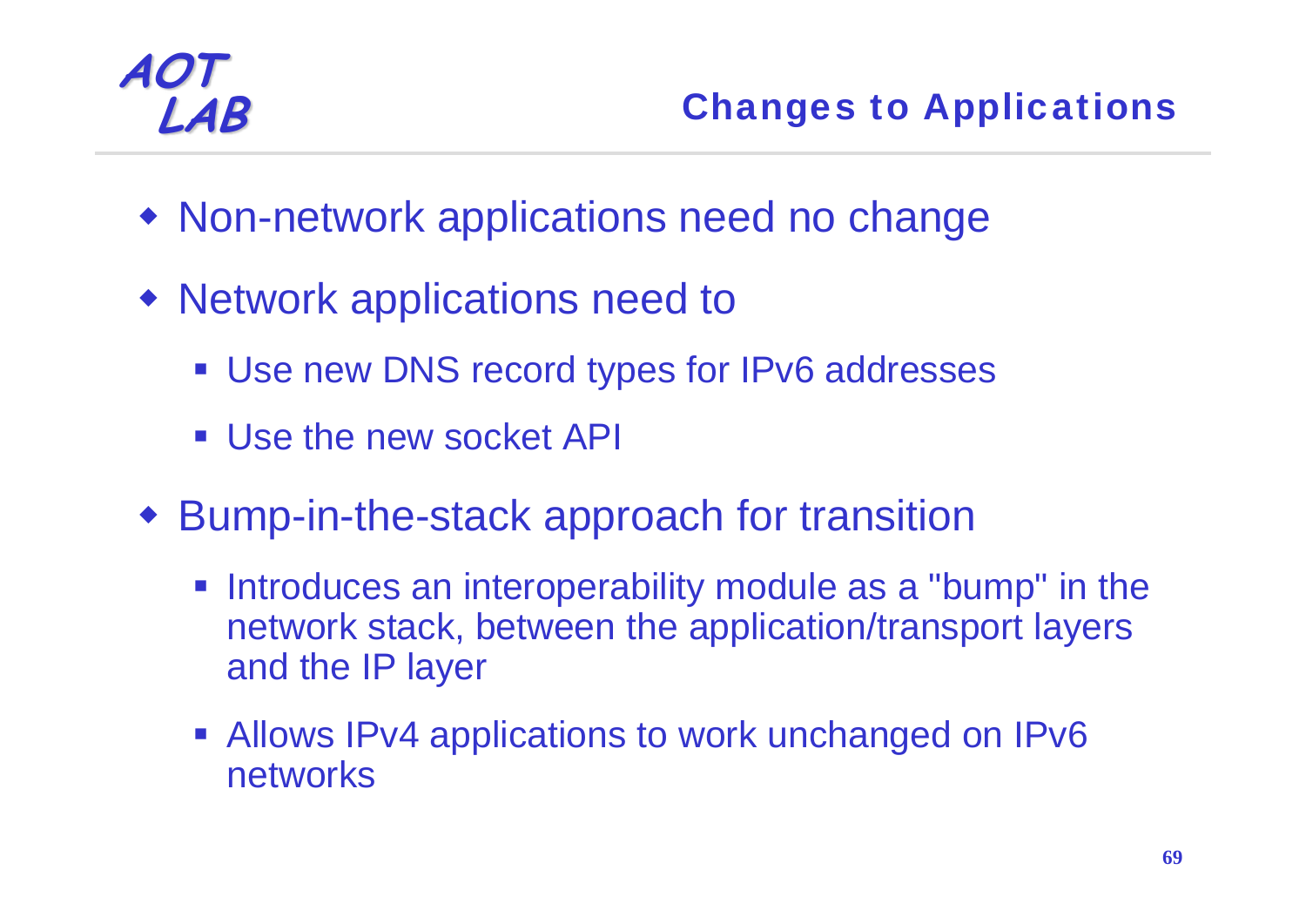## Changes to Applications

- Non-network applications need no change
- Network applications need to
  - Use new DNS record types for IPv6 addresses
  - Use the new socket API
- Bump-in-the-stack approach for transition
  - Introduces an interoperability module as a "bump" in the network stack, between the application/transport layers and the IP layer
  - Allows IPv4 applications to work unchanged on IPv6 networks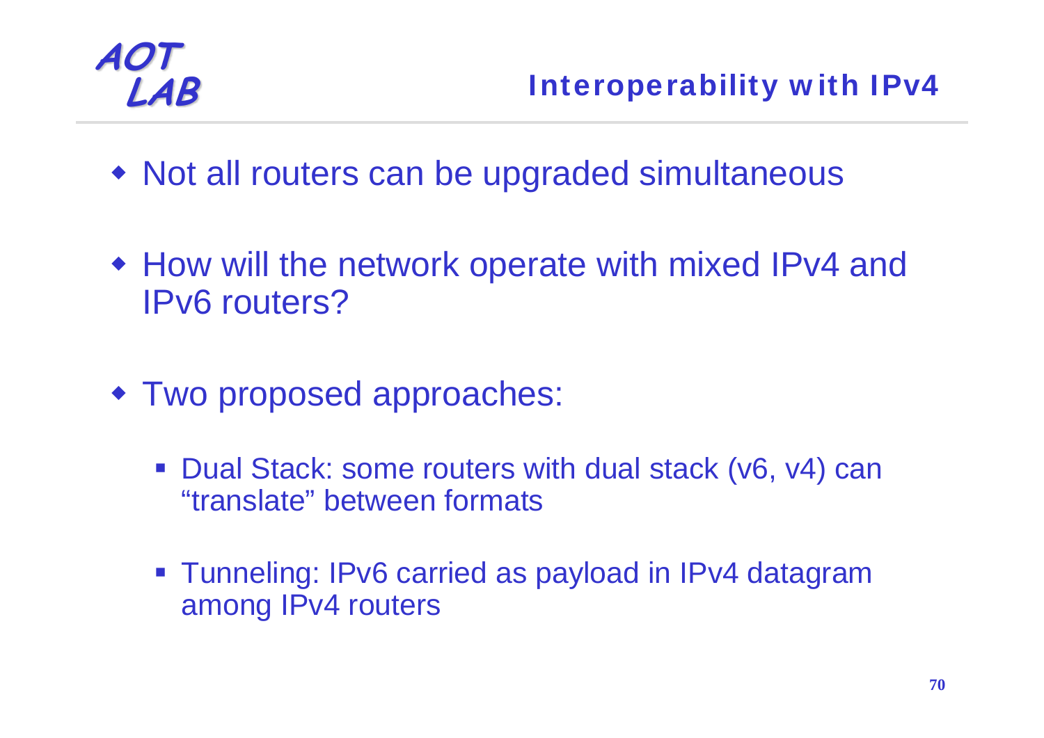## Interoperability with IPv4

- Not all routers can be upgraded simultaneous
- How will the network operate with mixed IPv4 and IPv6 routers?
- Two proposed approaches:
  - Dual Stack: some routers with dual stack (v6, v4) can "translate" between formats
  - Tunneling: IPv6 carried as payload in IPv4 datagram among IPv4 routers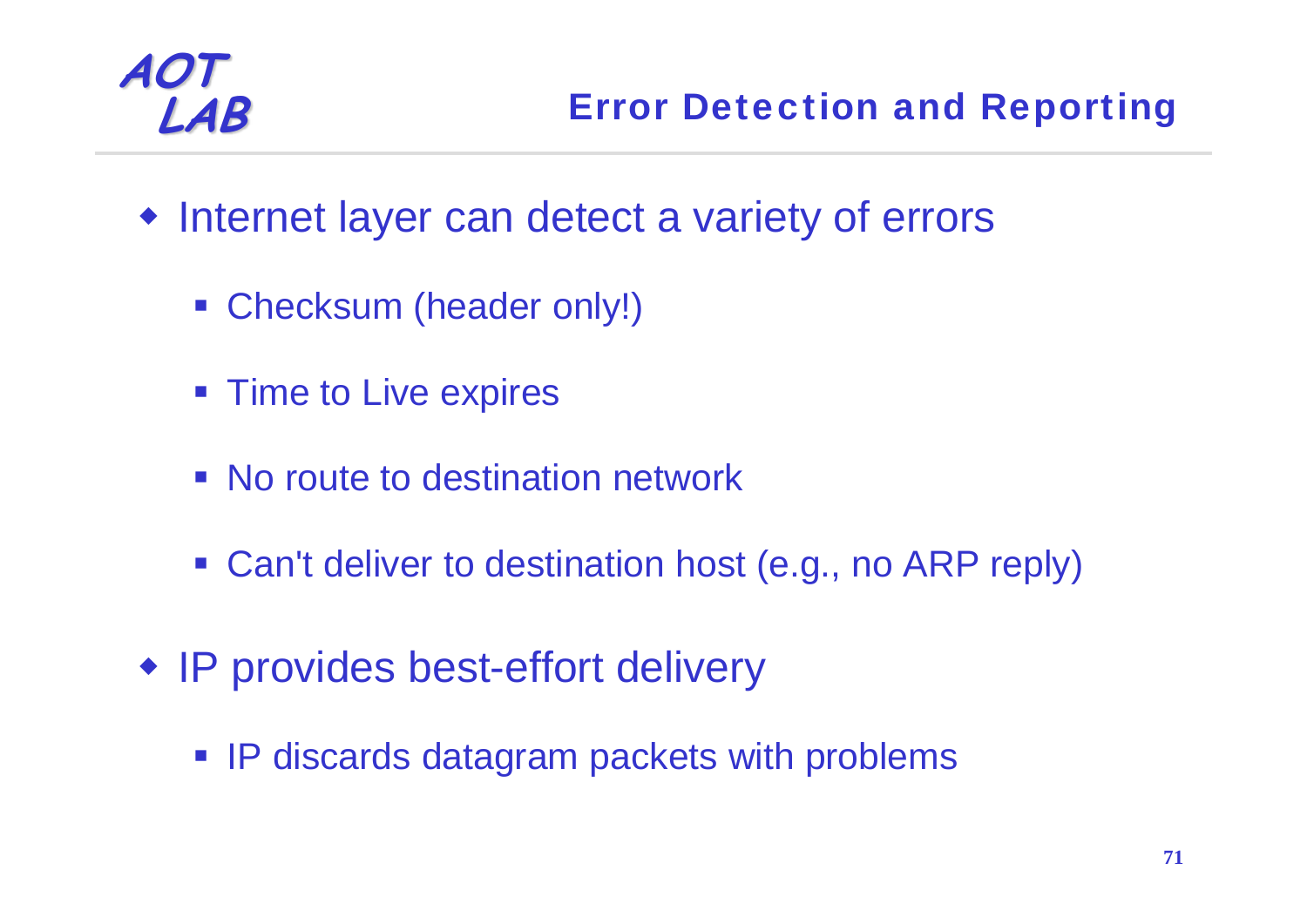## Error Detection and Reporting

- Internet layer can detect a variety of errors
  - Checksum (header only!)
  - Time to Live expires
  - No route to destination network
  - Can't deliver to destination host (e.g., no ARP reply)
- IP provides best-effort delivery
  - IP discards datagram packets with problems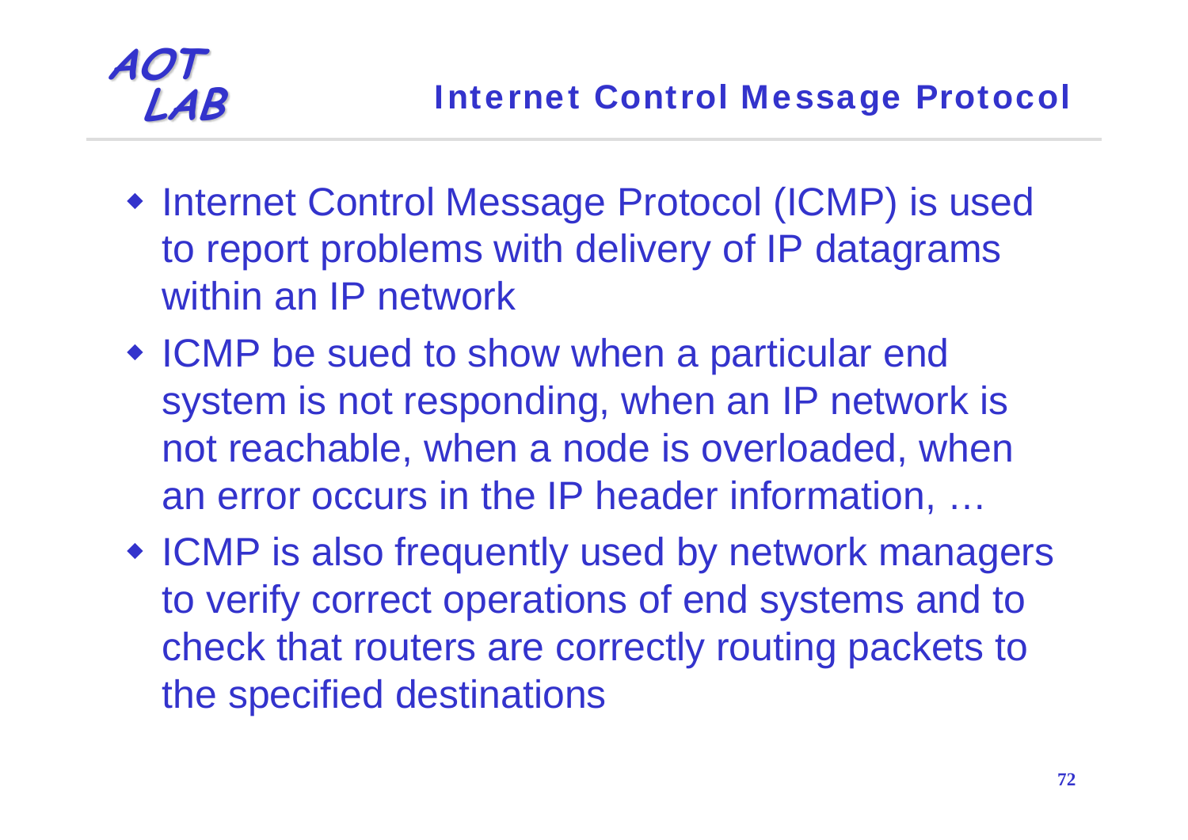## Internet Control Message Protocol

- Internet Control Message Protocol (ICMP) is used to report problems with delivery of IP datagrams within an IP network
- ICMP be sued to show when a particular end system is not responding, when an IP network is not reachable, when a node is overloaded, when an error occurs in the IP header information, …
- ICMP is also frequently used by network managers to verify correct operations of end systems and to check that routers are correctly routing packets to the specified destinations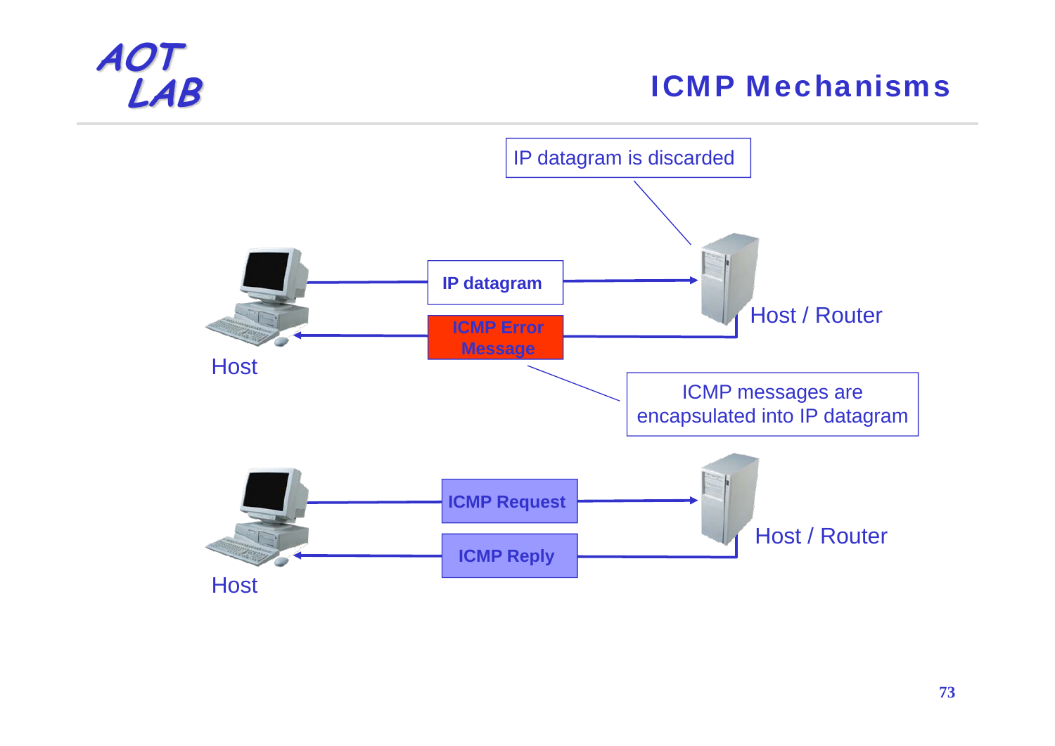# ICMP Mechanisms

IP datagram is discarded

IP datagram

ICMP Error Message

Host

Host / Router

ICMP messages are encapsulated into IP datagram

ICMP Request

ICMP Reply

Host

Host / Router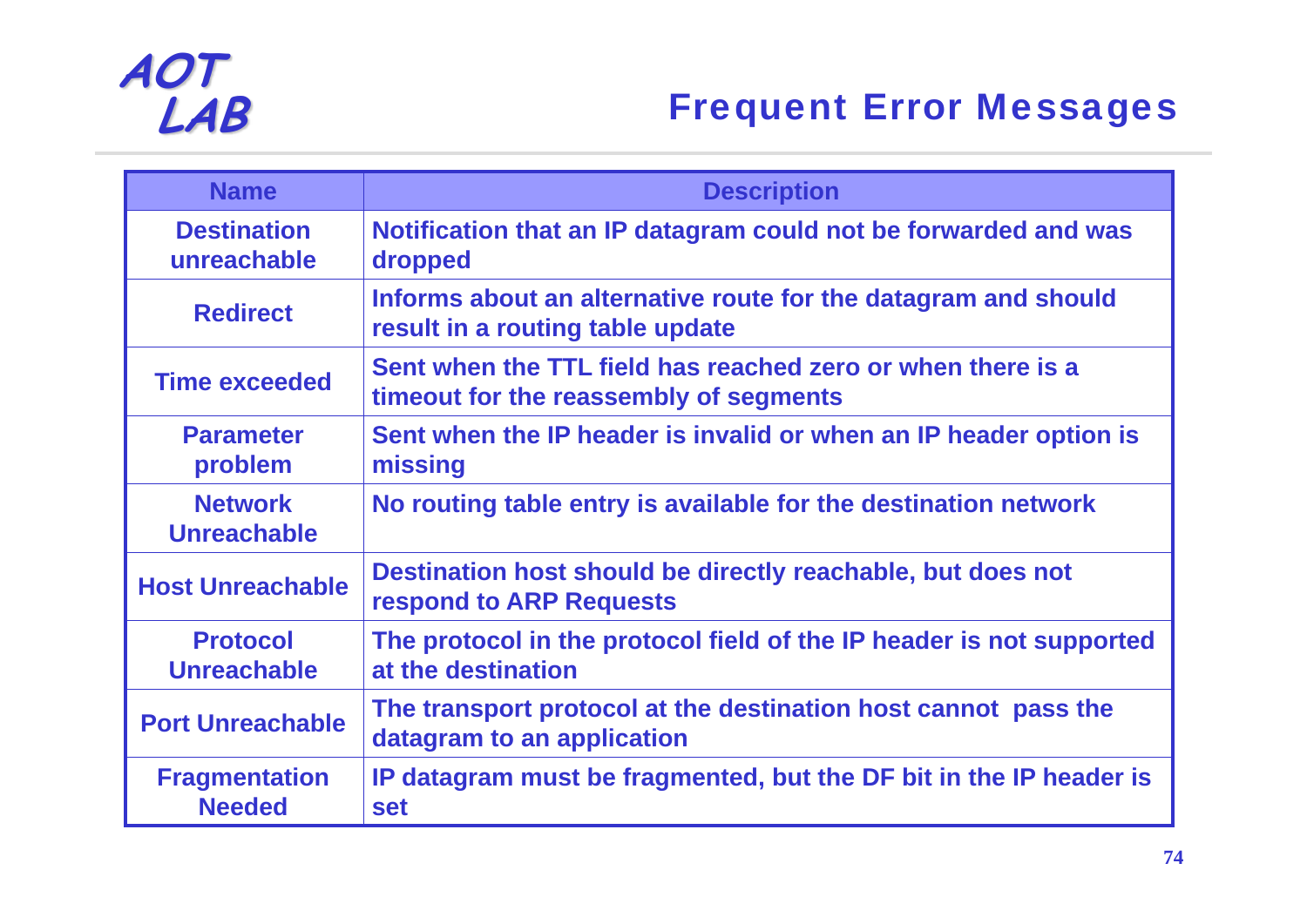# Frequent Error Messages

| Name | Description |
|---|---|
| Destination unreachable | Notification that an IP datagram could not be forwarded and was dropped |
| Redirect | Informs about an alternative route for the datagram and should result in a routing table update |
| Time exceeded | Sent when the TTL field has reached zero or when there is a timeout for the reassembly of segments |
| Parameter problem | Sent when the IP header is invalid or when an IP header option is missing |
| Network Unreachable | No routing table entry is available for the destination network |
| Host Unreachable | Destination host should be directly reachable, but does not respond to ARP Requests |
| Protocol Unreachable | The protocol in the protocol field of the IP header is not supported at the destination |
| Port Unreachable | The transport protocol at the destination host cannot pass the datagram to an application |
| Fragmentation Needed | IP datagram must be fragmented, but the DF bit in the IP header is set |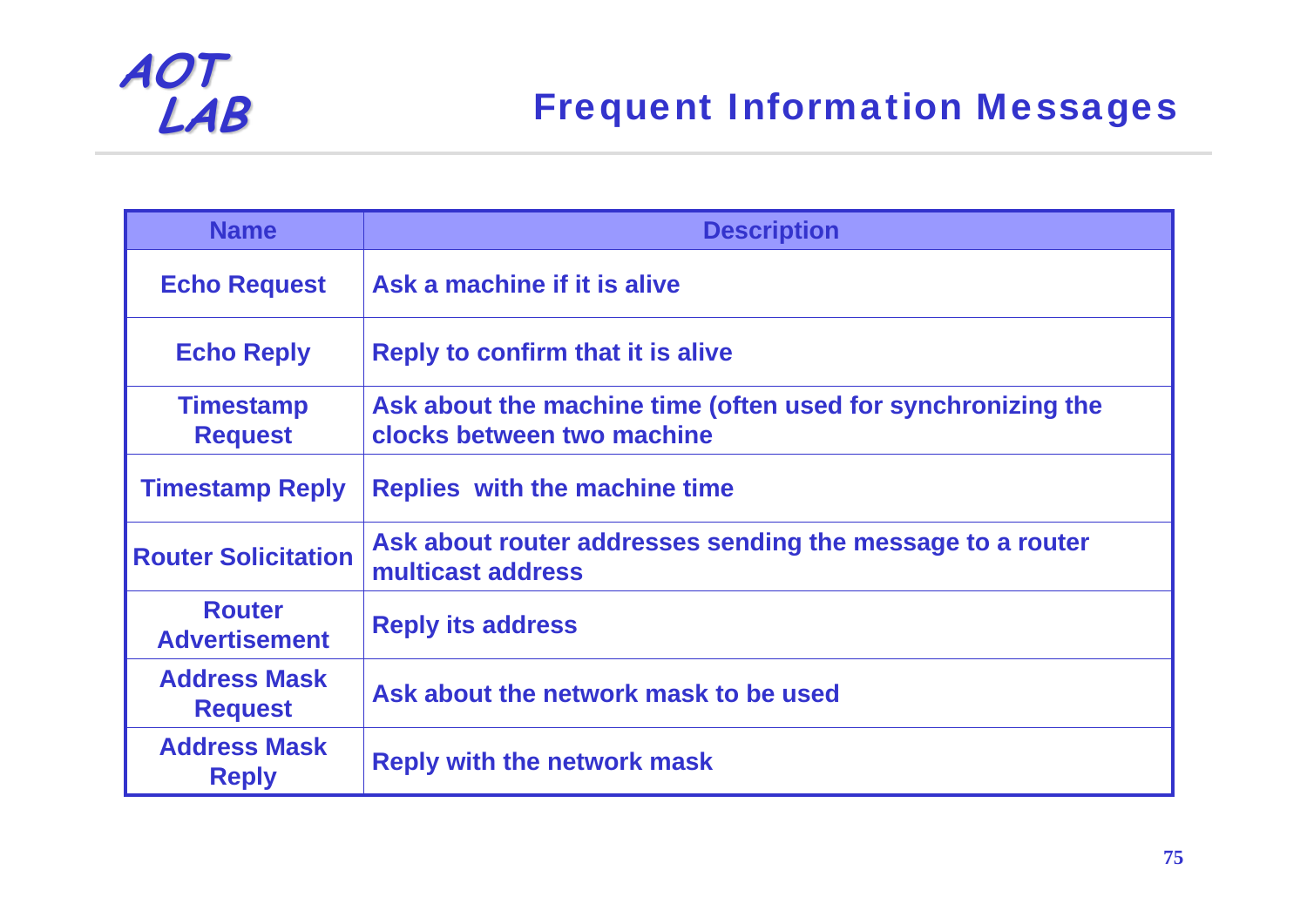## Frequent Information Messages

| Name | Description |
|---|---|
| Echo Request | Ask a machine if it is alive |
| Echo Reply | Reply to confirm that it is alive |
| Timestamp Request | Ask about the machine time (often used for synchronizing the clocks between two machine |
| Timestamp Reply | Replies  with the machine time |
| Router Solicitation | Ask about router addresses sending the message to a router multicast address |
| Router Advertisement | Reply its address |
| Address Mask Request | Ask about the network mask to be used |
| Address Mask Reply | Reply with the network mask |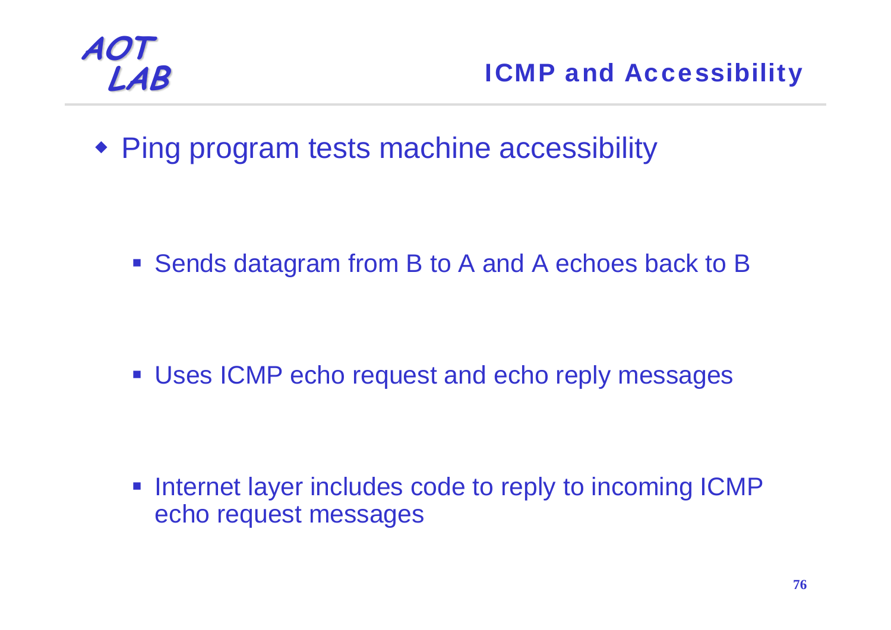## ICMP and Accessibility

- Ping program tests machine accessibility
  - Sends datagram from B to A and A echoes back to B
  - Uses ICMP echo request and echo reply messages
  - Internet layer includes code to reply to incoming ICMP echo request messages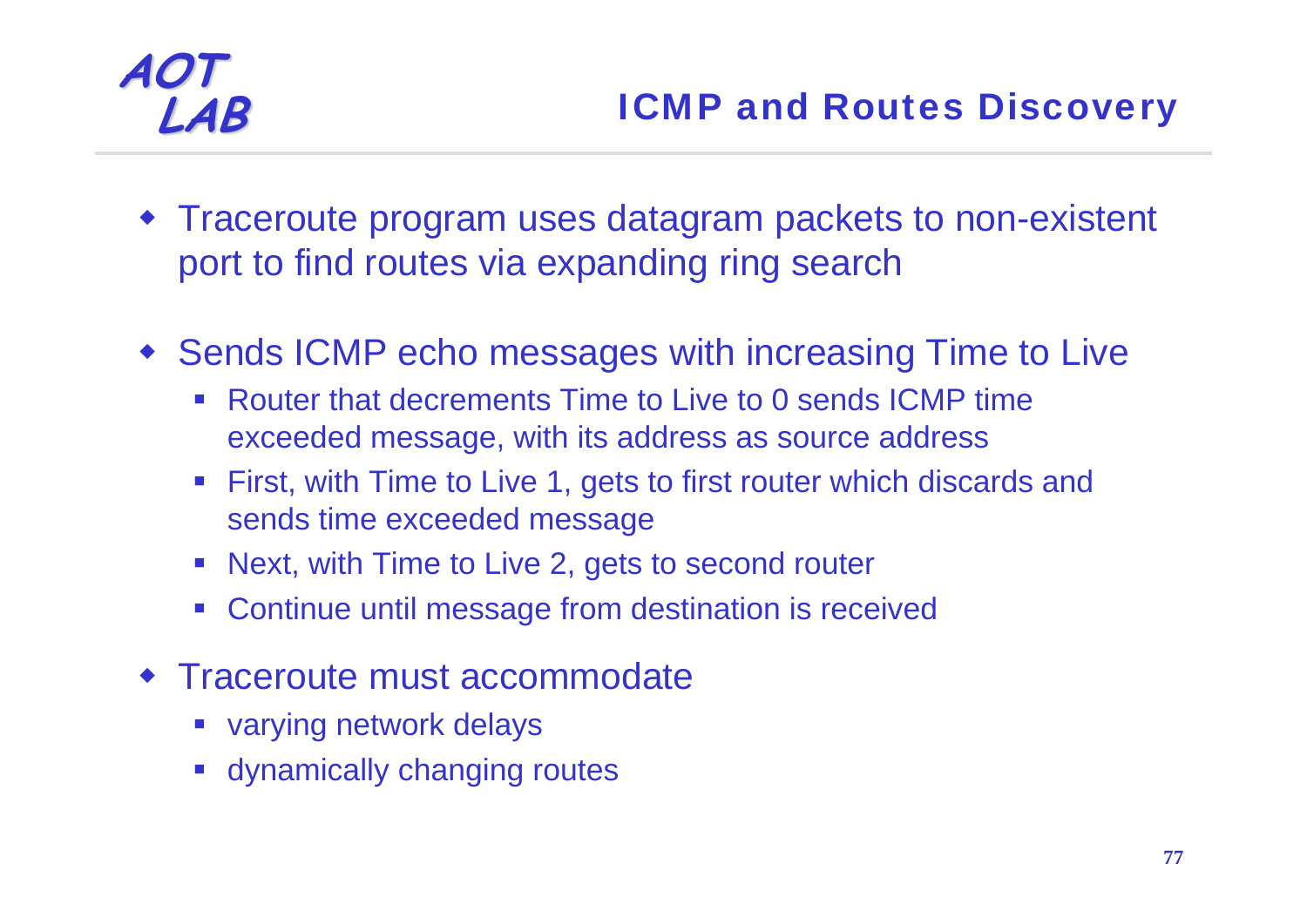# ICMP and Routes Discovery

- Traceroute program uses datagram packets to non-existent port to find routes via expanding ring search
- Sends ICMP echo messages with increasing Time to Live
  - Router that decrements Time to Live to 0 sends ICMP time exceeded message, with its address as source address
  - First, with Time to Live 1, gets to first router which discards and sends time exceeded message
  - Next, with Time to Live 2, gets to second router
  - Continue until message from destination is received
- Traceroute must accommodate
  - varying network delays
  - dynamically changing routes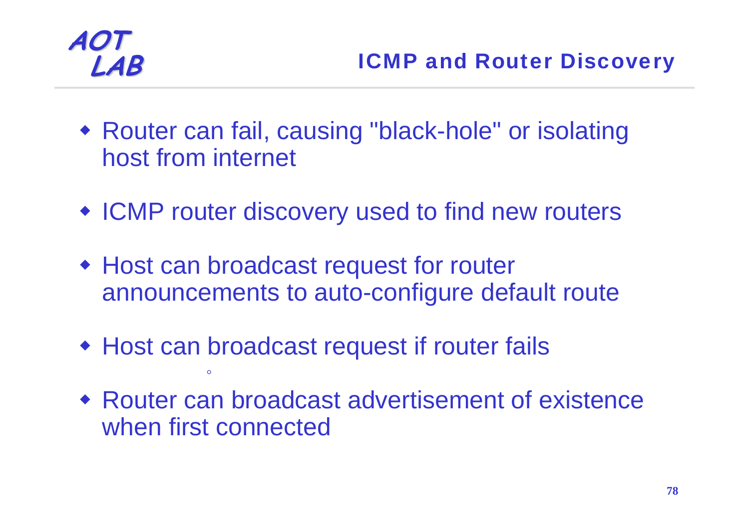## ICMP and Router Discovery

- Router can fail, causing "black-hole" or isolating host from internet
- ICMP router discovery used to find new routers
- Host can broadcast request for router announcements to auto-configure default route
- Host can broadcast request if router fails
- Router can broadcast advertisement of existence when first connected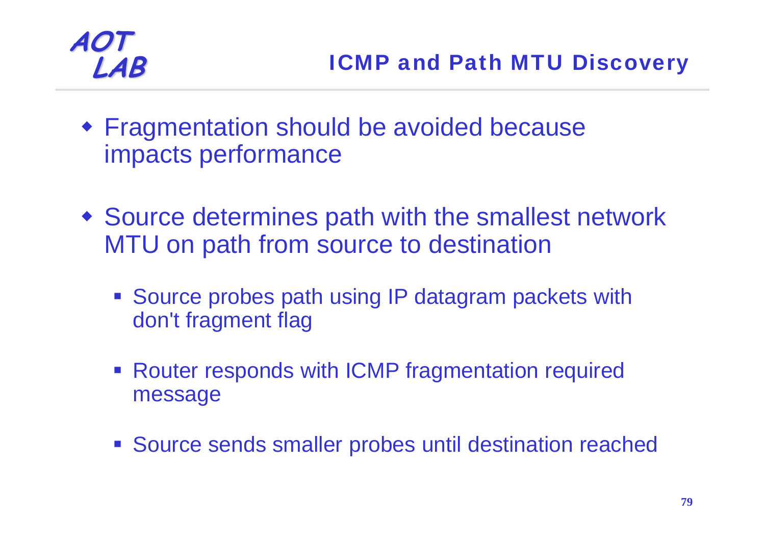## ICMP and Path MTU Discovery

- Fragmentation should be avoided because impacts performance
- Source determines path with the smallest network MTU on path from source to destination
  - Source probes path using IP datagram packets with don't fragment flag
  - Router responds with ICMP fragmentation required message
  - Source sends smaller probes until destination reached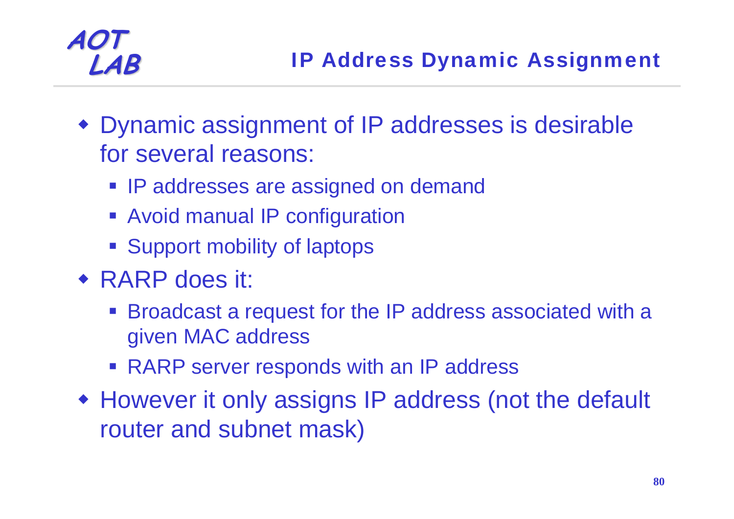# IP Address Dynamic Assignment

- Dynamic assignment of IP addresses is desirable for several reasons:
  - IP addresses are assigned on demand
  - Avoid manual IP configuration
  - Support mobility of laptops
- RARP does it:
  - Broadcast a request for the IP address associated with a given MAC address
  - RARP server responds with an IP address
- However it only assigns IP address (not the default router and subnet mask)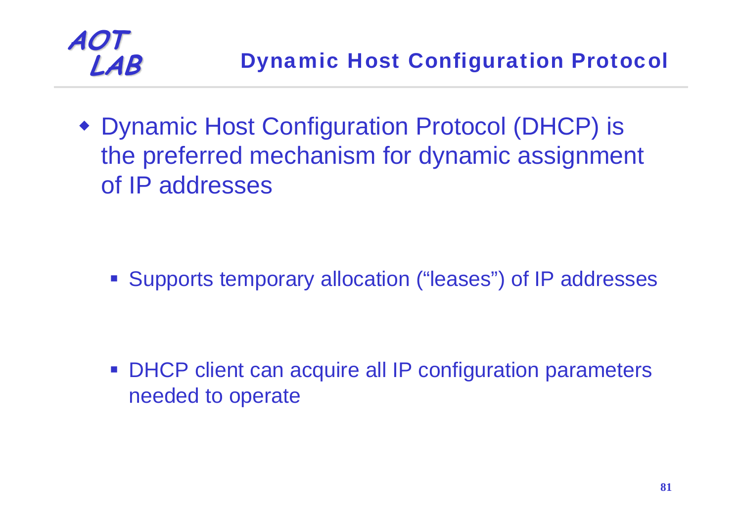## Dynamic Host Configuration Protocol

- Dynamic Host Configuration Protocol (DHCP) is the preferred mechanism for dynamic assignment of IP addresses
  - Supports temporary allocation (“leases”) of IP addresses
  - DHCP client can acquire all IP configuration parameters needed to operate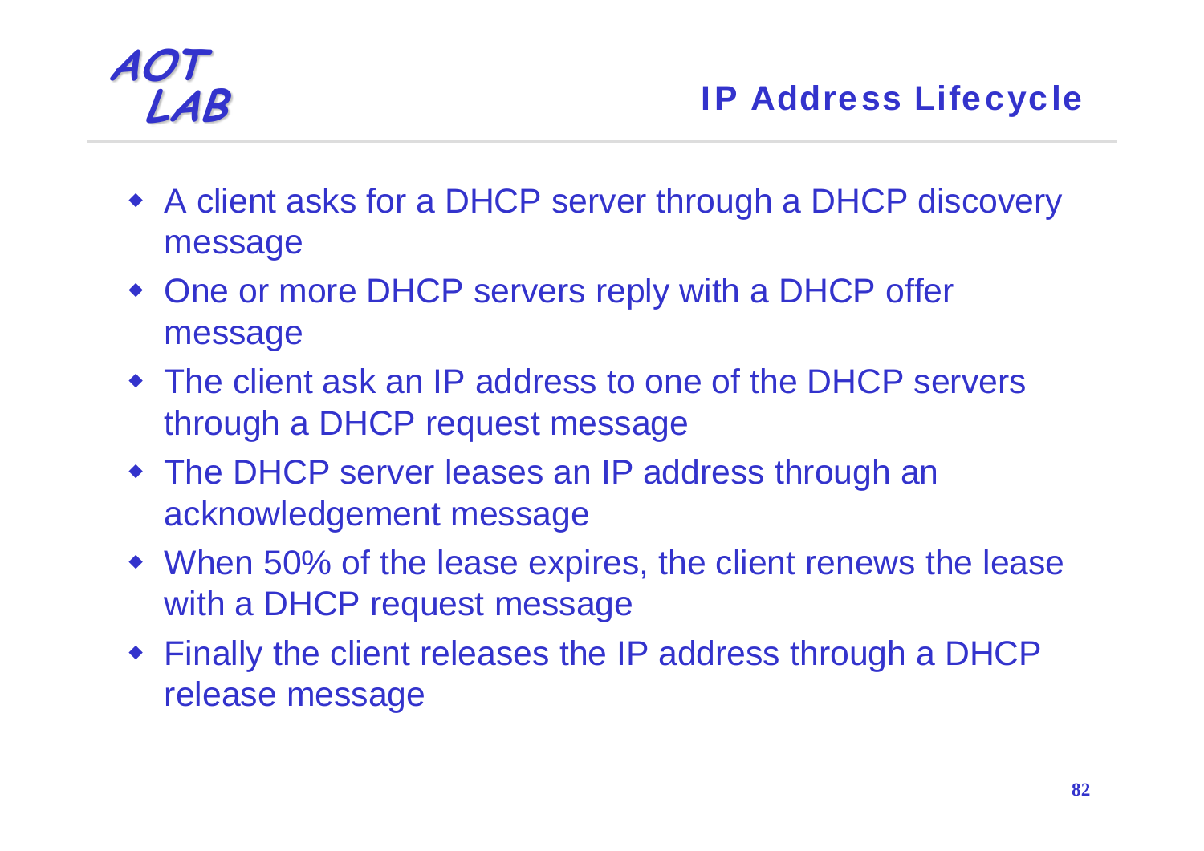## IP Address Lifecycle

- A client asks for a DHCP server through a DHCP discovery message
- One or more DHCP servers reply with a DHCP offer message
- The client ask an IP address to one of the DHCP servers through a DHCP request message
- The DHCP server leases an IP address through an acknowledgement message
- When 50% of the lease expires, the client renews the lease with a DHCP request message
- Finally the client releases the IP address through a DHCP release message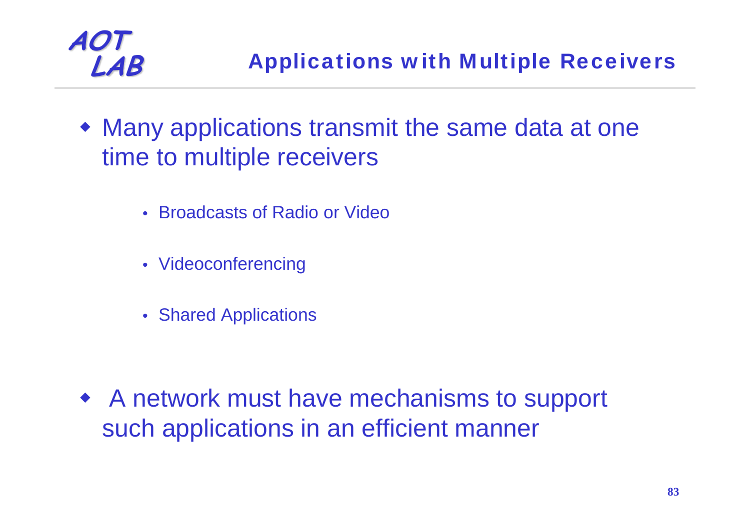## Applications with Multiple Receivers

- Many applications transmit the same data at one time to multiple receivers
  - Broadcasts of Radio or Video
  - Videoconferencing
  - Shared Applications

- A network must have mechanisms to support such applications in an efficient manner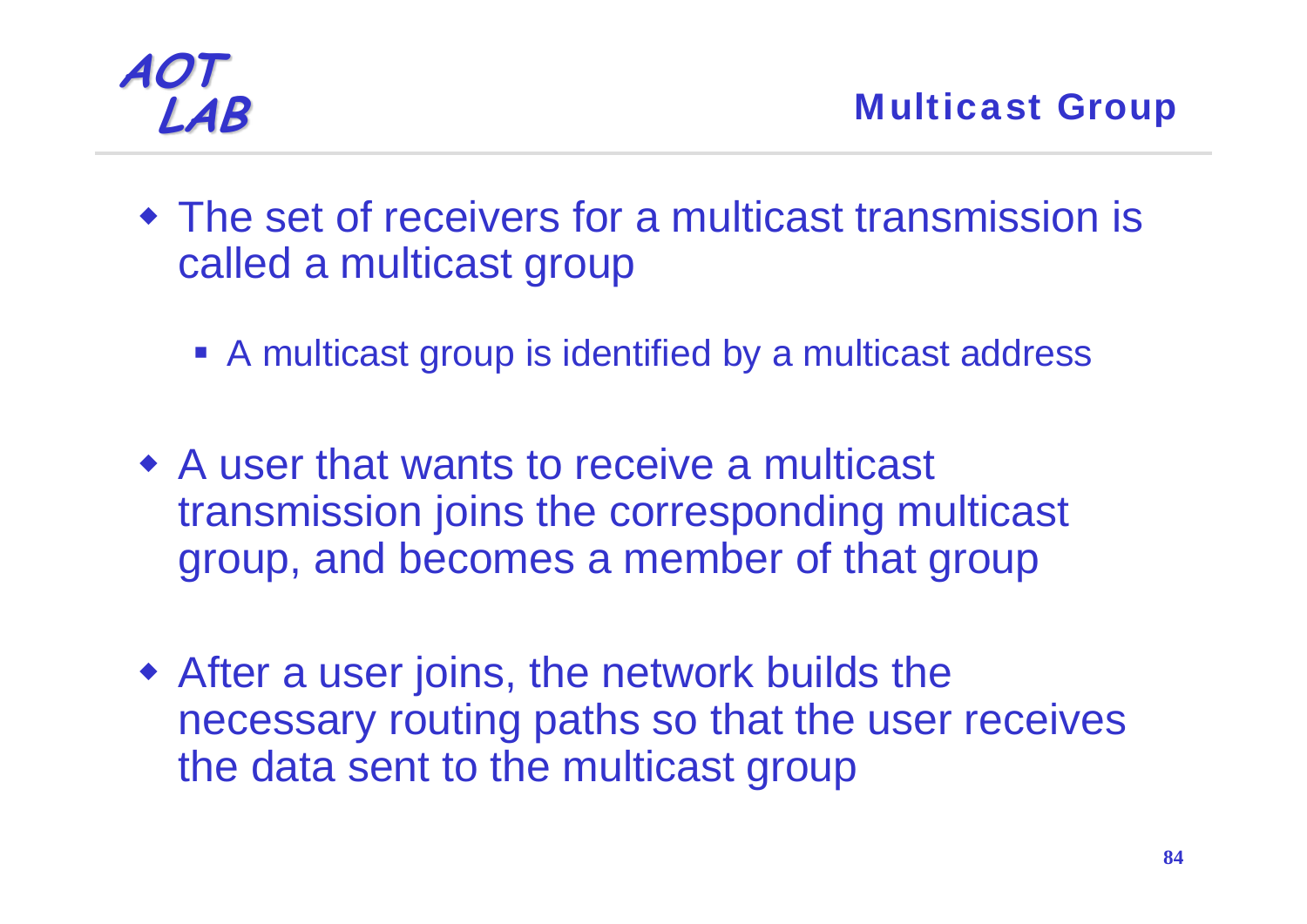## Multicast Group

- The set of receivers for a multicast transmission is called a multicast group
  - A multicast group is identified by a multicast address
- A user that wants to receive a multicast transmission joins the corresponding multicast group, and becomes a member of that group
- After a user joins, the network builds the necessary routing paths so that the user receives the data sent to the multicast group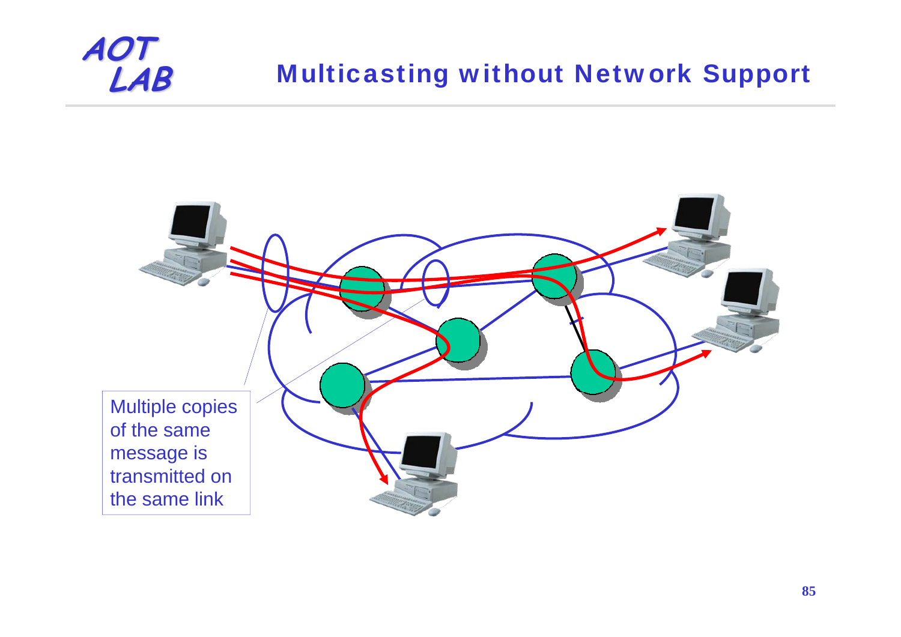# Multicasting without Network Support

Multiple copies of the same message is transmitted on the same link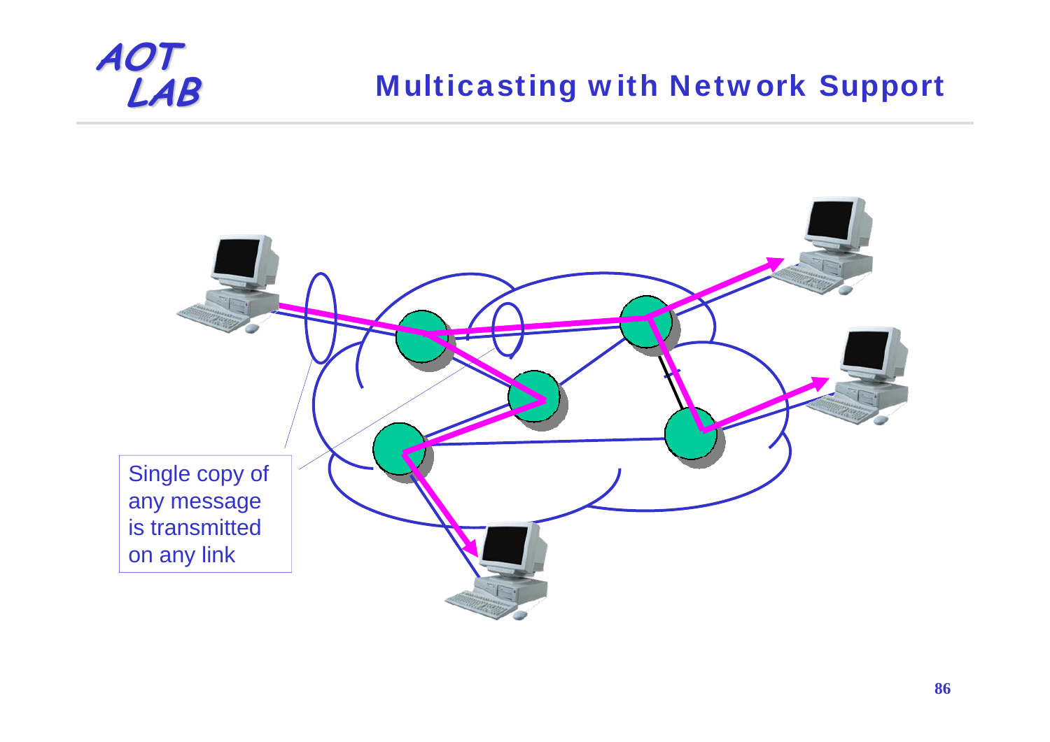# Multicasting with Network Support

Single copy of any message is transmitted on any link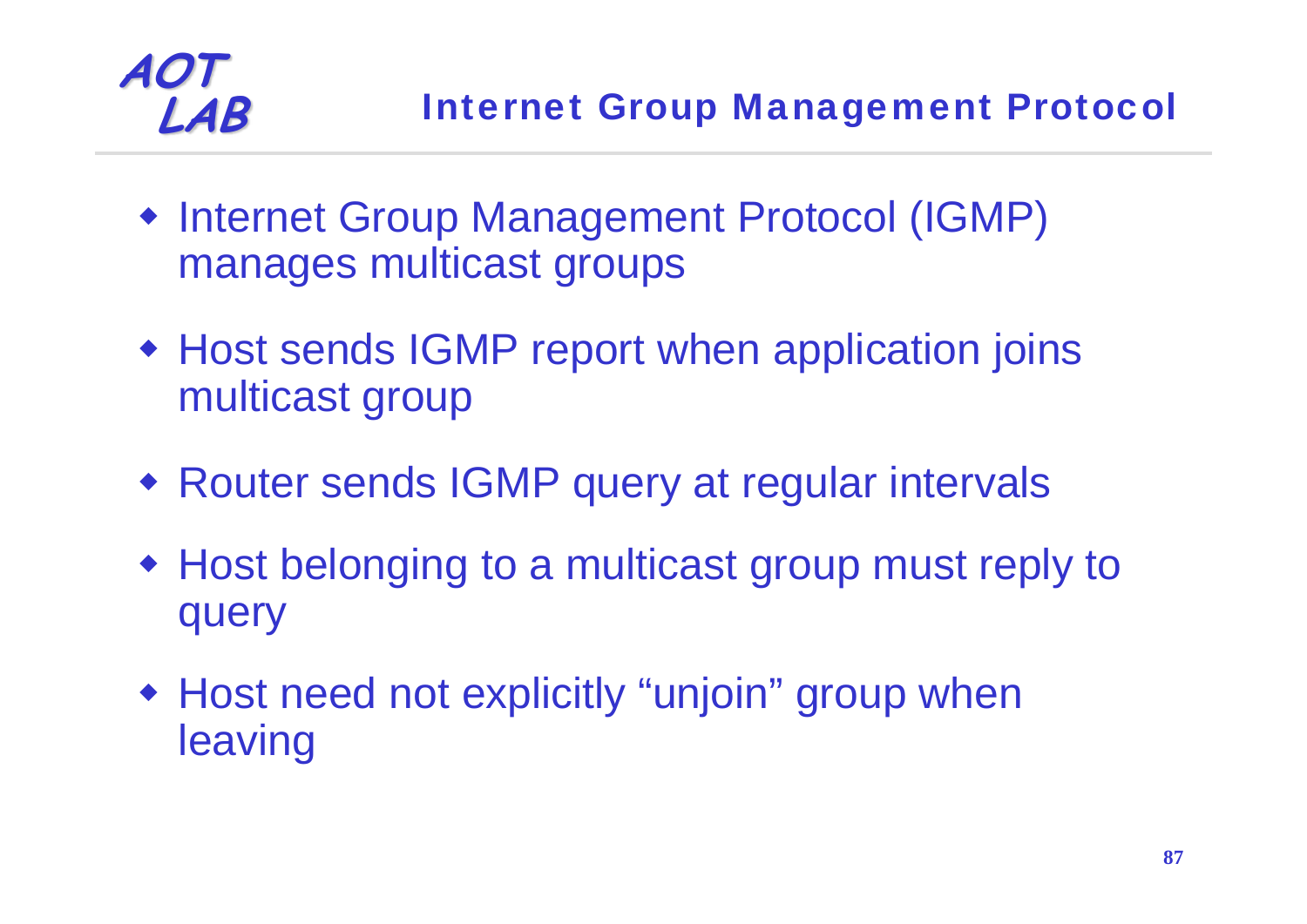## Internet Group Management Protocol

- Internet Group Management Protocol (IGMP) manages multicast groups
- Host sends IGMP report when application joins multicast group
- Router sends IGMP query at regular intervals
- Host belonging to a multicast group must reply to query
- Host need not explicitly “unjoin” group when leaving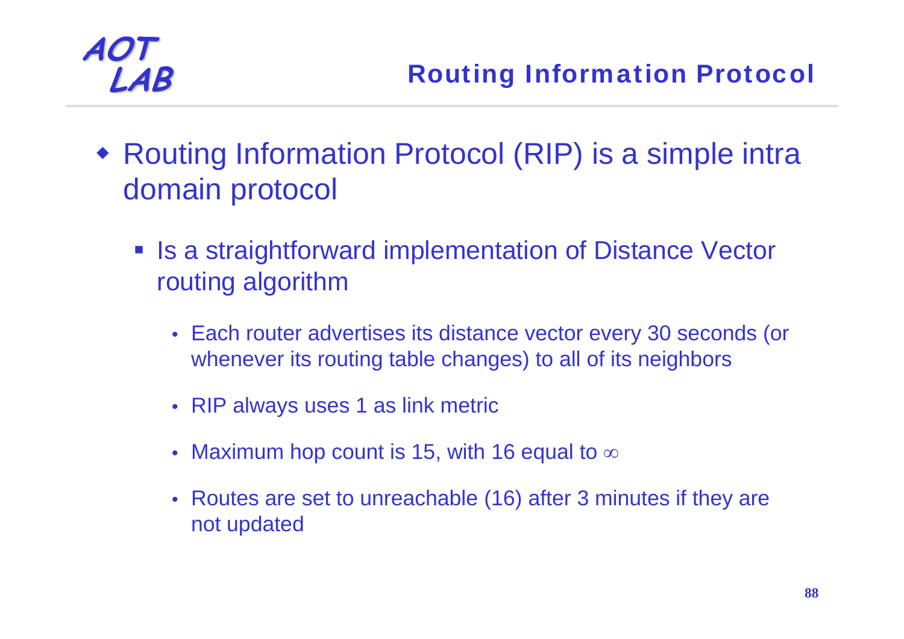# Routing Information Protocol

- Routing Information Protocol (RIP) is a simple intra domain protocol
  - Is a straightforward implementation of Distance Vector routing algorithm
    - Each router advertises its distance vector every 30 seconds (or whenever its routing table changes) to all of its neighbors
    - RIP always uses 1 as link metric
    - Maximum hop count is 15, with 16 equal to $\infty$
    - Routes are set to unreachable (16) after 3 minutes if they are not updated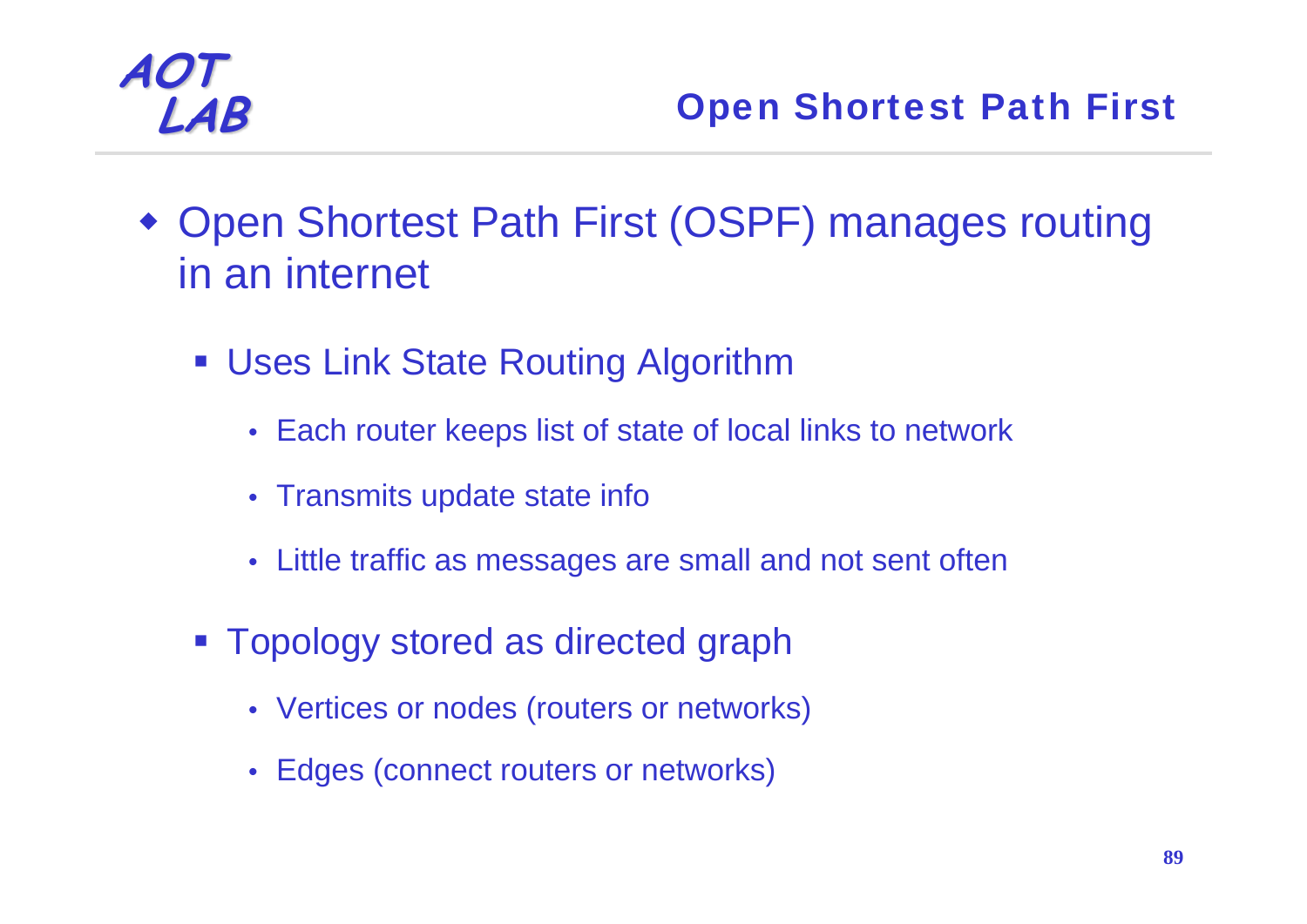## Open Shortest Path First

- Open Shortest Path First (OSPF) manages routing in an internet
  - Uses Link State Routing Algorithm
    - Each router keeps list of state of local links to network
    - Transmits update state info
    - Little traffic as messages are small and not sent often
  - Topology stored as directed graph
    - Vertices or nodes (routers or networks)
    - Edges (connect routers or networks)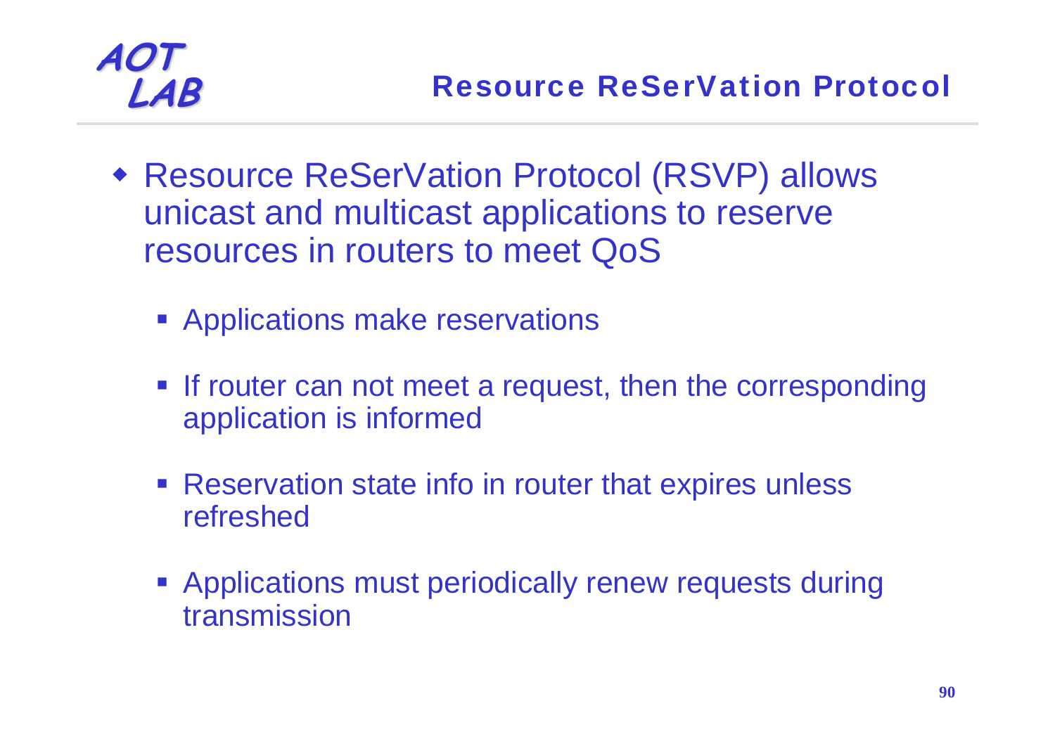## Resource ReSerVation Protocol

- Resource ReSerVation Protocol (RSVP) allows unicast and multicast applications to reserve resources in routers to meet QoS
  - Applications make reservations
  - If router can not meet a request, then the corresponding application is informed
  - Reservation state info in router that expires unless refreshed
  - Applications must periodically renew requests during transmission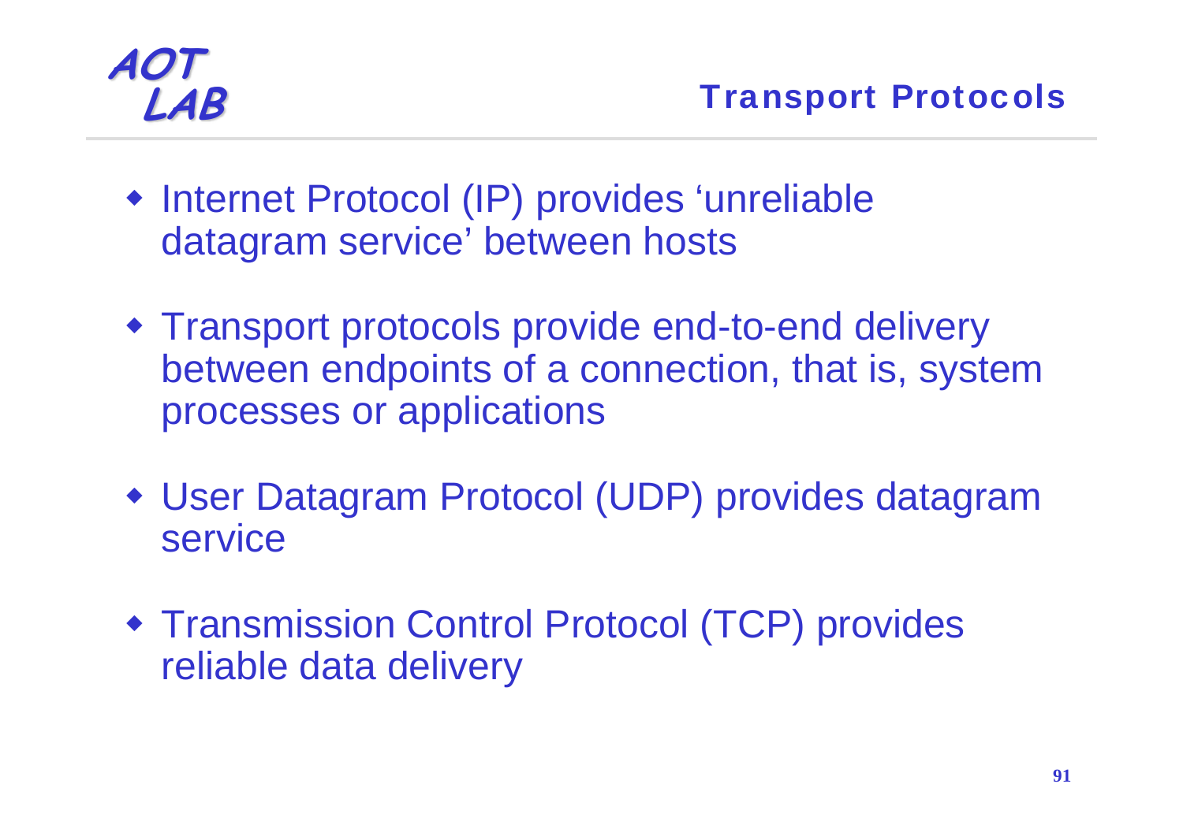## Transport Protocols

- Internet Protocol (IP) provides 'unreliable datagram service' between hosts
- Transport protocols provide end-to-end delivery between endpoints of a connection, that is, system processes or applications
- User Datagram Protocol (UDP) provides datagram service
- Transmission Control Protocol (TCP) provides reliable data delivery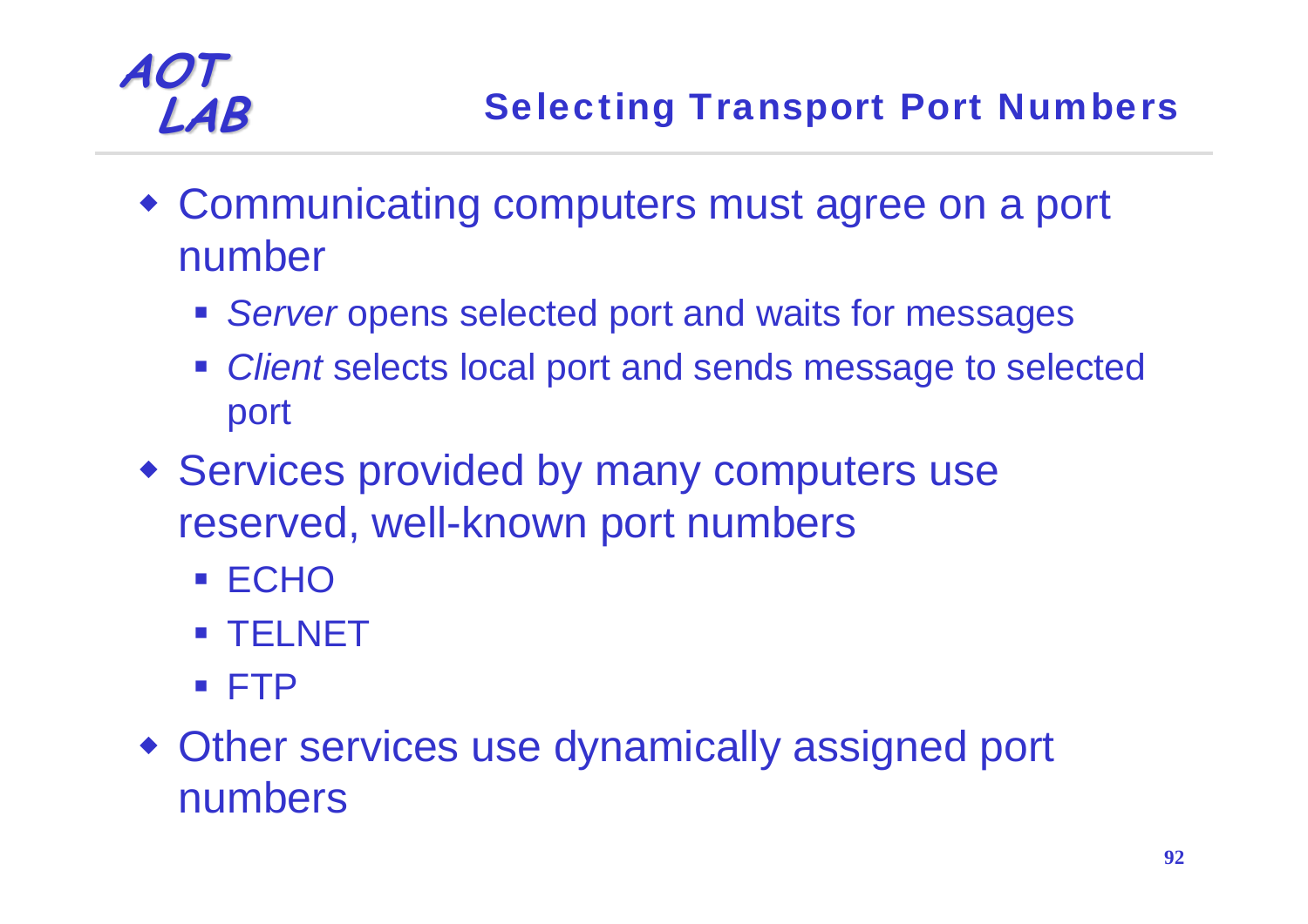## Selecting Transport Port Numbers

- Communicating computers must agree on a port number
  - *Server* opens selected port and waits for messages
  - *Client* selects local port and sends message to selected port
- Services provided by many computers use reserved, well-known port numbers
  - ECHO
  - TELNET
  - FTP
- Other services use dynamically assigned port numbers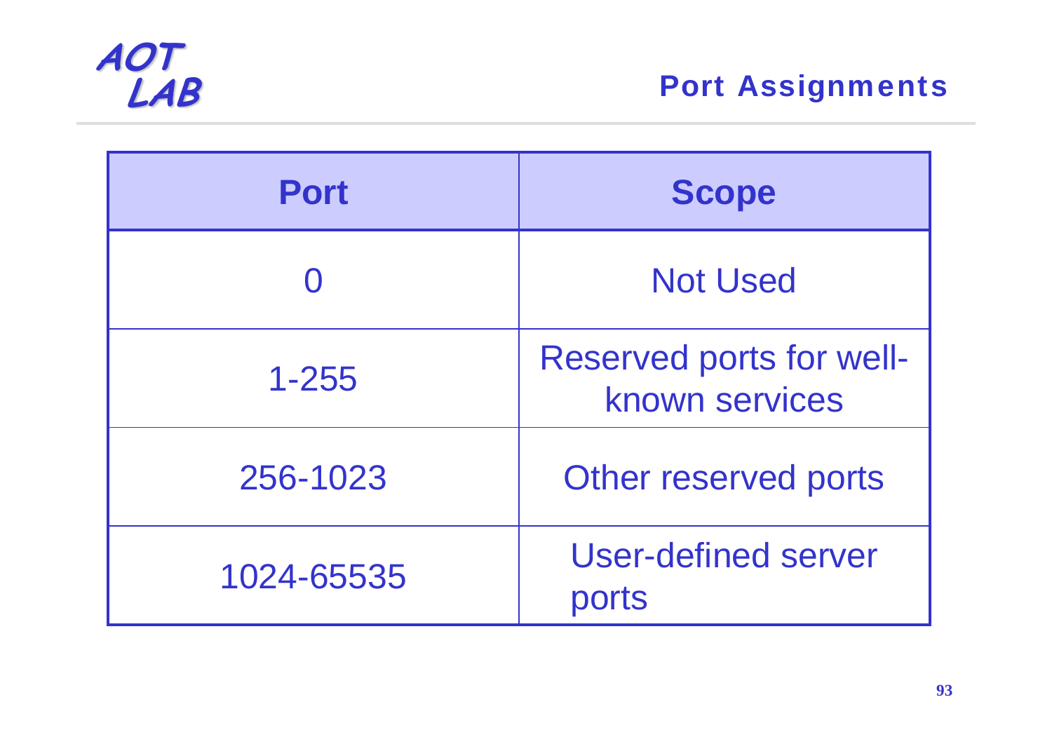## Port Assignments

| Port | Scope |
|---|---|
| 0 | Not Used |
| 1-255 | Reserved ports for well-known services |
| 256-1023 | Other reserved ports |
| 1024-65535 | User-defined server ports |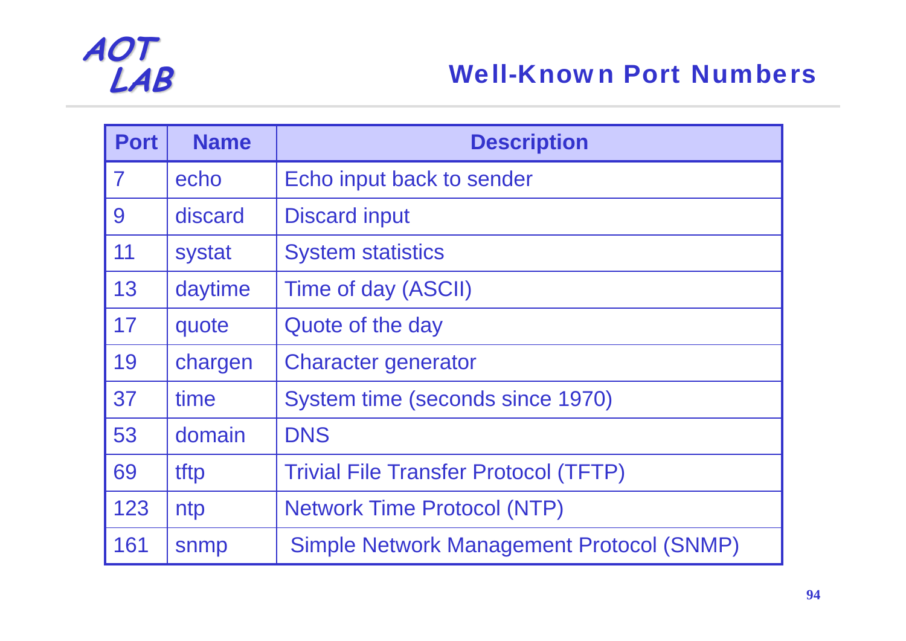## Well-Known Port Numbers

| Port | Name | Description |
|---|---|---|
| 7 | echo | Echo input back to sender |
| 9 | discard | Discard input |
| 11 | systat | System statistics |
| 13 | daytime | Time of day (ASCII) |
| 17 | quote | Quote of the day |
| 19 | chargen | Character generator |
| 37 | time | System time (seconds since 1970) |
| 53 | domain | DNS |
| 69 | tftp | Trivial File Transfer Protocol (TFTP) |
| 123 | ntp | Network Time Protocol (NTP) |
| 161 | snmp | Simple Network Management Protocol (SNMP) |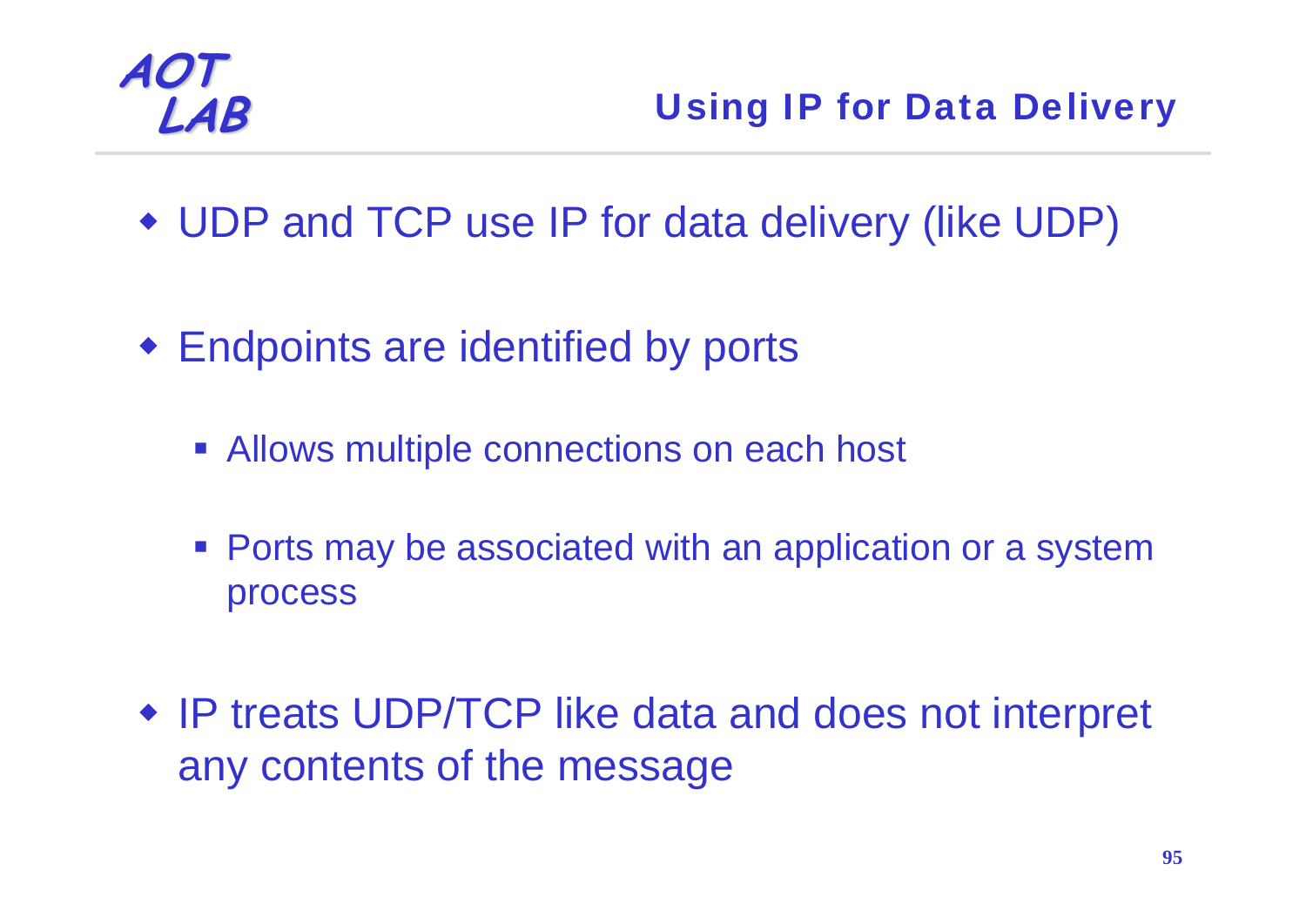## Using IP for Data Delivery

- UDP and TCP use IP for data delivery (like UDP)
- Endpoints are identified by ports
  - Allows multiple connections on each host
  - Ports may be associated with an application or a system process
- IP treats UDP/TCP like data and does not interpret any contents of the message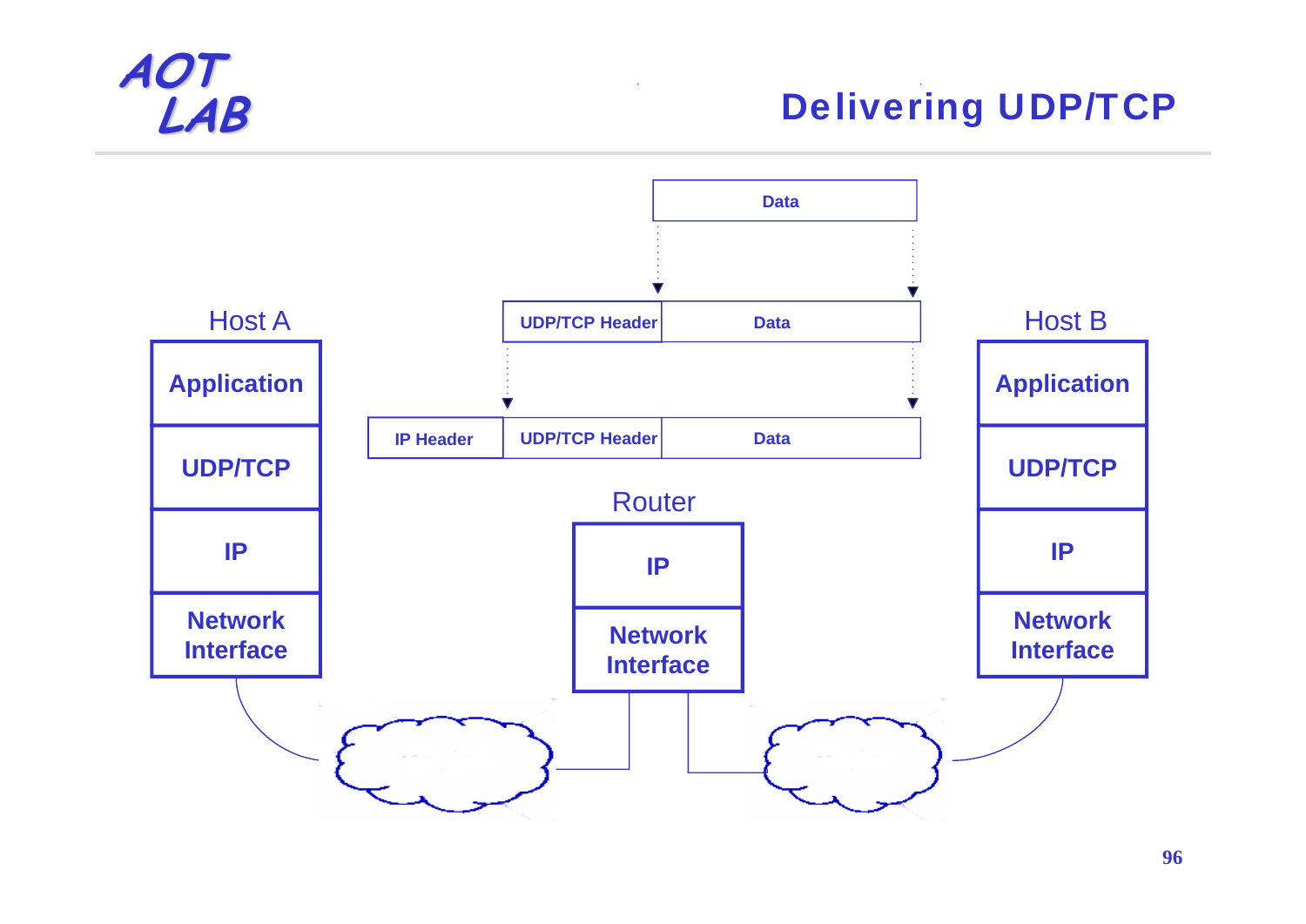# Delivering UDP/TCP

Data

| UDP/TCP Header | Data |
|---|---|

| IP Header | UDP/TCP Header | Data |
|---|---|---|

Host A

- Application
- UDP/TCP
- IP
- Network Interface

Router

- IP
- Network Interface

Host B

- Application
- UDP/TCP
- IP
- Network Interface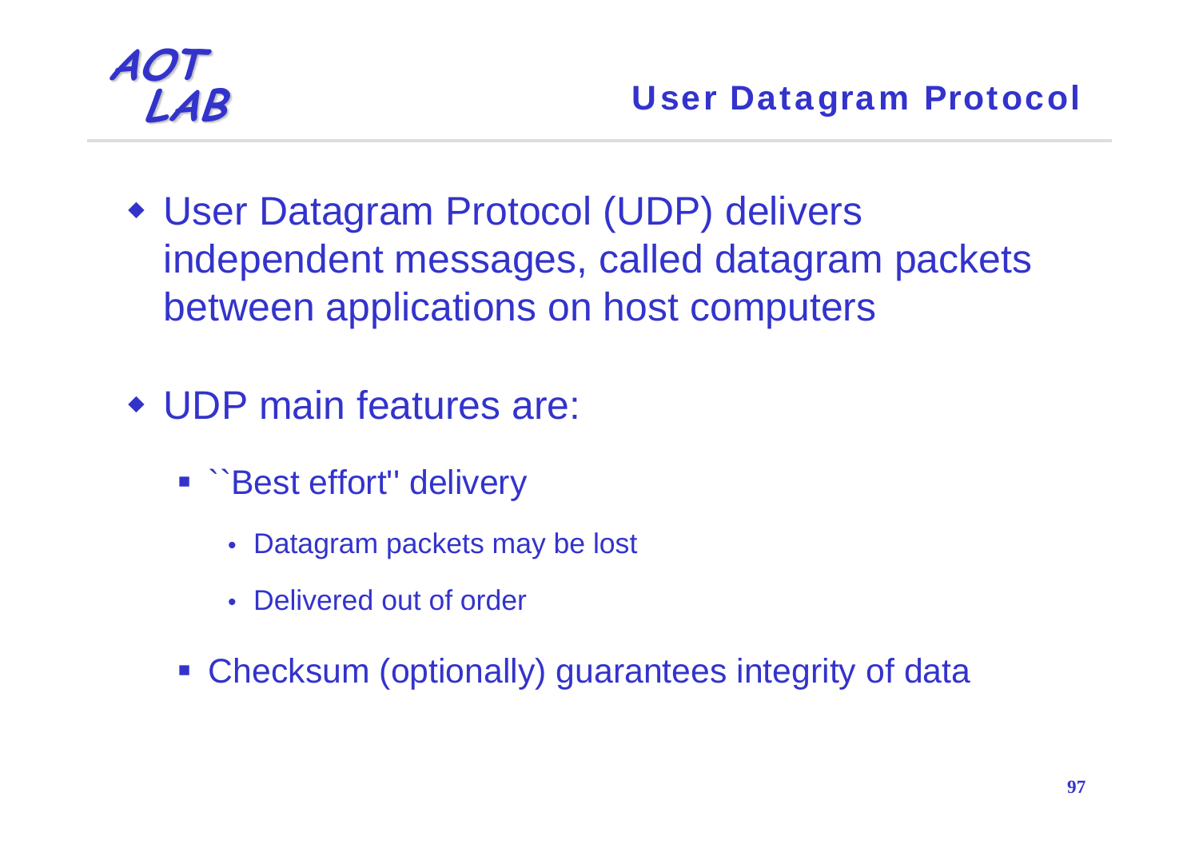## User Datagram Protocol

- User Datagram Protocol (UDP) delivers independent messages, called datagram packets between applications on host computers

- UDP main features are:
  - ``Best effort'' delivery
    - Datagram packets may be lost
    - Delivered out of order
  - Checksum (optionally) guarantees integrity of data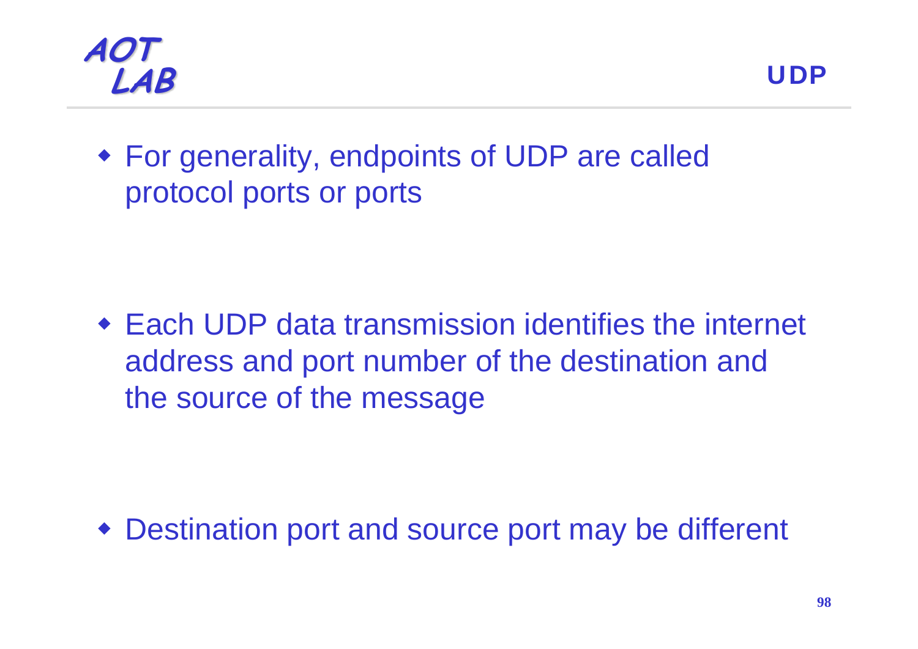## UDP

- For generality, endpoints of UDP are called protocol ports or ports

- Each UDP data transmission identifies the internet address and port number of the destination and the source of the message

- Destination port and source port may be different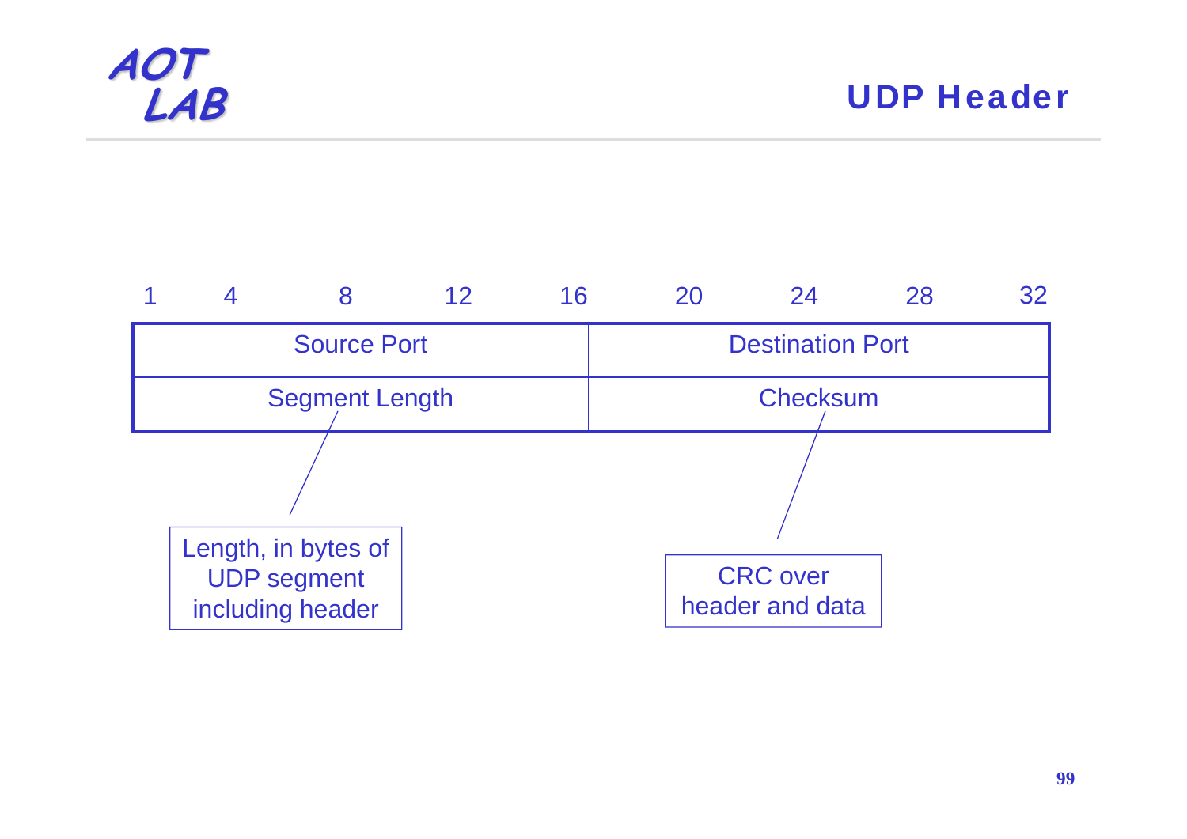## UDP Header

| 1 — 16 | 16 — 32 |
|---|---|
| Source Port | Destination Port |
| Segment Length | Checksum |

Bit positions: 1, 4, 8, 12, 16, 20, 24, 28, 32

- Segment Length: Length, in bytes of UDP segment including header
- Checksum: CRC over header and data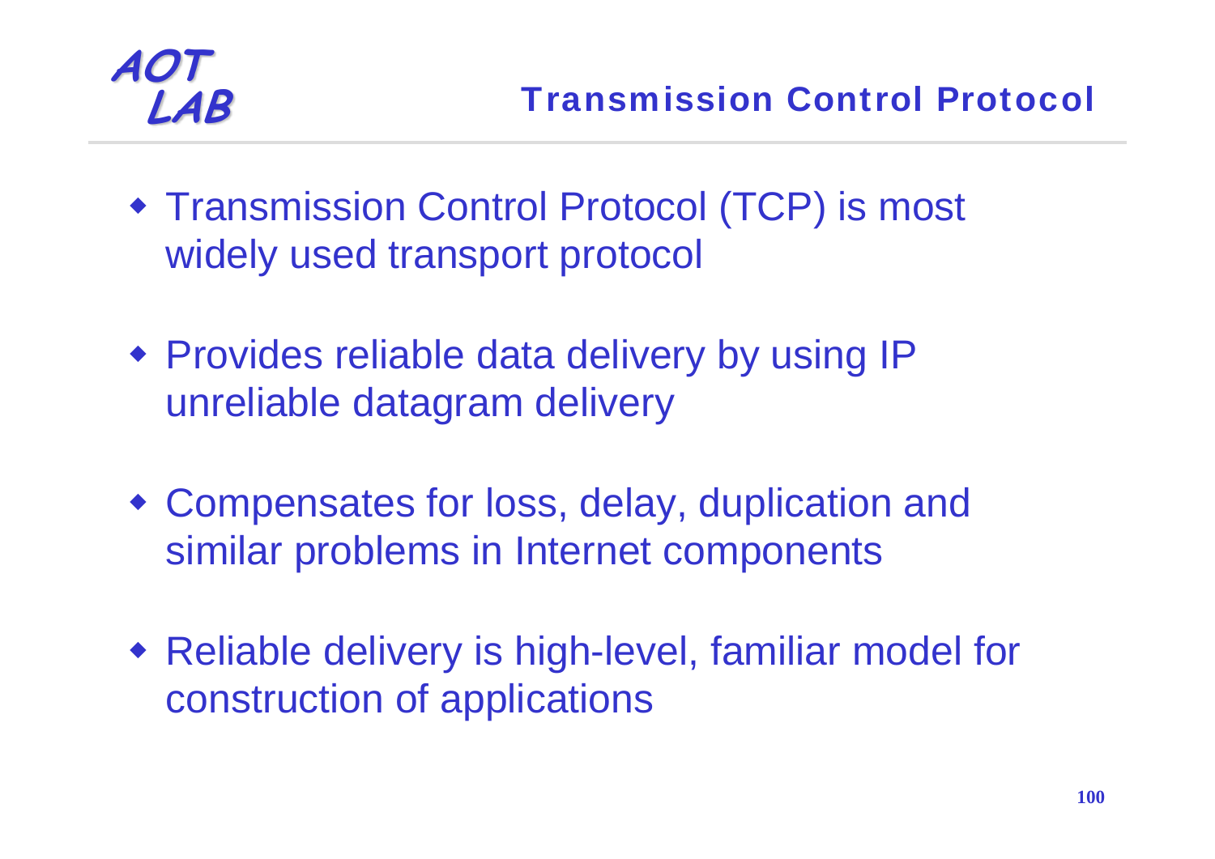## Transmission Control Protocol

- Transmission Control Protocol (TCP) is most widely used transport protocol
- Provides reliable data delivery by using IP unreliable datagram delivery
- Compensates for loss, delay, duplication and similar problems in Internet components
- Reliable delivery is high-level, familiar model for construction of applications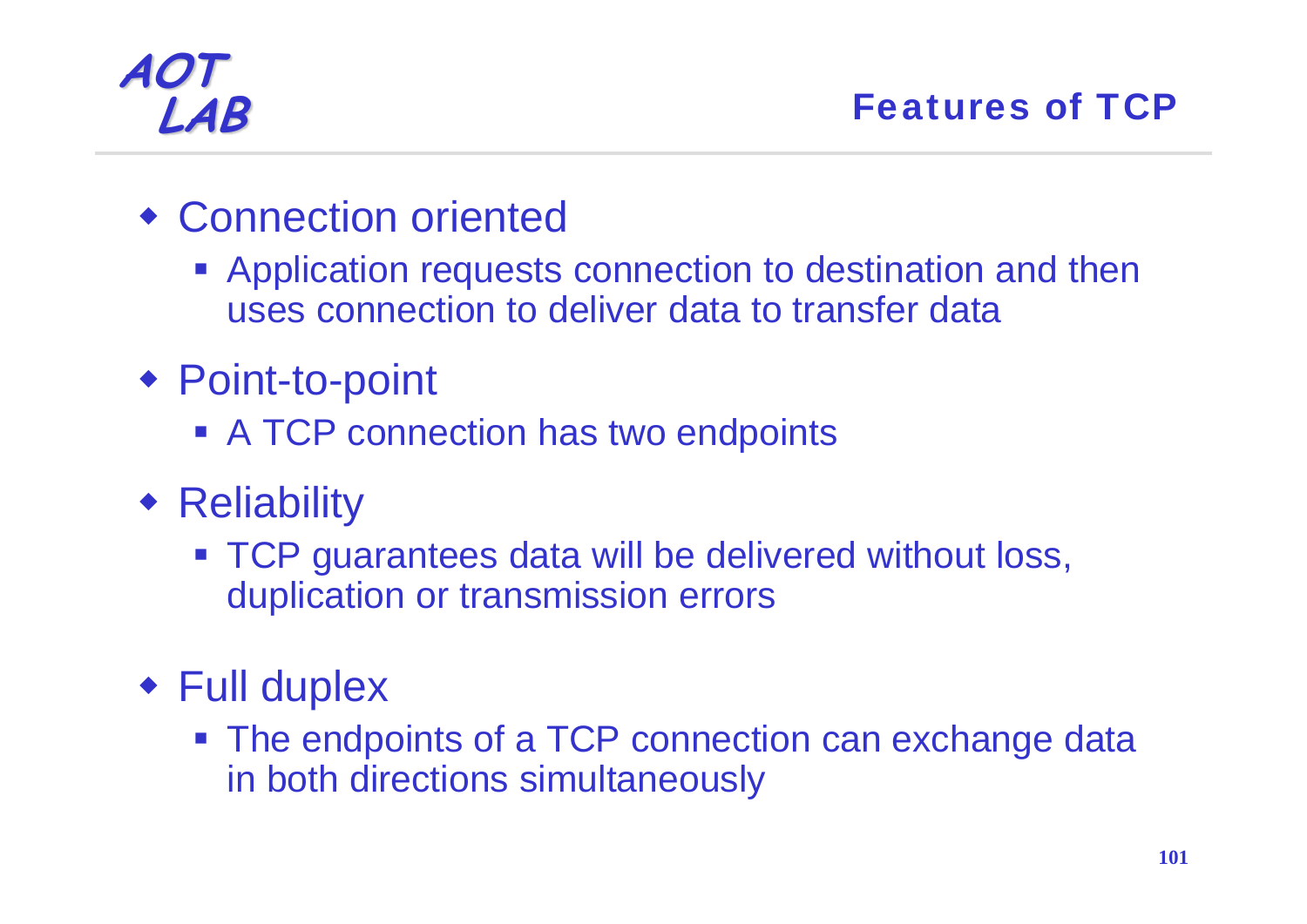# Features of TCP

- Connection oriented
  - Application requests connection to destination and then uses connection to deliver data to transfer data
- Point-to-point
  - A TCP connection has two endpoints
- Reliability
  - TCP guarantees data will be delivered without loss, duplication or transmission errors
- Full duplex
  - The endpoints of a TCP connection can exchange data in both directions simultaneously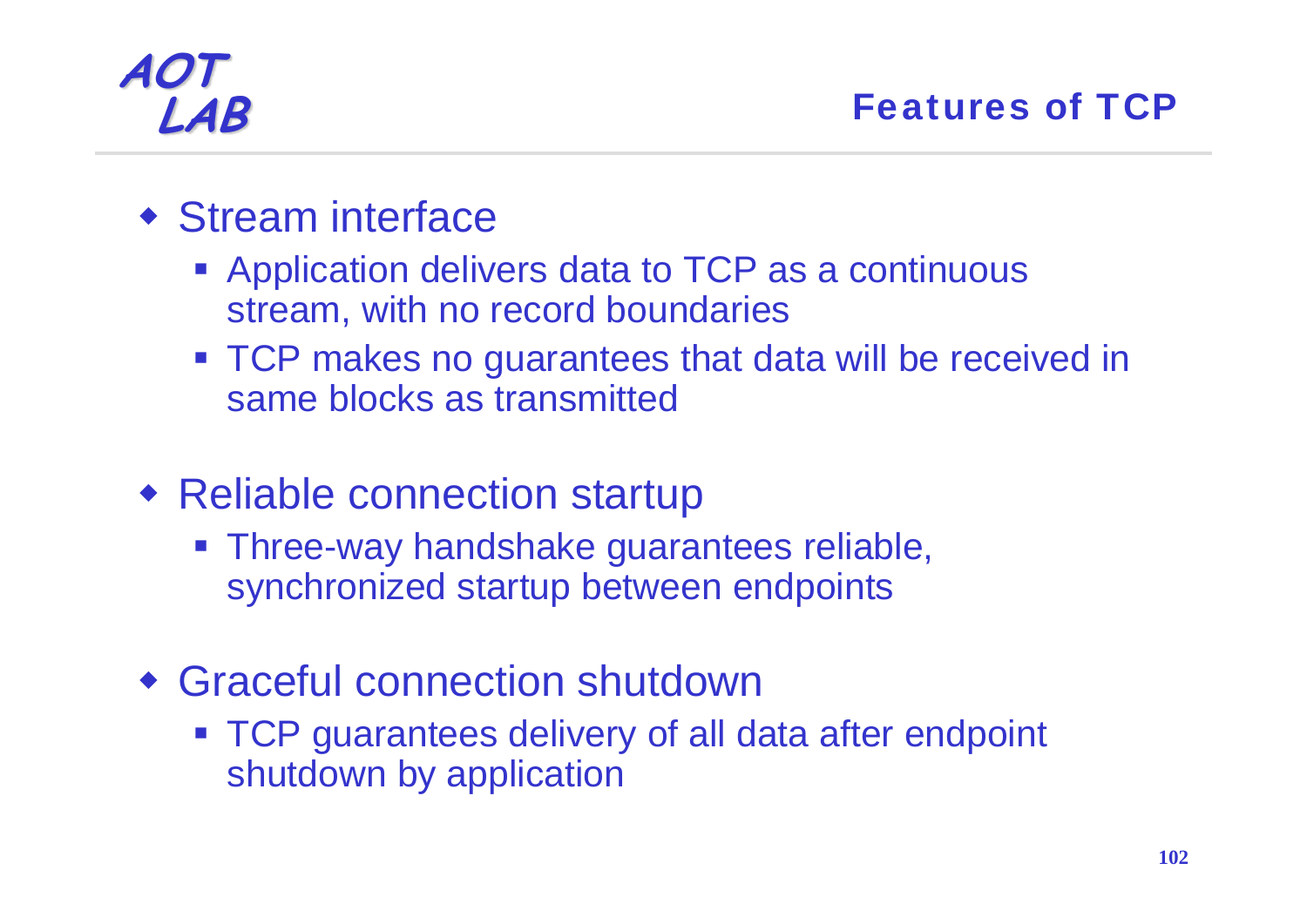# Features of TCP

- Stream interface
  - Application delivers data to TCP as a continuous stream, with no record boundaries
  - TCP makes no guarantees that data will be received in same blocks as transmitted
- Reliable connection startup
  - Three-way handshake guarantees reliable, synchronized startup between endpoints
- Graceful connection shutdown
  - TCP guarantees delivery of all data after endpoint shutdown by application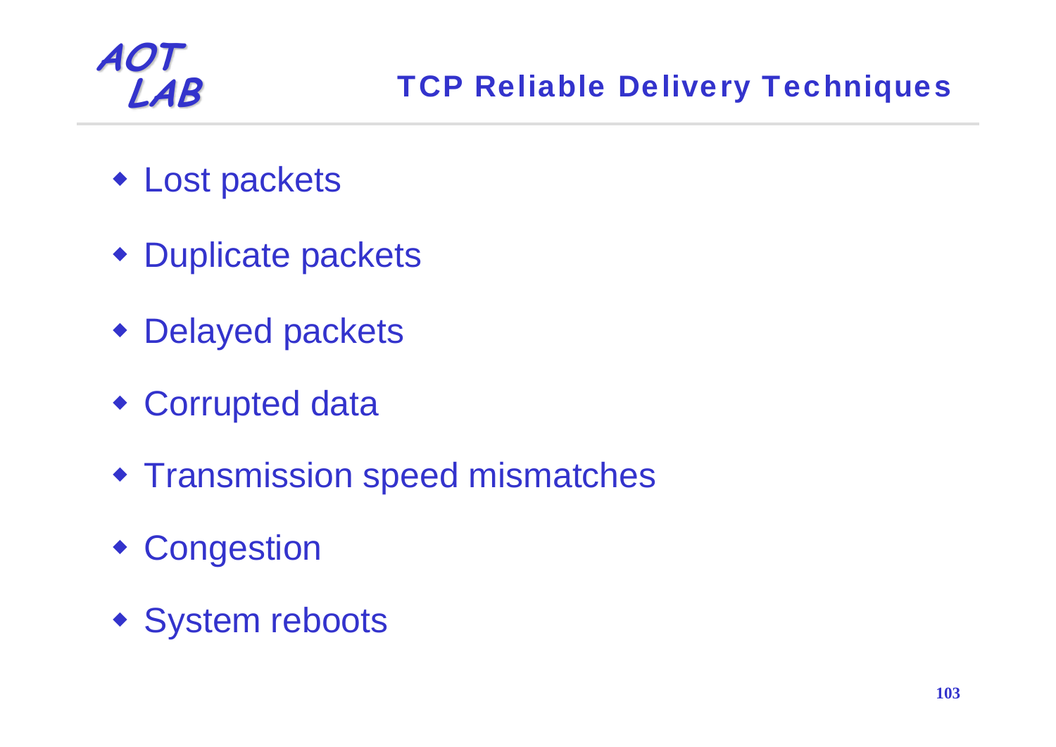# TCP Reliable Delivery Techniques

- Lost packets
- Duplicate packets
- Delayed packets
- Corrupted data
- Transmission speed mismatches
- Congestion
- System reboots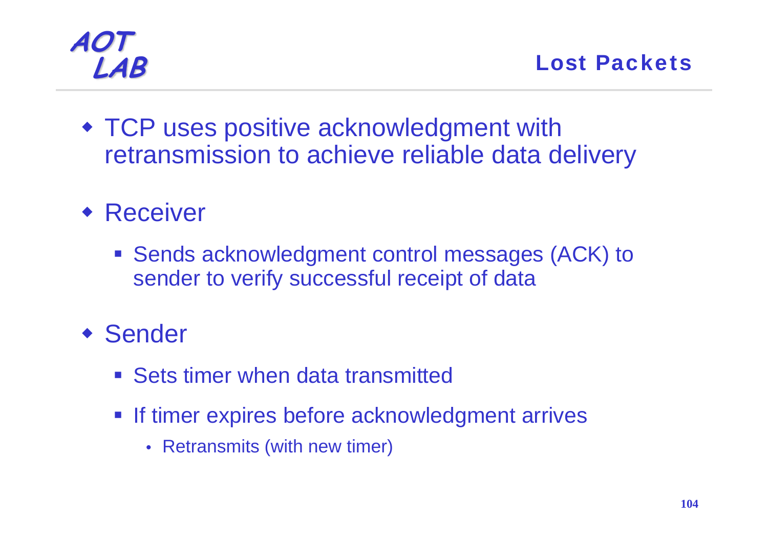## Lost Packets

- TCP uses positive acknowledgment with retransmission to achieve reliable data delivery
- Receiver
  - Sends acknowledgment control messages (ACK) to sender to verify successful receipt of data
- Sender
  - Sets timer when data transmitted
  - If timer expires before acknowledgment arrives
    - Retransmits (with new timer)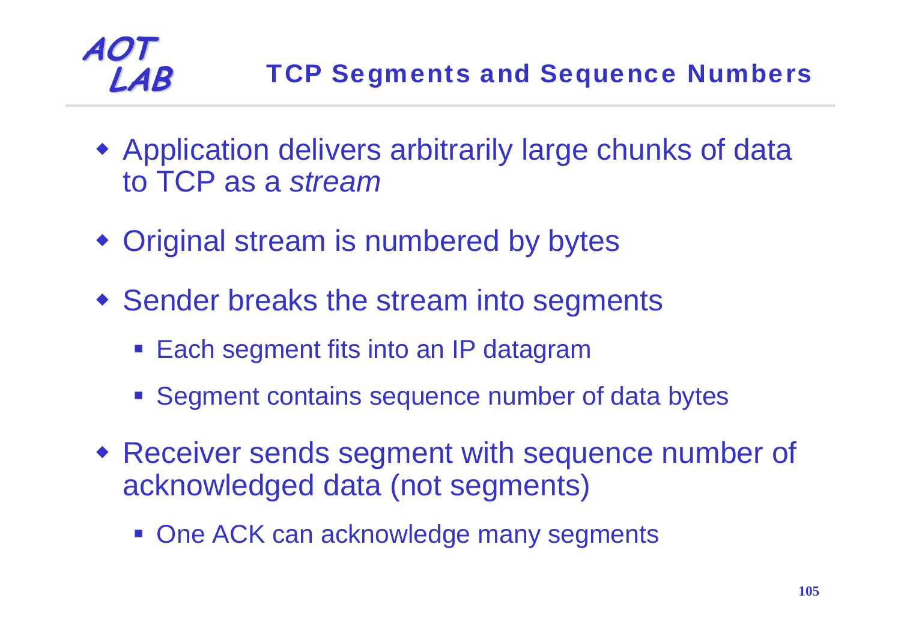# TCP Segments and Sequence Numbers

- Application delivers arbitrarily large chunks of data to TCP as a *stream*
- Original stream is numbered by bytes
- Sender breaks the stream into segments
  - Each segment fits into an IP datagram
  - Segment contains sequence number of data bytes
- Receiver sends segment with sequence number of acknowledged data (not segments)
  - One ACK can acknowledge many segments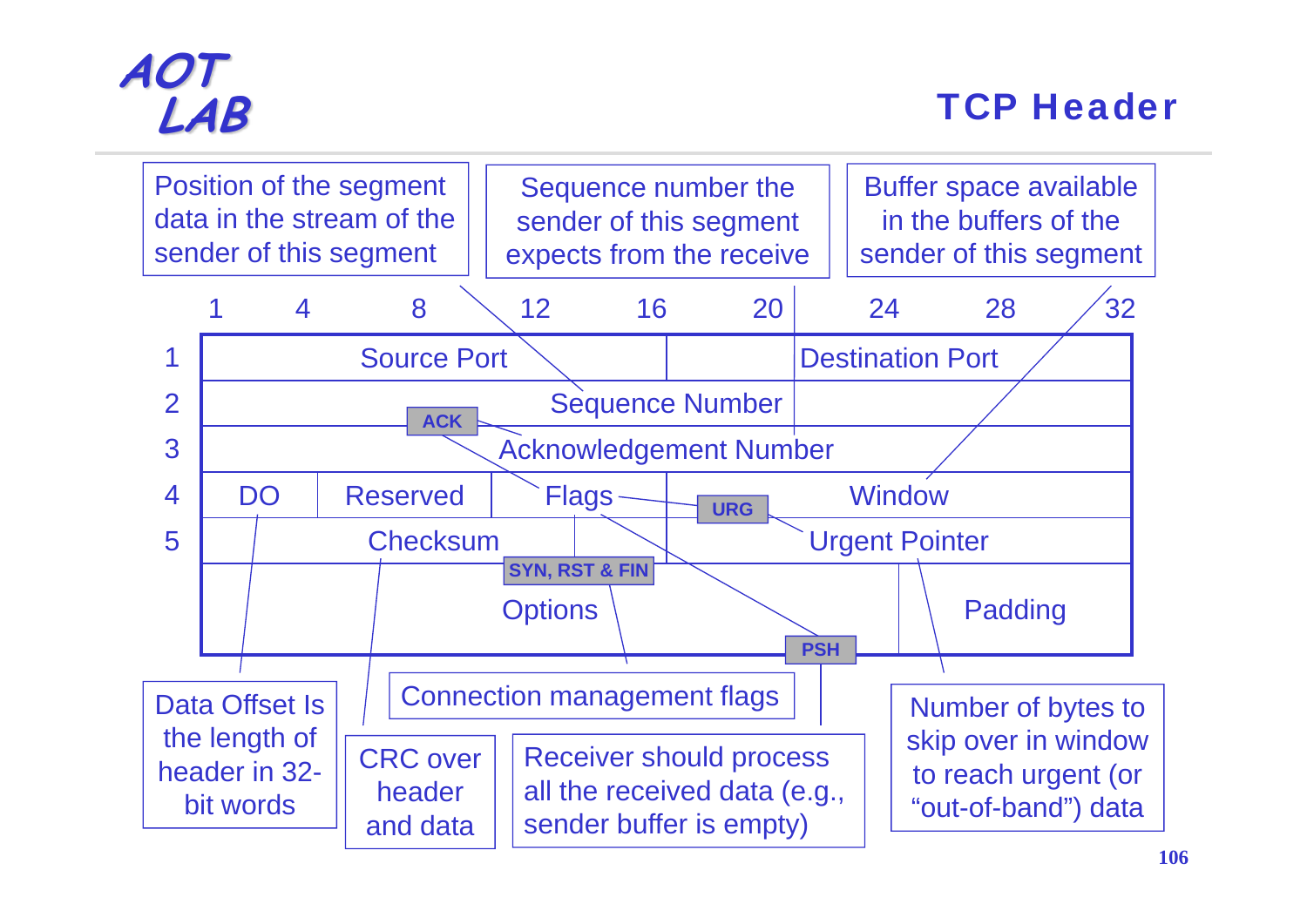# TCP Header

Position of the segment data in the stream of the sender of this segment

Sequence number the sender of this segment expects from the receive

Buffer space available in the buffers of the sender of this segment

| | 1 – 4 | 8 | 12 | 16 | 20 | 24 | 28 | 32 |
|---|---|---|---|---|---|---|---|---|
| 1 | Source Port | | | | Destination Port | | | |
| 2 | Sequence Number | | | | | | | |
| 3 | Acknowledgement Number | | | | | | | |
| 4 | DO | Reserved | Flags | | Window | | | |
| 5 | Checksum | | | | Urgent Pointer | | | |
| | Options | | | | | | Padding | |

Flags: ACK, URG, SYN, RST & FIN, PSH

Data Offset Is the length of header in 32-bit words

CRC over header and data

Connection management flags

Receiver should process all the received data (e.g., sender buffer is empty)

Number of bytes to skip over in window to reach urgent (or “out-of-band”) data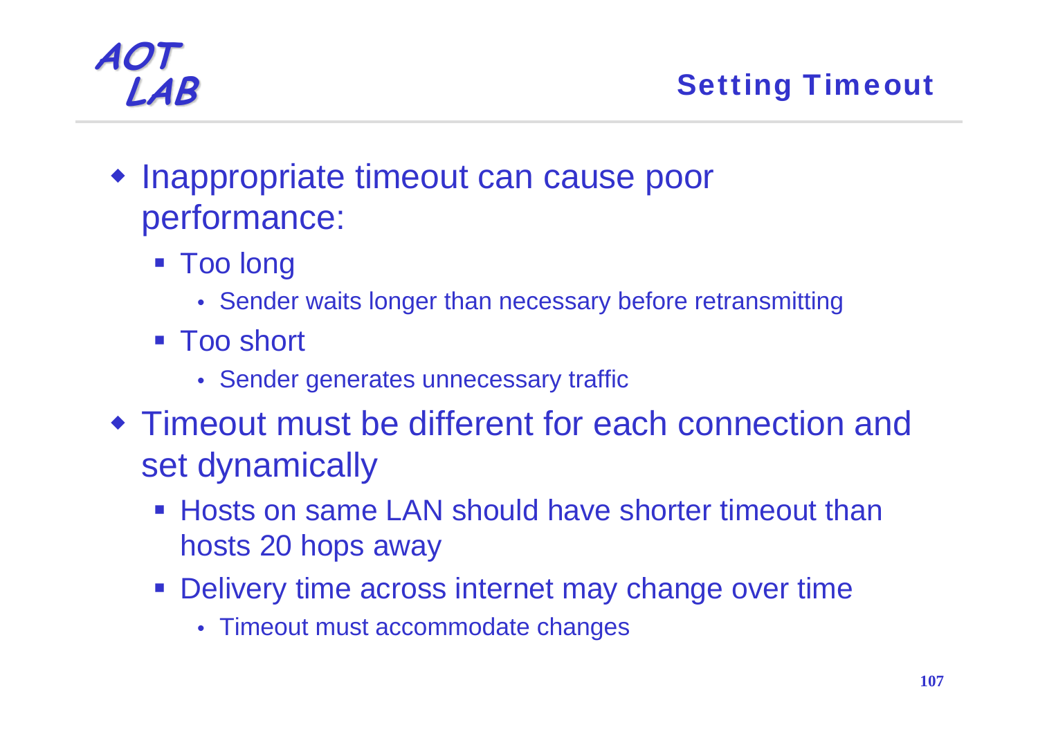## Setting Timeout

- Inappropriate timeout can cause poor performance:
  - Too long
    - Sender waits longer than necessary before retransmitting
  - Too short
    - Sender generates unnecessary traffic
- Timeout must be different for each connection and set dynamically
  - Hosts on same LAN should have shorter timeout than hosts 20 hops away
  - Delivery time across internet may change over time
    - Timeout must accommodate changes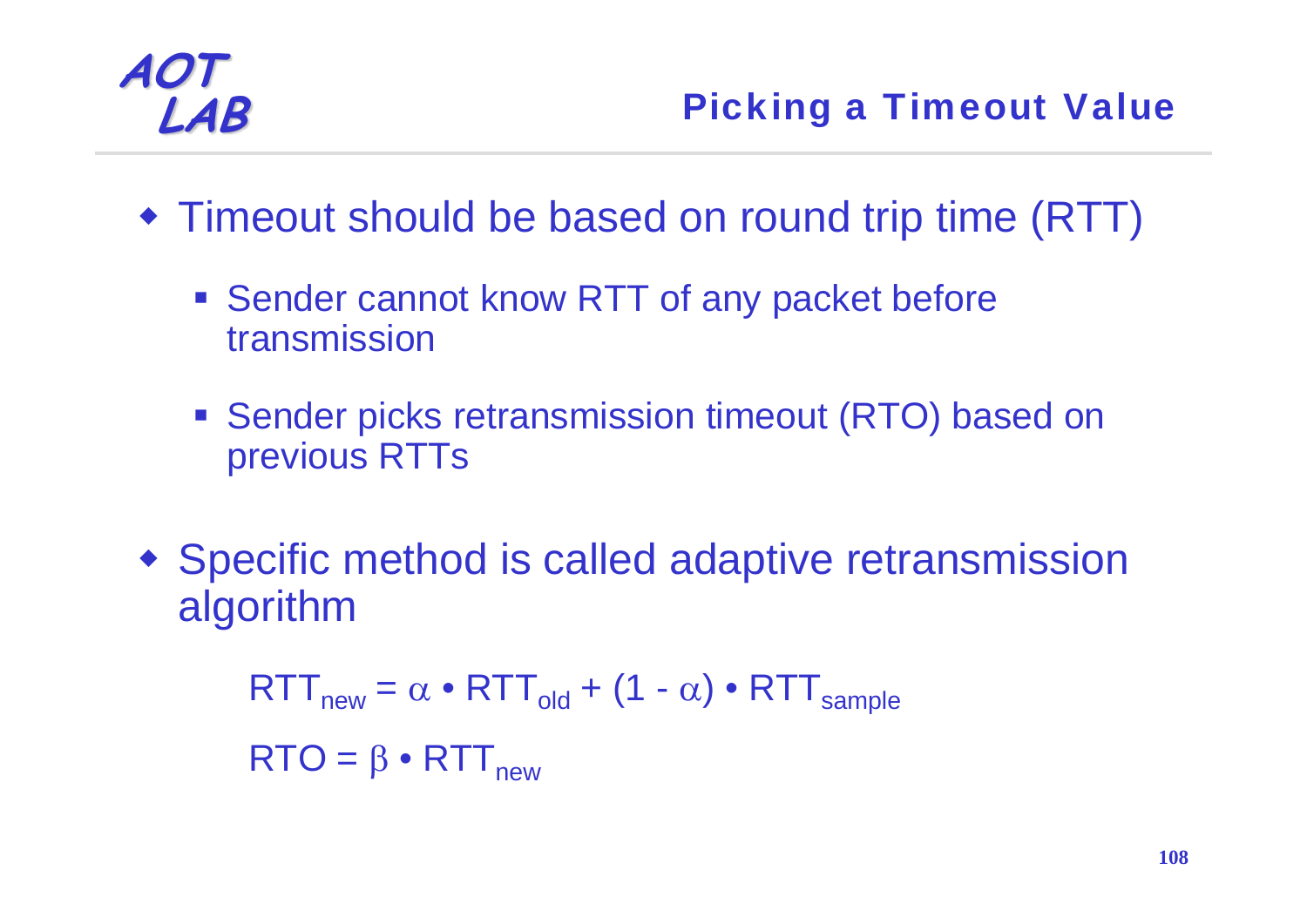## Picking a Timeout Value

- Timeout should be based on round trip time (RTT)
  - Sender cannot know RTT of any packet before transmission
  - Sender picks retransmission timeout (RTO) based on previous RTTs
- Specific method is called adaptive retransmission algorithm

$$RTT_{new} = \alpha \bullet RTT_{old} + (1 - \alpha) \bullet RTT_{sample}$$

$$RTO = \beta \bullet RTT_{new}$$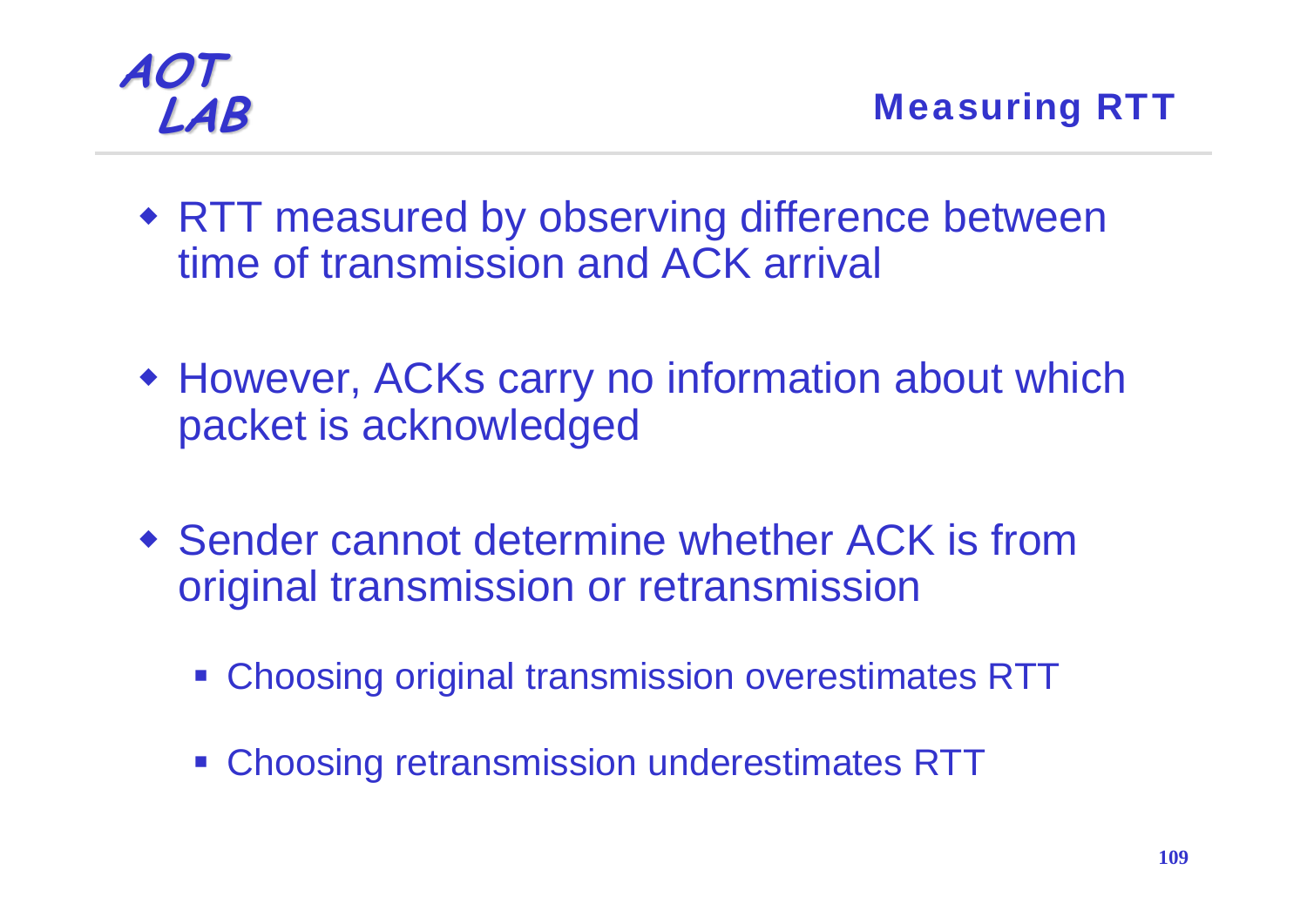## Measuring RTT

- RTT measured by observing difference between time of transmission and ACK arrival
- However, ACKs carry no information about which packet is acknowledged
- Sender cannot determine whether ACK is from original transmission or retransmission
  - Choosing original transmission overestimates RTT
  - Choosing retransmission underestimates RTT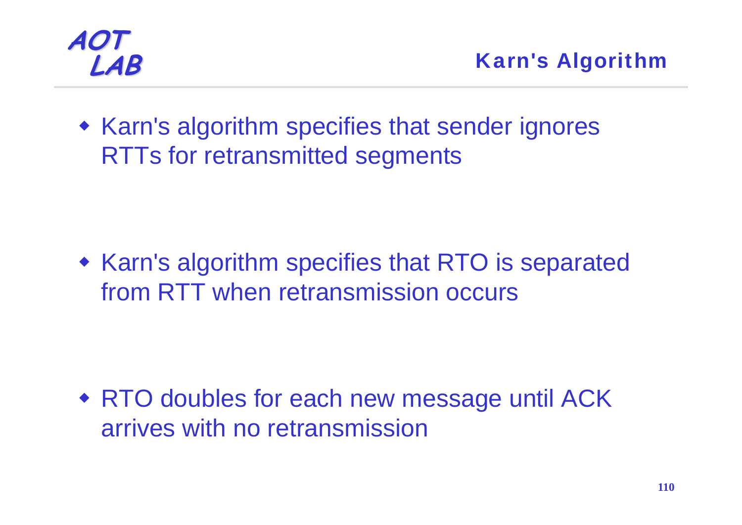## Karn's Algorithm

- Karn's algorithm specifies that sender ignores RTTs for retransmitted segments

- Karn's algorithm specifies that RTO is separated from RTT when retransmission occurs

- RTO doubles for each new message until ACK arrives with no retransmission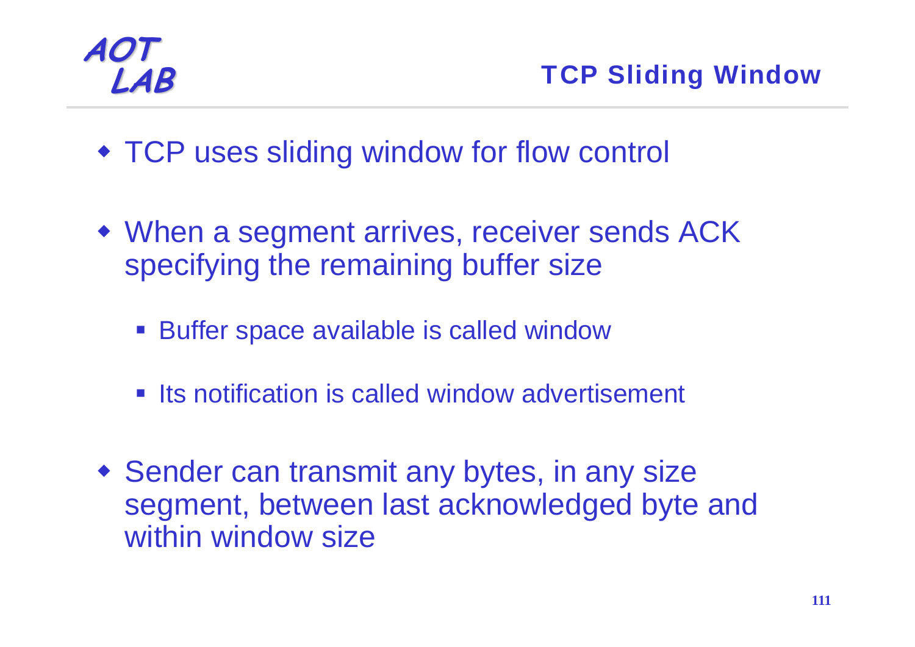## TCP Sliding Window

- TCP uses sliding window for flow control
- When a segment arrives, receiver sends ACK specifying the remaining buffer size
  - Buffer space available is called window
  - Its notification is called window advertisement
- Sender can transmit any bytes, in any size segment, between last acknowledged byte and within window size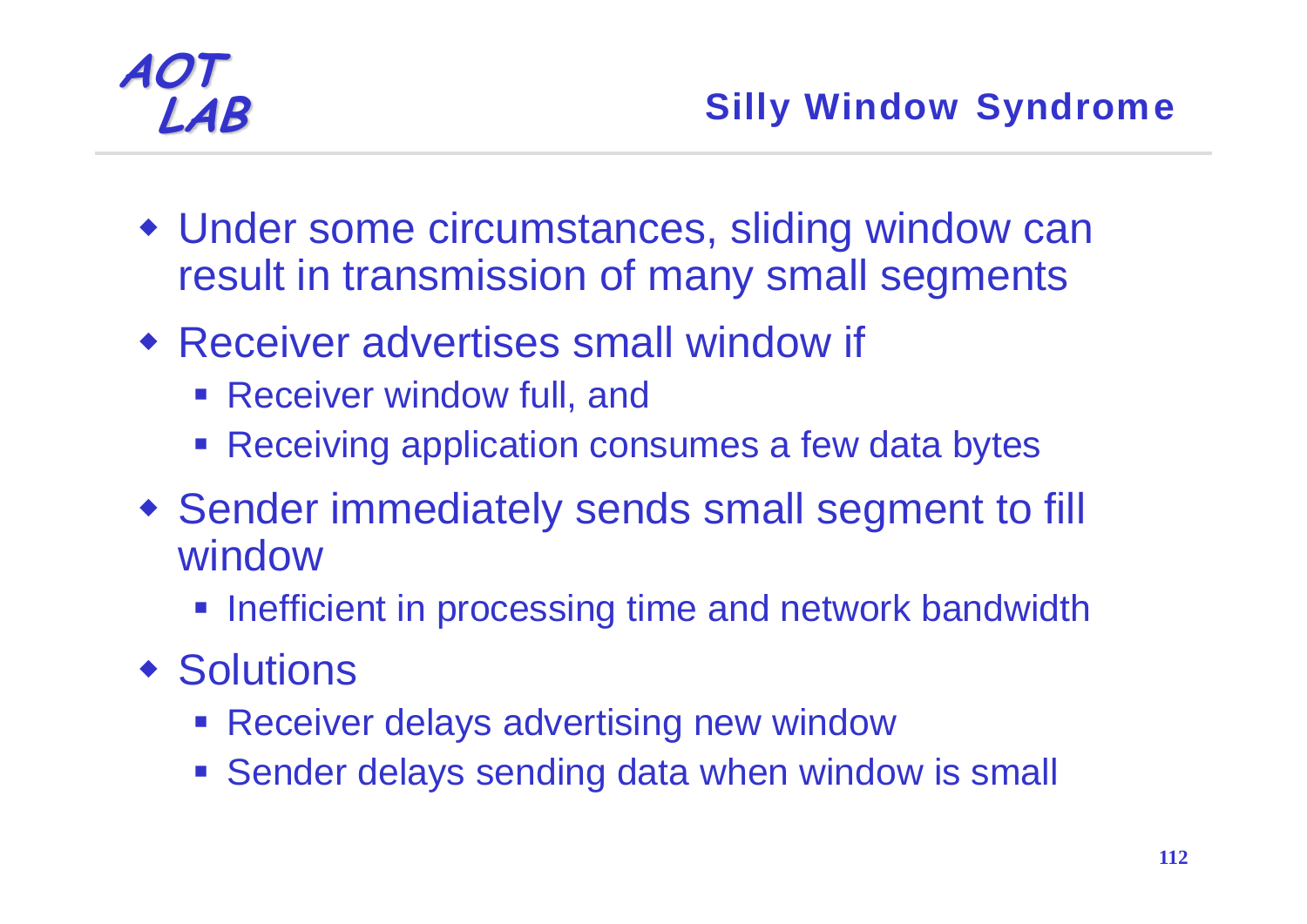## Silly Window Syndrome

- Under some circumstances, sliding window can result in transmission of many small segments
- Receiver advertises small window if
  - Receiver window full, and
  - Receiving application consumes a few data bytes
- Sender immediately sends small segment to fill window
  - Inefficient in processing time and network bandwidth
- Solutions
  - Receiver delays advertising new window
  - Sender delays sending data when window is small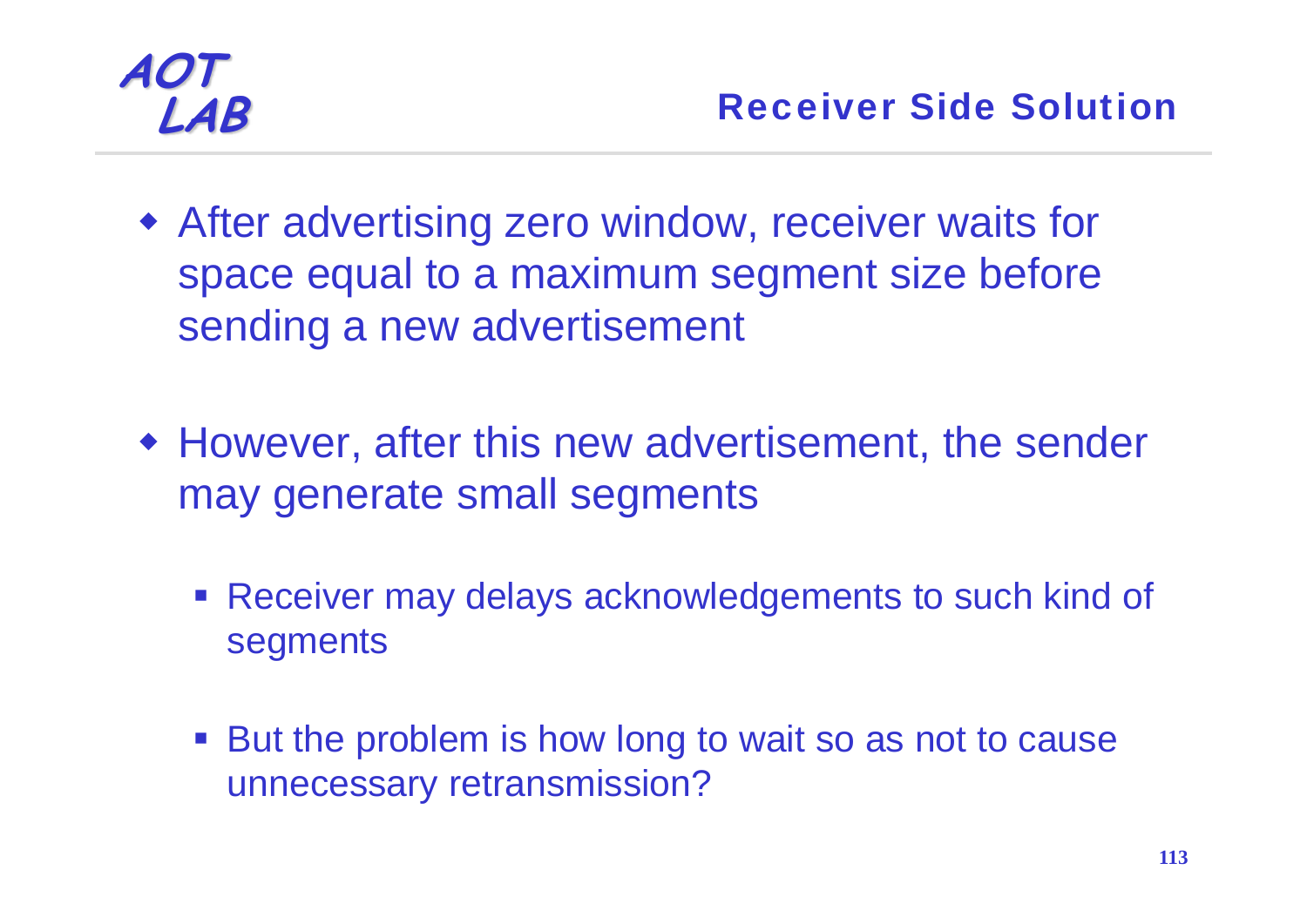# Receiver Side Solution

- After advertising zero window, receiver waits for space equal to a maximum segment size before sending a new advertisement

- However, after this new advertisement, the sender may generate small segments
  - Receiver may delays acknowledgements to such kind of segments
  - But the problem is how long to wait so as not to cause unnecessary retransmission?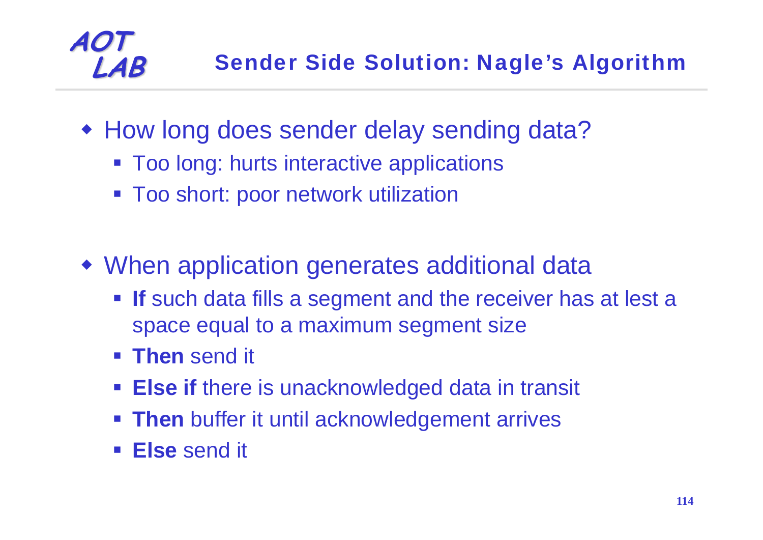## Sender Side Solution: Nagle's Algorithm

- How long does sender delay sending data?
  - Too long: hurts interactive applications
  - Too short: poor network utilization

- When application generates additional data
  - **If** such data fills a segment and the receiver has at lest a space equal to a maximum segment size
  - **Then** send it
  - **Else if** there is unacknowledged data in transit
  - **Then** buffer it until acknowledgement arrives
  - **Else** send it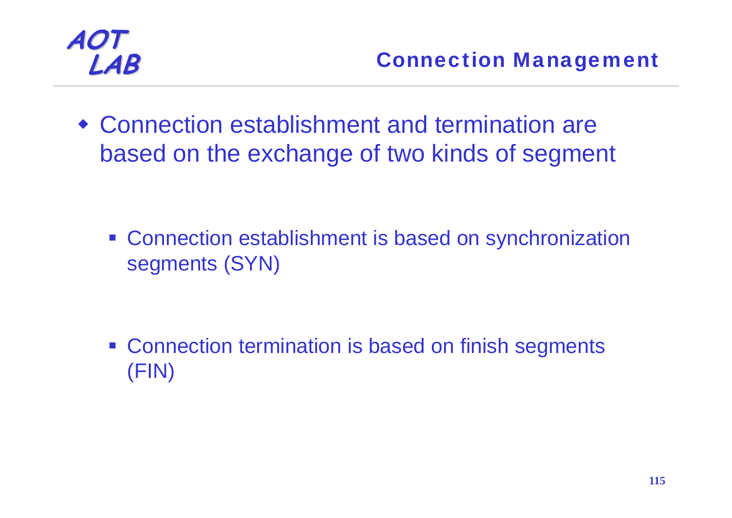## Connection Management

- Connection establishment and termination are based on the exchange of two kinds of segment
  - Connection establishment is based on synchronization segments (SYN)
  - Connection termination is based on finish segments (FIN)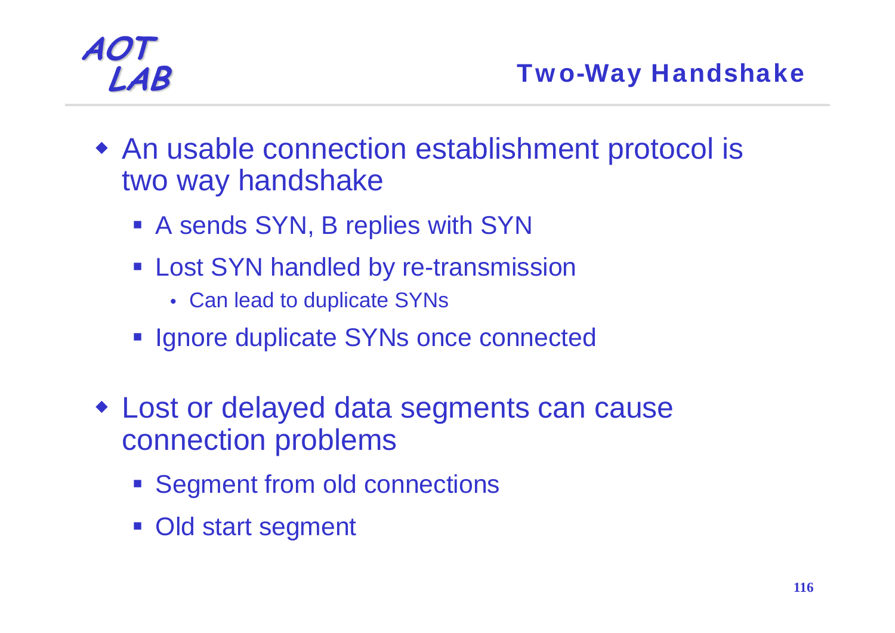## Two-Way Handshake

- An usable connection establishment protocol is two way handshake
  - A sends SYN, B replies with SYN
  - Lost SYN handled by re-transmission
    - Can lead to duplicate SYNs
  - Ignore duplicate SYNs once connected
- Lost or delayed data segments can cause connection problems
  - Segment from old connections
  - Old start segment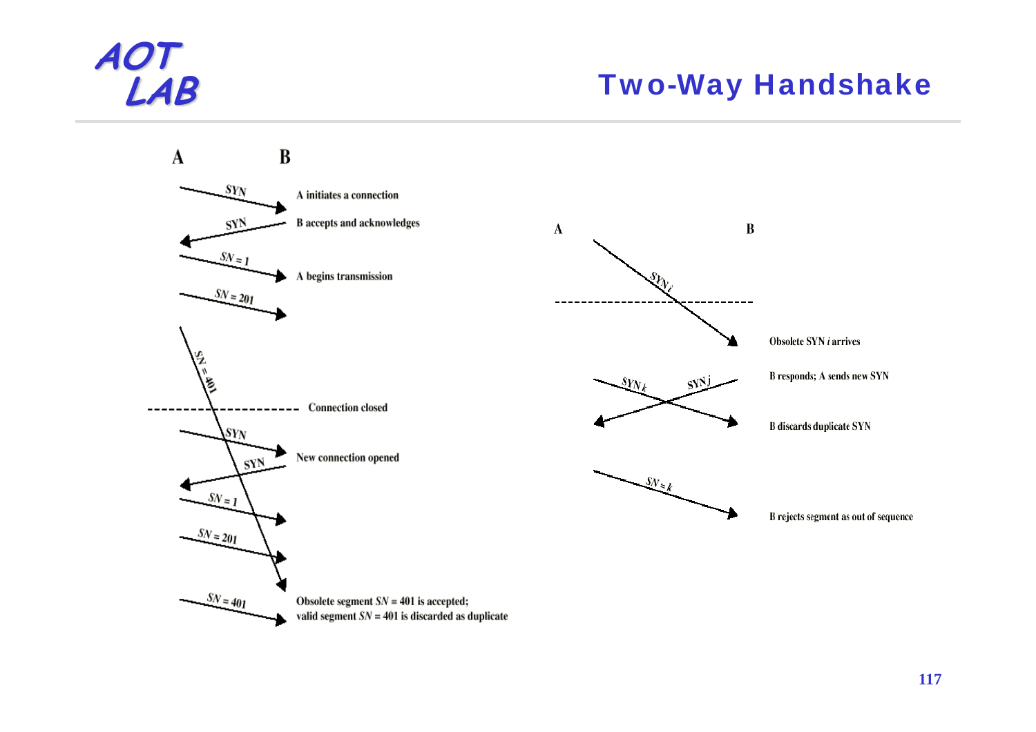# Two-Way Handshake

A B

SYN — A initiates a connection

SYN — B accepts and acknowledges

$SN = 1$ — A begins transmission

$SN = 201$

$SN = 401$

Connection closed

SYN

SYN — New connection opened

$SN = 1$

$SN = 201$

$SN = 401$ — Obsolete segment $SN = 401$ is accepted; valid segment $SN = 401$ is discarded as duplicate

A B

$SYN_i$ — Obsolete SYN $i$ arrives

$SYN_k$, $SYN_j$ — B responds; A sends new SYN

B discards duplicate SYN

$SN = k$ — B rejects segment as out of sequence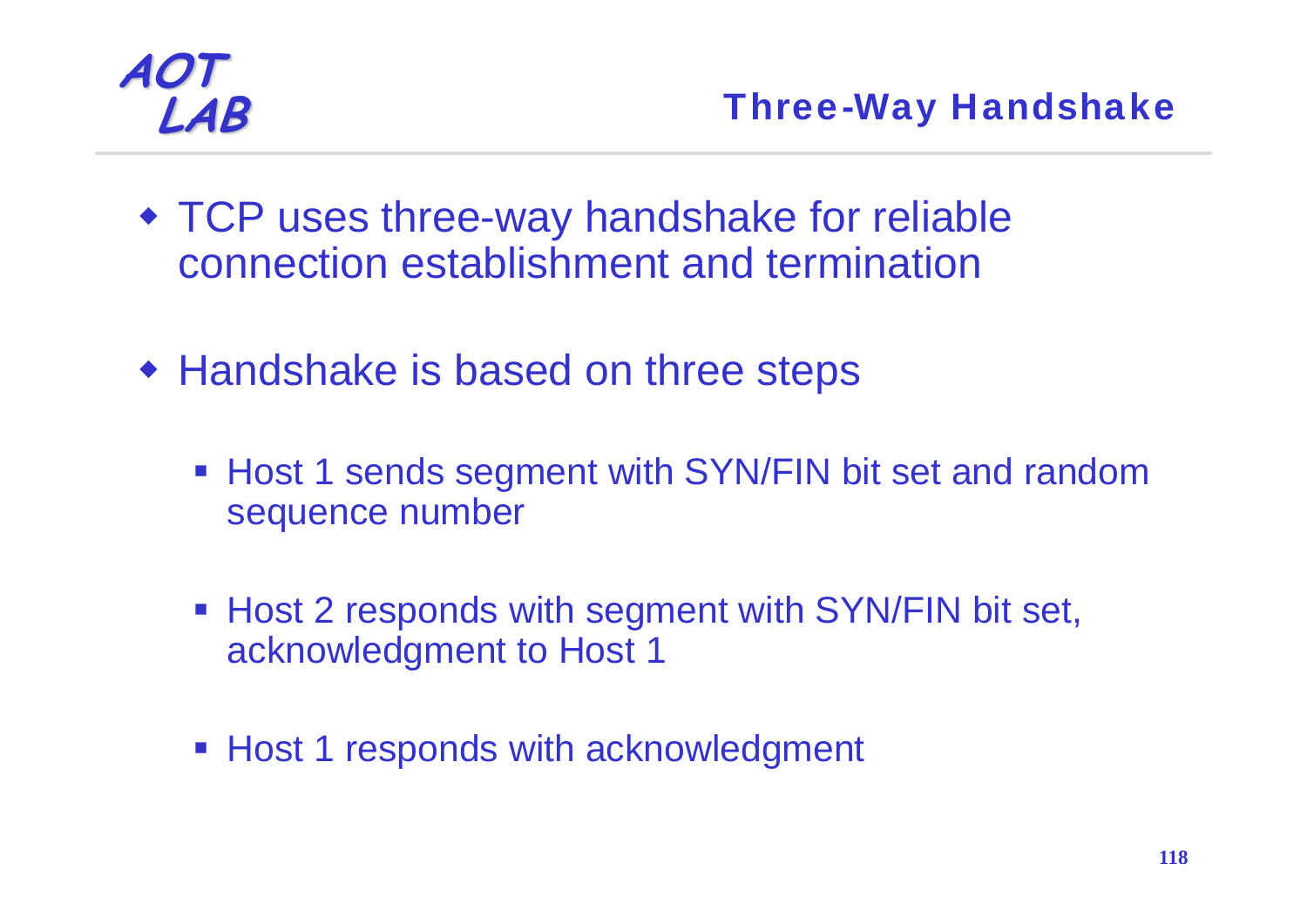# Three-Way Handshake

- TCP uses three-way handshake for reliable connection establishment and termination
- Handshake is based on three steps
  - Host 1 sends segment with SYN/FIN bit set and random sequence number
  - Host 2 responds with segment with SYN/FIN bit set, acknowledgment to Host 1
  - Host 1 responds with acknowledgment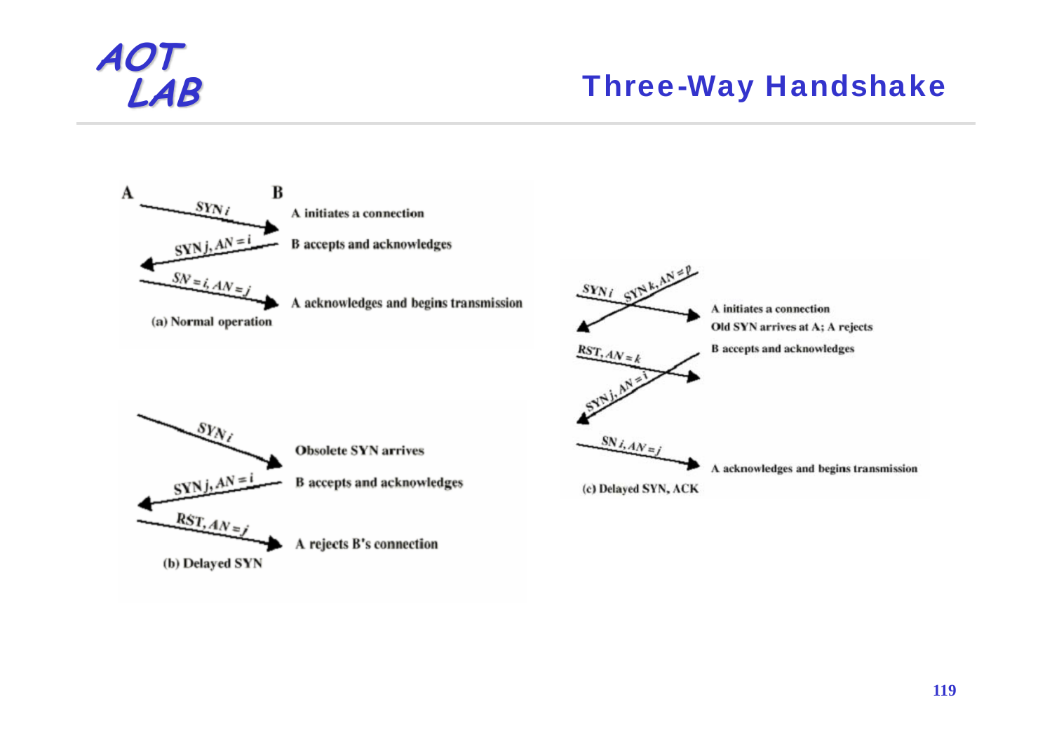# Three-Way Handshake

A → B: $SYN\ i$ — A initiates a connection

B → A: $SYN\ j, AN = i$ — B accepts and acknowledges

A → B: $SN = i, AN = j$ — A acknowledges and begins transmission

(a) Normal operation

$SYN_i$ — Obsolete SYN arrives

$SYN\ j, AN = i$ — B accepts and acknowledges

$RST, AN = j$ — A rejects B's connection

(b) Delayed SYN

$SYN\ i$ — A initiates a connection

$SYN\ k, AN = p$ — Old SYN arrives at A; A rejects

$RST, AN = k$

$SYN\ j, AN = i$ — B accepts and acknowledges

$SN\ i, AN = j$ — A acknowledges and begins transmission

(c) Delayed SYN, ACK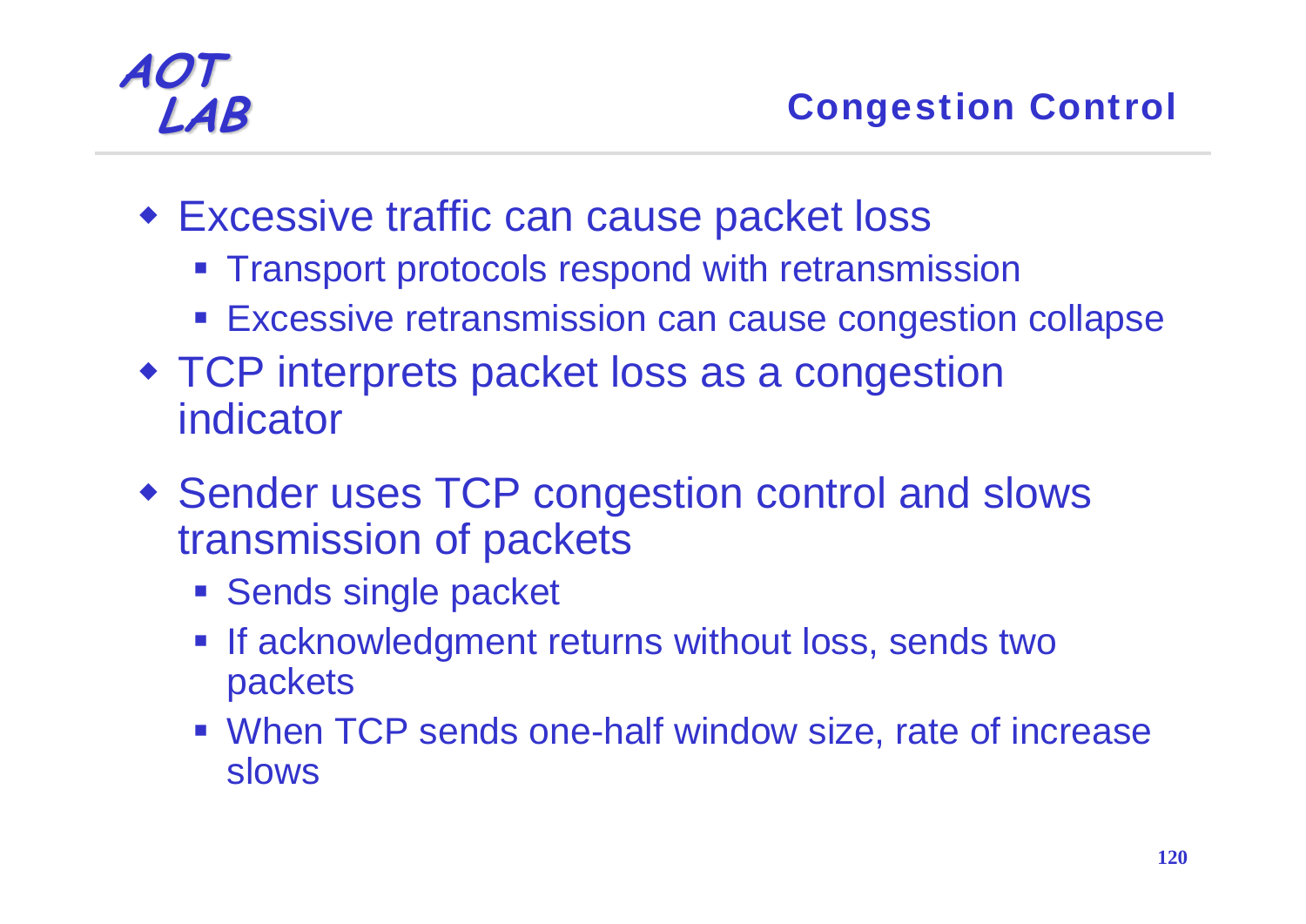## Congestion Control

- Excessive traffic can cause packet loss
  - Transport protocols respond with retransmission
  - Excessive retransmission can cause congestion collapse
- TCP interprets packet loss as a congestion indicator
- Sender uses TCP congestion control and slows transmission of packets
  - Sends single packet
  - If acknowledgment returns without loss, sends two packets
  - When TCP sends one-half window size, rate of increase slows